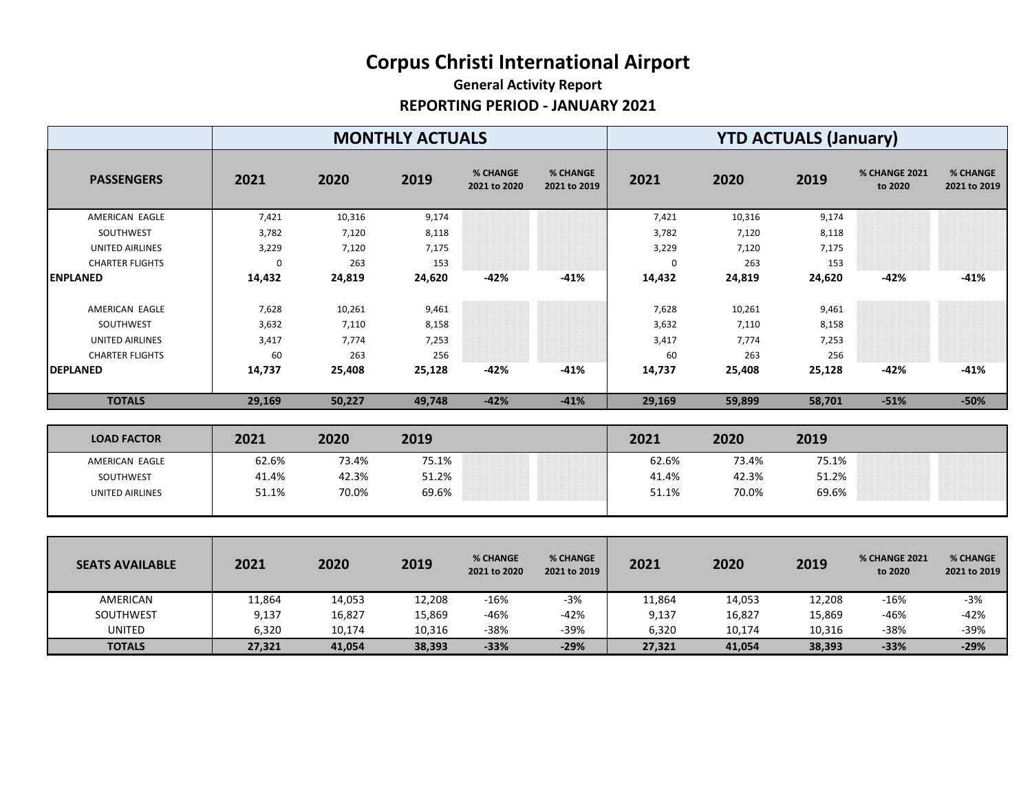# Corpus Christi International Airport

### General Activity Report

### REPORTING PERIOD - JANUARY 2021

| | MONTHLY ACTUALS | | | | | YTD ACTUALS (January) | | | | |
|---|---|---|---|---|---|---|---|---|---|---|
| **PASSENGERS** | **2021** | **2020** | **2019** | **% CHANGE 2021 to 2020** | **% CHANGE 2021 to 2019** | **2021** | **2020** | **2019** | **% CHANGE 2021 to 2020** | **% CHANGE 2021 to 2019** |
| AMERICAN EAGLE | 7,421 | 10,316 | 9,174 | | | 7,421 | 10,316 | 9,174 | | |
| SOUTHWEST | 3,782 | 7,120 | 8,118 | | | 3,782 | 7,120 | 8,118 | | |
| UNITED AIRLINES | 3,229 | 7,120 | 7,175 | | | 3,229 | 7,120 | 7,175 | | |
| CHARTER FLIGHTS | 0 | 263 | 153 | | | 0 | 263 | 153 | | |
| **ENPLANED** | **14,432** | **24,819** | **24,620** | **-42%** | **-41%** | **14,432** | **24,819** | **24,620** | **-42%** | **-41%** |
| AMERICAN EAGLE | 7,628 | 10,261 | 9,461 | | | 7,628 | 10,261 | 9,461 | | |
| SOUTHWEST | 3,632 | 7,110 | 8,158 | | | 3,632 | 7,110 | 8,158 | | |
| UNITED AIRLINES | 3,417 | 7,774 | 7,253 | | | 3,417 | 7,774 | 7,253 | | |
| CHARTER FLIGHTS | 60 | 263 | 256 | | | 60 | 263 | 256 | | |
| **DEPLANED** | **14,737** | **25,408** | **25,128** | **-42%** | **-41%** | **14,737** | **25,408** | **25,128** | **-42%** | **-41%** |
| **TOTALS** | **29,169** | **50,227** | **49,748** | **-42%** | **-41%** | **29,169** | **59,899** | **58,701** | **-51%** | **-50%** |

| **LOAD FACTOR** | **2021** | **2020** | **2019** | | | **2021** | **2020** | **2019** | | |
|---|---|---|---|---|---|---|---|---|---|---|
| AMERICAN EAGLE | 62.6% | 73.4% | 75.1% | | | 62.6% | 73.4% | 75.1% | | |
| SOUTHWEST | 41.4% | 42.3% | 51.2% | | | 41.4% | 42.3% | 51.2% | | |
| UNITED AIRLINES | 51.1% | 70.0% | 69.6% | | | 51.1% | 70.0% | 69.6% | | |

| **SEATS AVAILABLE** | **2021** | **2020** | **2019** | **% CHANGE 2021 to 2020** | **% CHANGE 2021 to 2019** | **2021** | **2020** | **2019** | **% CHANGE 2021 to 2020** | **% CHANGE 2021 to 2019** |
|---|---|---|---|---|---|---|---|---|---|---|
| AMERICAN | 11,864 | 14,053 | 12,208 | -16% | -3% | 11,864 | 14,053 | 12,208 | -16% | -3% |
| SOUTHWEST | 9,137 | 16,827 | 15,869 | -46% | -42% | 9,137 | 16,827 | 15,869 | -46% | -42% |
| UNITED | 6,320 | 10,174 | 10,316 | -38% | -39% | 6,320 | 10,174 | 10,316 | -38% | -39% |
| **TOTALS** | **27,321** | **41,054** | **38,393** | **-33%** | **-29%** | **27,321** | **41,054** | **38,393** | **-33%** | **-29%** |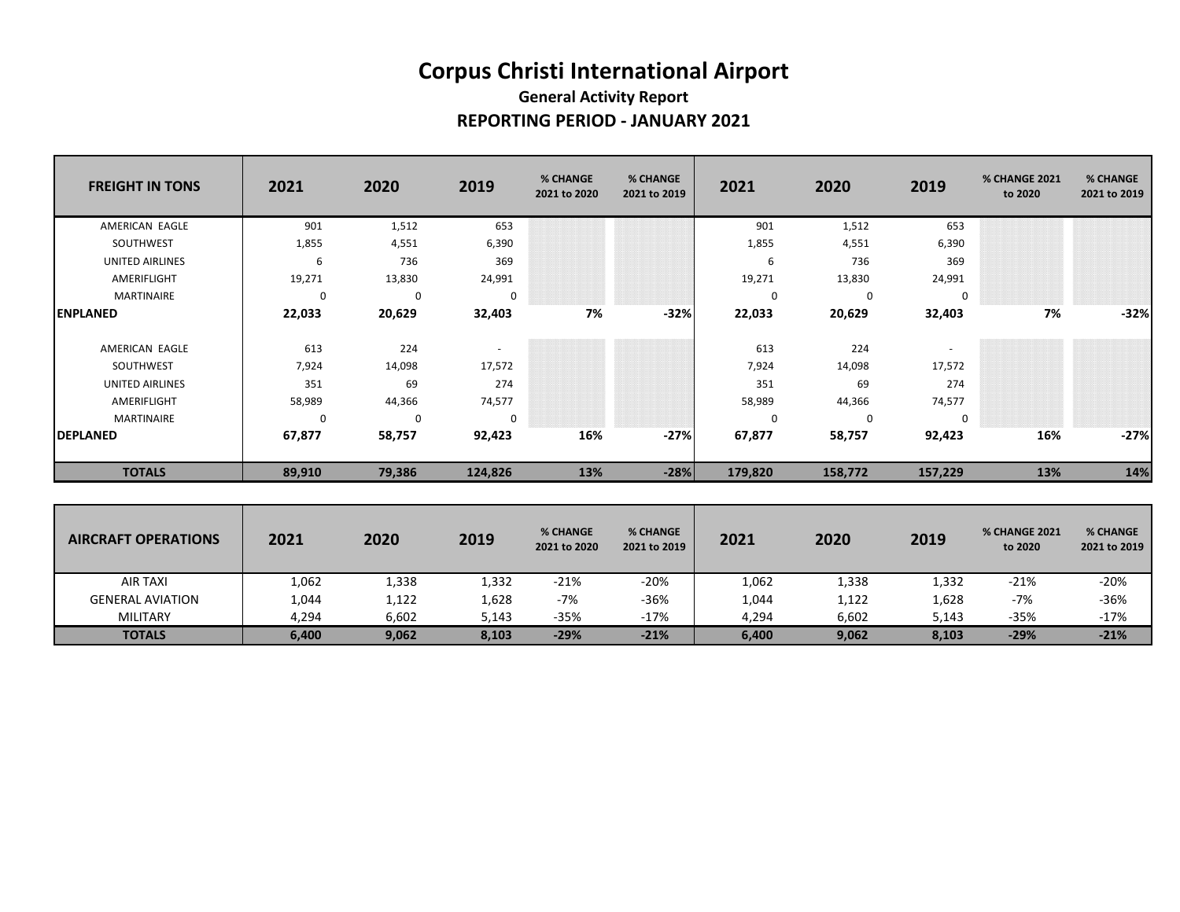# Corpus Christi International Airport

**General Activity Report**

**REPORTING PERIOD - JANUARY 2021**

| FREIGHT IN TONS | 2021 | 2020 | 2019 | % CHANGE 2021 to 2020 | % CHANGE 2021 to 2019 | 2021 | 2020 | 2019 | % CHANGE 2021 to 2020 | % CHANGE 2021 to 2019 |
|---|---|---|---|---|---|---|---|---|---|---|
| AMERICAN EAGLE | 901 | 1,512 | 653 | | | 901 | 1,512 | 653 | | |
| SOUTHWEST | 1,855 | 4,551 | 6,390 | | | 1,855 | 4,551 | 6,390 | | |
| UNITED AIRLINES | 6 | 736 | 369 | | | 6 | 736 | 369 | | |
| AMERIFLIGHT | 19,271 | 13,830 | 24,991 | | | 19,271 | 13,830 | 24,991 | | |
| MARTINAIRE | 0 | 0 | 0 | | | 0 | 0 | 0 | | |
| **ENPLANED** | **22,033** | **20,629** | **32,403** | **7%** | **-32%** | **22,033** | **20,629** | **32,403** | **7%** | **-32%** |
| AMERICAN EAGLE | 613 | 224 | - | | | 613 | 224 | - | | |
| SOUTHWEST | 7,924 | 14,098 | 17,572 | | | 7,924 | 14,098 | 17,572 | | |
| UNITED AIRLINES | 351 | 69 | 274 | | | 351 | 69 | 274 | | |
| AMERIFLIGHT | 58,989 | 44,366 | 74,577 | | | 58,989 | 44,366 | 74,577 | | |
| MARTINAIRE | 0 | 0 | 0 | | | 0 | 0 | 0 | | |
| **DEPLANED** | **67,877** | **58,757** | **92,423** | **16%** | **-27%** | **67,877** | **58,757** | **92,423** | **16%** | **-27%** |
| **TOTALS** | **89,910** | **79,386** | **124,826** | **13%** | **-28%** | **179,820** | **158,772** | **157,229** | **13%** | **14%** |

| AIRCRAFT OPERATIONS | 2021 | 2020 | 2019 | % CHANGE 2021 to 2020 | % CHANGE 2021 to 2019 | 2021 | 2020 | 2019 | % CHANGE 2021 to 2020 | % CHANGE 2021 to 2019 |
|---|---|---|---|---|---|---|---|---|---|---|
| AIR TAXI | 1,062 | 1,338 | 1,332 | -21% | -20% | 1,062 | 1,338 | 1,332 | -21% | -20% |
| GENERAL AVIATION | 1,044 | 1,122 | 1,628 | -7% | -36% | 1,044 | 1,122 | 1,628 | -7% | -36% |
| MILITARY | 4,294 | 6,602 | 5,143 | -35% | -17% | 4,294 | 6,602 | 5,143 | -35% | -17% |
| **TOTALS** | **6,400** | **9,062** | **8,103** | **-29%** | **-21%** | **6,400** | **9,062** | **8,103** | **-29%** | **-21%** |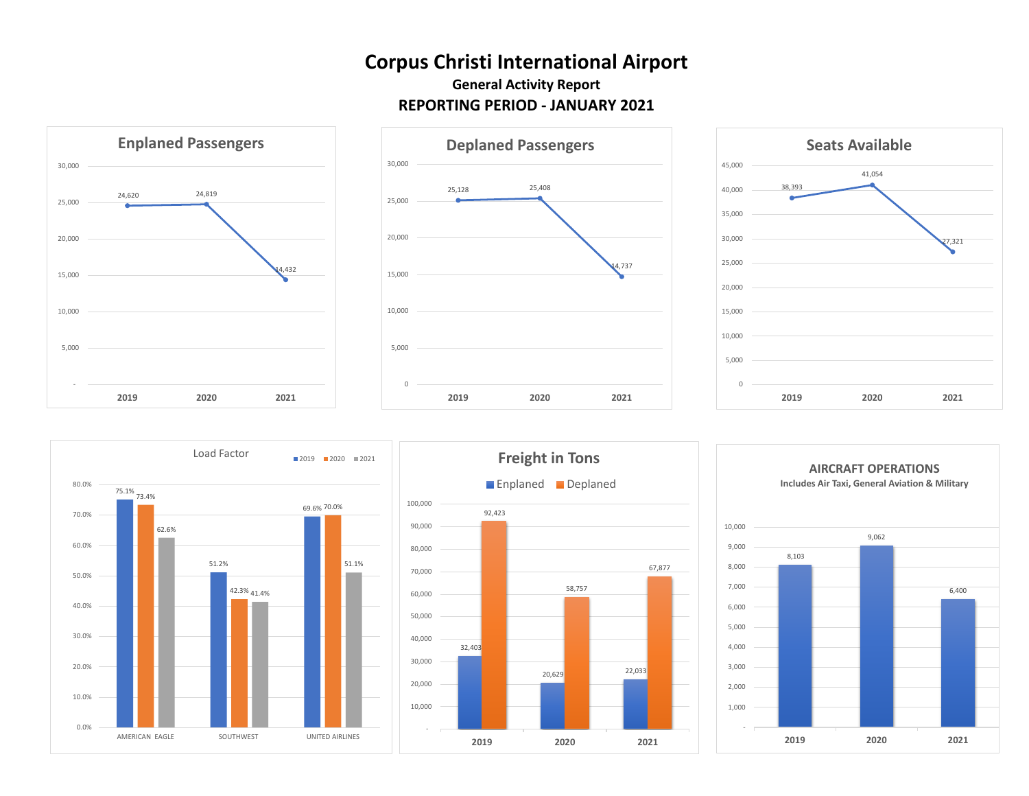# Corpus Christi International Airport

**General Activity Report**

**REPORTING PERIOD - JANUARY 2021**

## Enplaned Passengers

30,000
25,000
20,000
15,000
10,000
5,000
-

24,620
24,819
14,432

2019 2020 2021

## Deplaned Passengers

30,000
25,000
20,000
15,000
10,000
5,000
0

25,128
25,408
14,737

2019 2020 2021

## Seats Available

45,000
40,000
35,000
30,000
25,000
20,000
15,000
10,000
5,000
0

38,393
41,054
27,321

2019 2020 2021

## Load Factor

2019 2020 2021

80.0%
70.0%
60.0%
50.0%
40.0%
30.0%
20.0%
10.0%
0.0%

75.1% 73.4% 62.6%
51.2% 42.3% 41.4%
69.6% 70.0% 51.1%

AMERICAN EAGLE
SOUTHWEST
UNITED AIRLINES

## Freight in Tons

Enplaned Deplaned

100,000
90,000
80,000
70,000
60,000
50,000
40,000
30,000
20,000
10,000
-

32,403 92,423
20,629 58,757
22,033 67,877

2019 2020 2021

## AIRCRAFT OPERATIONS

**Includes Air Taxi, General Aviation & Military**

10,000
9,000
8,000
7,000
6,000
5,000
4,000
3,000
2,000
1,000
-

8,103
9,062
6,400

2019 2020 2021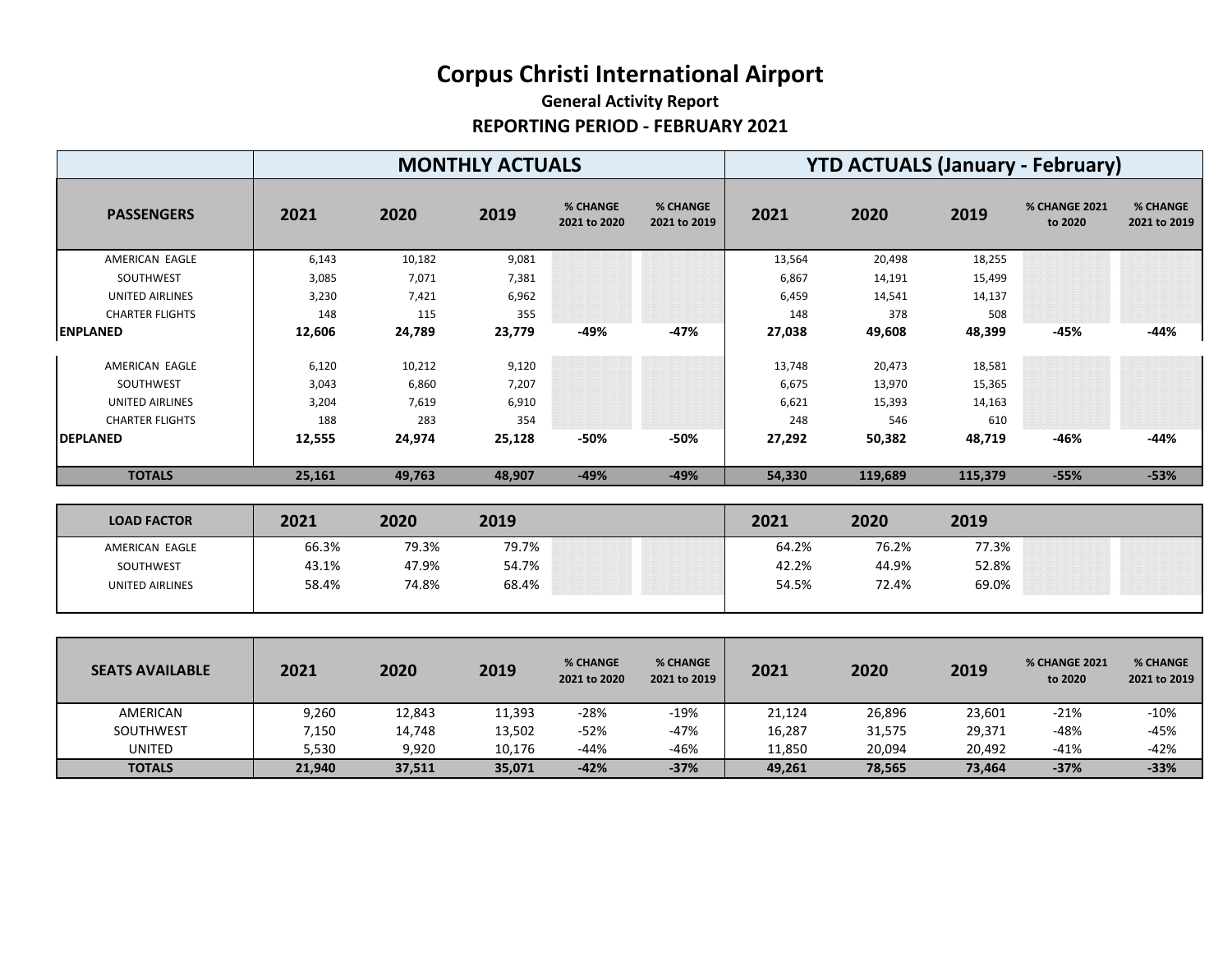# Corpus Christi International Airport

**General Activity Report**

**REPORTING PERIOD - FEBRUARY 2021**

| | MONTHLY ACTUALS | | | | | YTD ACTUALS (January - February) | | | | |
|---|---|---|---|---|---|---|---|---|---|---|
| **PASSENGERS** | **2021** | **2020** | **2019** | **% CHANGE 2021 to 2020** | **% CHANGE 2021 to 2019** | **2021** | **2020** | **2019** | **% CHANGE 2021 to 2020** | **% CHANGE 2021 to 2019** |
| AMERICAN EAGLE | 6,143 | 10,182 | 9,081 | | | 13,564 | 20,498 | 18,255 | | |
| SOUTHWEST | 3,085 | 7,071 | 7,381 | | | 6,867 | 14,191 | 15,499 | | |
| UNITED AIRLINES | 3,230 | 7,421 | 6,962 | | | 6,459 | 14,541 | 14,137 | | |
| CHARTER FLIGHTS | 148 | 115 | 355 | | | 148 | 378 | 508 | | |
| **ENPLANED** | **12,606** | **24,789** | **23,779** | **-49%** | **-47%** | **27,038** | **49,608** | **48,399** | **-45%** | **-44%** |
| AMERICAN EAGLE | 6,120 | 10,212 | 9,120 | | | 13,748 | 20,473 | 18,581 | | |
| SOUTHWEST | 3,043 | 6,860 | 7,207 | | | 6,675 | 13,970 | 15,365 | | |
| UNITED AIRLINES | 3,204 | 7,619 | 6,910 | | | 6,621 | 15,393 | 14,163 | | |
| CHARTER FLIGHTS | 188 | 283 | 354 | | | 248 | 546 | 610 | | |
| **DEPLANED** | **12,555** | **24,974** | **25,128** | **-50%** | **-50%** | **27,292** | **50,382** | **48,719** | **-46%** | **-44%** |
| **TOTALS** | **25,161** | **49,763** | **48,907** | **-49%** | **-49%** | **54,330** | **119,689** | **115,379** | **-55%** | **-53%** |

| **LOAD FACTOR** | **2021** | **2020** | **2019** | | | **2021** | **2020** | **2019** | | |
|---|---|---|---|---|---|---|---|---|---|---|
| AMERICAN EAGLE | 66.3% | 79.3% | 79.7% | | | 64.2% | 76.2% | 77.3% | | |
| SOUTHWEST | 43.1% | 47.9% | 54.7% | | | 42.2% | 44.9% | 52.8% | | |
| UNITED AIRLINES | 58.4% | 74.8% | 68.4% | | | 54.5% | 72.4% | 69.0% | | |

| **SEATS AVAILABLE** | **2021** | **2020** | **2019** | **% CHANGE 2021 to 2020** | **% CHANGE 2021 to 2019** | **2021** | **2020** | **2019** | **% CHANGE 2021 to 2020** | **% CHANGE 2021 to 2019** |
|---|---|---|---|---|---|---|---|---|---|---|
| AMERICAN | 9,260 | 12,843 | 11,393 | -28% | -19% | 21,124 | 26,896 | 23,601 | -21% | -10% |
| SOUTHWEST | 7,150 | 14,748 | 13,502 | -52% | -47% | 16,287 | 31,575 | 29,371 | -48% | -45% |
| UNITED | 5,530 | 9,920 | 10,176 | -44% | -46% | 11,850 | 20,094 | 20,492 | -41% | -42% |
| **TOTALS** | **21,940** | **37,511** | **35,071** | **-42%** | **-37%** | **49,261** | **78,565** | **73,464** | **-37%** | **-33%** |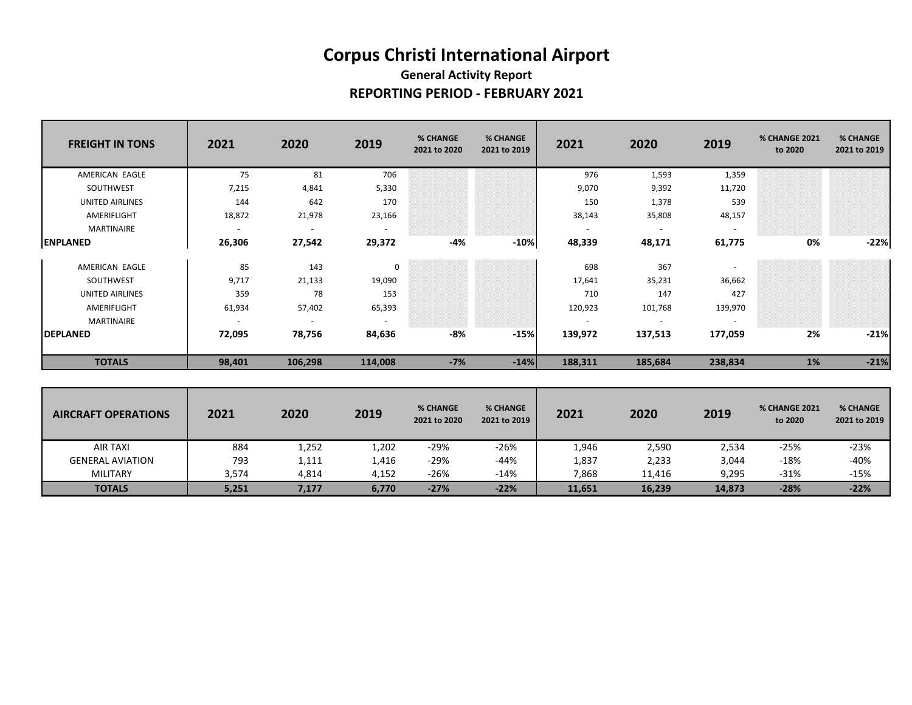# Corpus Christi International Airport

## General Activity Report

### REPORTING PERIOD - FEBRUARY 2021

| FREIGHT IN TONS | 2021 | 2020 | 2019 | % CHANGE 2021 to 2020 | % CHANGE 2021 to 2019 | 2021 | 2020 | 2019 | % CHANGE 2021 to 2020 | % CHANGE 2021 to 2019 |
|---|---|---|---|---|---|---|---|---|---|---|
| AMERICAN EAGLE | 75 | 81 | 706 | | | 976 | 1,593 | 1,359 | | |
| SOUTHWEST | 7,215 | 4,841 | 5,330 | | | 9,070 | 9,392 | 11,720 | | |
| UNITED AIRLINES | 144 | 642 | 170 | | | 150 | 1,378 | 539 | | |
| AMERIFLIGHT | 18,872 | 21,978 | 23,166 | | | 38,143 | 35,808 | 48,157 | | |
| MARTINAIRE | - | - | - | | | - | - | - | | |
| **ENPLANED** | **26,306** | **27,542** | **29,372** | **-4%** | **-10%** | **48,339** | **48,171** | **61,775** | **0%** | **-22%** |
| AMERICAN EAGLE | 85 | 143 | 0 | | | 698 | 367 | - | | |
| SOUTHWEST | 9,717 | 21,133 | 19,090 | | | 17,641 | 35,231 | 36,662 | | |
| UNITED AIRLINES | 359 | 78 | 153 | | | 710 | 147 | 427 | | |
| AMERIFLIGHT | 61,934 | 57,402 | 65,393 | | | 120,923 | 101,768 | 139,970 | | |
| MARTINAIRE | - | - | - | | | - | - | - | | |
| **DEPLANED** | **72,095** | **78,756** | **84,636** | **-8%** | **-15%** | **139,972** | **137,513** | **177,059** | **2%** | **-21%** |
| **TOTALS** | **98,401** | **106,298** | **114,008** | **-7%** | **-14%** | **188,311** | **185,684** | **238,834** | **1%** | **-21%** |

| AIRCRAFT OPERATIONS | 2021 | 2020 | 2019 | % CHANGE 2021 to 2020 | % CHANGE 2021 to 2019 | 2021 | 2020 | 2019 | % CHANGE 2021 to 2020 | % CHANGE 2021 to 2019 |
|---|---|---|---|---|---|---|---|---|---|---|
| AIR TAXI | 884 | 1,252 | 1,202 | -29% | -26% | 1,946 | 2,590 | 2,534 | -25% | -23% |
| GENERAL AVIATION | 793 | 1,111 | 1,416 | -29% | -44% | 1,837 | 2,233 | 3,044 | -18% | -40% |
| MILITARY | 3,574 | 4,814 | 4,152 | -26% | -14% | 7,868 | 11,416 | 9,295 | -31% | -15% |
| **TOTALS** | **5,251** | **7,177** | **6,770** | **-27%** | **-22%** | **11,651** | **16,239** | **14,873** | **-28%** | **-22%** |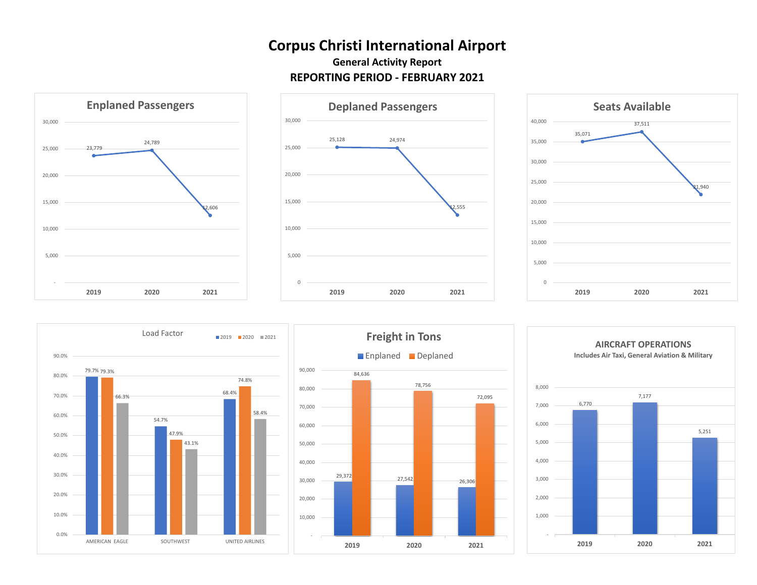# Corpus Christi International Airport

**General Activity Report**

**REPORTING PERIOD - FEBRUARY 2021**

## Enplaned Passengers

30,000
25,000
20,000
15,000
10,000
5,000
-

23,779
24,789
12,606

2019
2020
2021

## Deplaned Passengers

30,000
25,000
20,000
15,000
10,000
5,000
0

25,128
24,974
12,555

2019
2020
2021

## Seats Available

40,000
35,000
30,000
25,000
20,000
15,000
10,000
5,000
0

35,071
37,511
21,940

2019
2020
2021

## Load Factor

2019 2020 2021

90.0%
80.0%
70.0%
60.0%
50.0%
40.0%
30.0%
20.0%
10.0%
0.0%

79.7% 79.3% 66.3%
54.7% 47.9% 43.1%
68.4% 74.8% 58.4%

AMERICAN EAGLE
SOUTHWEST
UNITED AIRLINES

## Freight in Tons

Enplaned Deplaned

90,000
80,000
70,000
60,000
50,000
40,000
30,000
20,000
10,000
-

29,372
84,636
27,542
78,756
26,306
72,095

2019
2020
2021

## AIRCRAFT OPERATIONS

**Includes Air Taxi, General Aviation & Military**

8,000
7,000
6,000
5,000
4,000
3,000
2,000
1,000
-

6,770
7,177
5,251

2019
2020
2021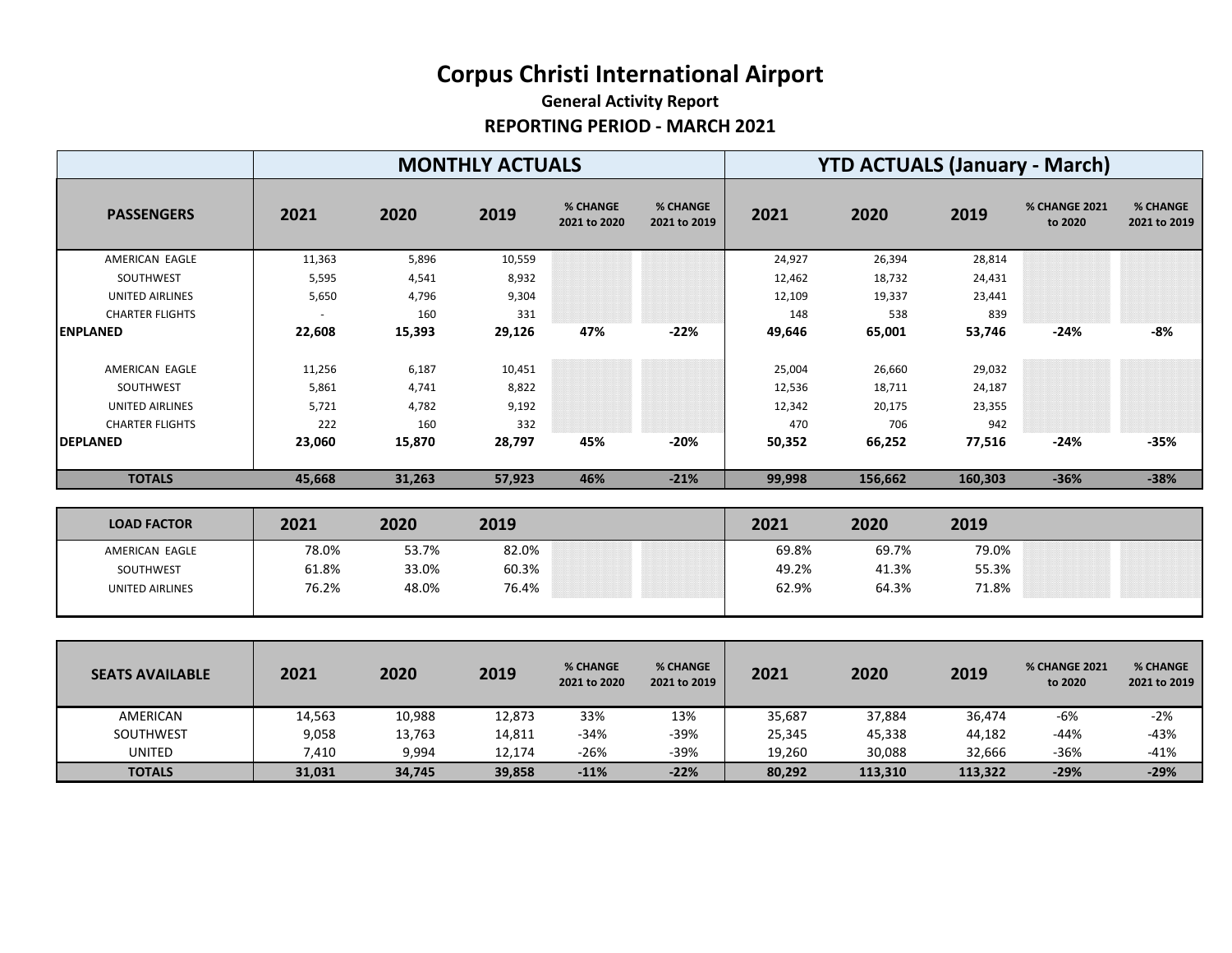# Corpus Christi International Airport

**General Activity Report**

**REPORTING PERIOD - MARCH 2021**

| | MONTHLY ACTUALS | | | | | YTD ACTUALS (January - March) | | | | |
|---|---|---|---|---|---|---|---|---|---|---|
| **PASSENGERS** | **2021** | **2020** | **2019** | **% CHANGE 2021 to 2020** | **% CHANGE 2021 to 2019** | **2021** | **2020** | **2019** | **% CHANGE 2021 to 2020** | **% CHANGE 2021 to 2019** |
| AMERICAN EAGLE | 11,363 | 5,896 | 10,559 | | | 24,927 | 26,394 | 28,814 | | |
| SOUTHWEST | 5,595 | 4,541 | 8,932 | | | 12,462 | 18,732 | 24,431 | | |
| UNITED AIRLINES | 5,650 | 4,796 | 9,304 | | | 12,109 | 19,337 | 23,441 | | |
| CHARTER FLIGHTS | - | 160 | 331 | | | 148 | 538 | 839 | | |
| **ENPLANED** | **22,608** | **15,393** | **29,126** | **47%** | **-22%** | **49,646** | **65,001** | **53,746** | **-24%** | **-8%** |
| AMERICAN EAGLE | 11,256 | 6,187 | 10,451 | | | 25,004 | 26,660 | 29,032 | | |
| SOUTHWEST | 5,861 | 4,741 | 8,822 | | | 12,536 | 18,711 | 24,187 | | |
| UNITED AIRLINES | 5,721 | 4,782 | 9,192 | | | 12,342 | 20,175 | 23,355 | | |
| CHARTER FLIGHTS | 222 | 160 | 332 | | | 470 | 706 | 942 | | |
| **DEPLANED** | **23,060** | **15,870** | **28,797** | **45%** | **-20%** | **50,352** | **66,252** | **77,516** | **-24%** | **-35%** |
| **TOTALS** | **45,668** | **31,263** | **57,923** | **46%** | **-21%** | **99,998** | **156,662** | **160,303** | **-36%** | **-38%** |

| **LOAD FACTOR** | **2021** | **2020** | **2019** | | | **2021** | **2020** | **2019** | | |
|---|---|---|---|---|---|---|---|---|---|---|
| AMERICAN EAGLE | 78.0% | 53.7% | 82.0% | | | 69.8% | 69.7% | 79.0% | | |
| SOUTHWEST | 61.8% | 33.0% | 60.3% | | | 49.2% | 41.3% | 55.3% | | |
| UNITED AIRLINES | 76.2% | 48.0% | 76.4% | | | 62.9% | 64.3% | 71.8% | | |

| **SEATS AVAILABLE** | **2021** | **2020** | **2019** | **% CHANGE 2021 to 2020** | **% CHANGE 2021 to 2019** | **2021** | **2020** | **2019** | **% CHANGE 2021 to 2020** | **% CHANGE 2021 to 2019** |
|---|---|---|---|---|---|---|---|---|---|---|
| AMERICAN | 14,563 | 10,988 | 12,873 | 33% | 13% | 35,687 | 37,884 | 36,474 | -6% | -2% |
| SOUTHWEST | 9,058 | 13,763 | 14,811 | -34% | -39% | 25,345 | 45,338 | 44,182 | -44% | -43% |
| UNITED | 7,410 | 9,994 | 12,174 | -26% | -39% | 19,260 | 30,088 | 32,666 | -36% | -41% |
| **TOTALS** | **31,031** | **34,745** | **39,858** | **-11%** | **-22%** | **80,292** | **113,310** | **113,322** | **-29%** | **-29%** |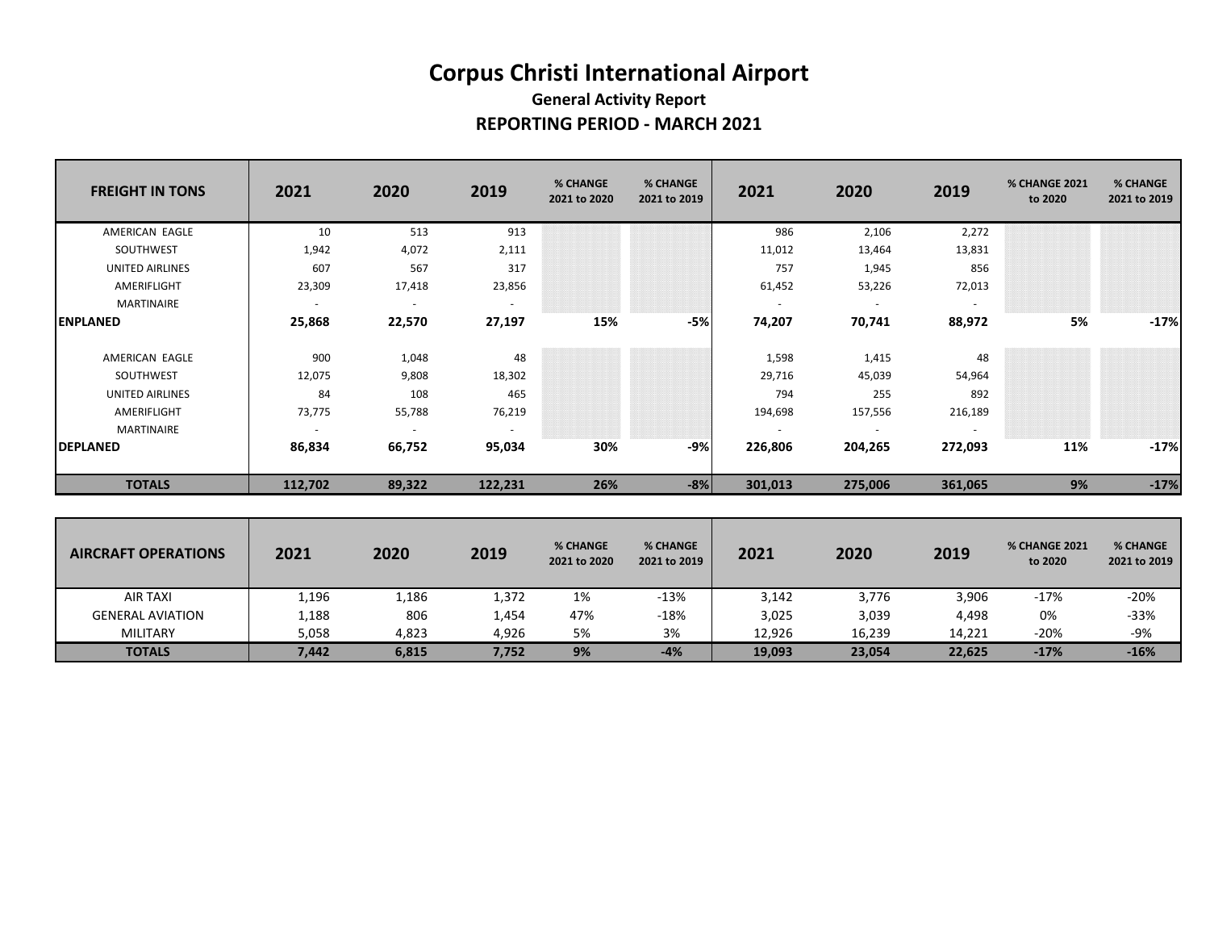# Corpus Christi International Airport

**General Activity Report**

**REPORTING PERIOD - MARCH 2021**

| FREIGHT IN TONS | 2021 | 2020 | 2019 | % CHANGE 2021 to 2020 | % CHANGE 2021 to 2019 | 2021 | 2020 | 2019 | % CHANGE 2021 to 2020 | % CHANGE 2021 to 2019 |
|---|---|---|---|---|---|---|---|---|---|---|
| AMERICAN EAGLE | 10 | 513 | 913 | | | 986 | 2,106 | 2,272 | | |
| SOUTHWEST | 1,942 | 4,072 | 2,111 | | | 11,012 | 13,464 | 13,831 | | |
| UNITED AIRLINES | 607 | 567 | 317 | | | 757 | 1,945 | 856 | | |
| AMERIFLIGHT | 23,309 | 17,418 | 23,856 | | | 61,452 | 53,226 | 72,013 | | |
| MARTINAIRE | - | - | - | | | - | - | - | | |
| **ENPLANED** | **25,868** | **22,570** | **27,197** | **15%** | **-5%** | **74,207** | **70,741** | **88,972** | **5%** | **-17%** |
| AMERICAN EAGLE | 900 | 1,048 | 48 | | | 1,598 | 1,415 | 48 | | |
| SOUTHWEST | 12,075 | 9,808 | 18,302 | | | 29,716 | 45,039 | 54,964 | | |
| UNITED AIRLINES | 84 | 108 | 465 | | | 794 | 255 | 892 | | |
| AMERIFLIGHT | 73,775 | 55,788 | 76,219 | | | 194,698 | 157,556 | 216,189 | | |
| MARTINAIRE | - | - | - | | | - | - | - | | |
| **DEPLANED** | **86,834** | **66,752** | **95,034** | **30%** | **-9%** | **226,806** | **204,265** | **272,093** | **11%** | **-17%** |
| **TOTALS** | **112,702** | **89,322** | **122,231** | **26%** | **-8%** | **301,013** | **275,006** | **361,065** | **9%** | **-17%** |

| AIRCRAFT OPERATIONS | 2021 | 2020 | 2019 | % CHANGE 2021 to 2020 | % CHANGE 2021 to 2019 | 2021 | 2020 | 2019 | % CHANGE 2021 to 2020 | % CHANGE 2021 to 2019 |
|---|---|---|---|---|---|---|---|---|---|---|
| AIR TAXI | 1,196 | 1,186 | 1,372 | 1% | -13% | 3,142 | 3,776 | 3,906 | -17% | -20% |
| GENERAL AVIATION | 1,188 | 806 | 1,454 | 47% | -18% | 3,025 | 3,039 | 4,498 | 0% | -33% |
| MILITARY | 5,058 | 4,823 | 4,926 | 5% | 3% | 12,926 | 16,239 | 14,221 | -20% | -9% |
| **TOTALS** | **7,442** | **6,815** | **7,752** | **9%** | **-4%** | **19,093** | **23,054** | **22,625** | **-17%** | **-16%** |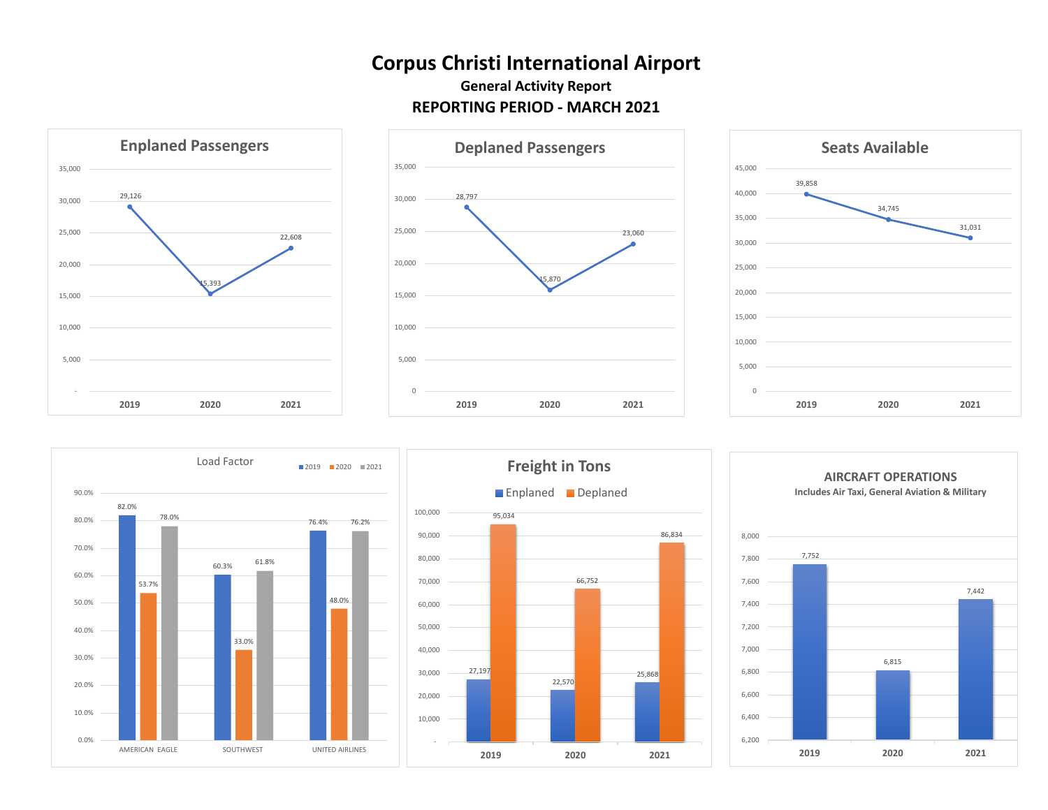# Corpus Christi International Airport

**General Activity Report**

**REPORTING PERIOD - MARCH 2021**

## Enplaned Passengers

35,000
30,000
25,000
20,000
15,000
10,000
5,000
-

29,126
15,393
22,608

2019 2020 2021

## Deplaned Passengers

35,000
30,000
25,000
20,000
15,000
10,000
5,000
0

28,797
15,870
23,060

2019 2020 2021

## Seats Available

45,000
40,000
35,000
30,000
25,000
20,000
15,000
10,000
5,000
0

39,858
34,745
31,031

2019 2020 2021

## Load Factor

2019 2020 2021

90.0%
80.0%
70.0%
60.0%
50.0%
40.0%
30.0%
20.0%
10.0%
0.0%

AMERICAN EAGLE: 82.0% 53.7% 78.0%

SOUTHWEST: 60.3% 33.0% 61.8%

UNITED AIRLINES: 76.4% 48.0% 76.2%

## Freight in Tons

Enplaned Deplaned

100,000
90,000
80,000
70,000
60,000
50,000
40,000
30,000
20,000
10,000
-

2019: 27,197 95,034

2020: 22,570 66,752

2021: 25,868 86,834

## AIRCRAFT OPERATIONS

**Includes Air Taxi, General Aviation & Military**

8,000
7,800
7,600
7,400
7,200
7,000
6,800
6,600
6,400
6,200

7,752
6,815
7,442

2019 2020 2021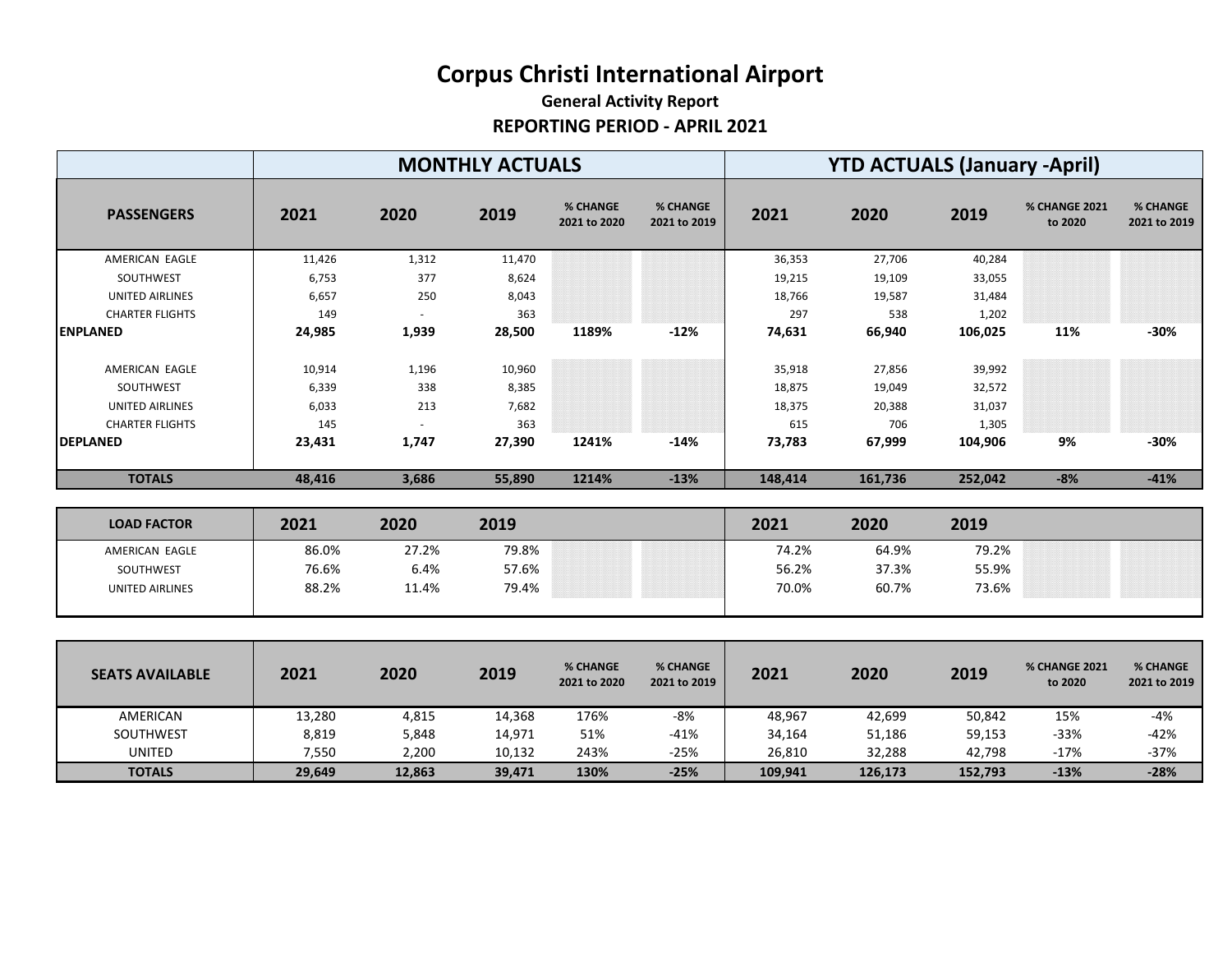# Corpus Christi International Airport

**General Activity Report**

**REPORTING PERIOD - APRIL 2021**

| | MONTHLY ACTUALS | | | | | YTD ACTUALS (January -April) | | | | |
|---|---|---|---|---|---|---|---|---|---|---|
| **PASSENGERS** | **2021** | **2020** | **2019** | **% CHANGE 2021 to 2020** | **% CHANGE 2021 to 2019** | **2021** | **2020** | **2019** | **% CHANGE 2021 to 2020** | **% CHANGE 2021 to 2019** |
| AMERICAN EAGLE | 11,426 | 1,312 | 11,470 | | | 36,353 | 27,706 | 40,284 | | |
| SOUTHWEST | 6,753 | 377 | 8,624 | | | 19,215 | 19,109 | 33,055 | | |
| UNITED AIRLINES | 6,657 | 250 | 8,043 | | | 18,766 | 19,587 | 31,484 | | |
| CHARTER FLIGHTS | 149 | - | 363 | | | 297 | 538 | 1,202 | | |
| **ENPLANED** | **24,985** | **1,939** | **28,500** | **1189%** | **-12%** | **74,631** | **66,940** | **106,025** | **11%** | **-30%** |
| AMERICAN EAGLE | 10,914 | 1,196 | 10,960 | | | 35,918 | 27,856 | 39,992 | | |
| SOUTHWEST | 6,339 | 338 | 8,385 | | | 18,875 | 19,049 | 32,572 | | |
| UNITED AIRLINES | 6,033 | 213 | 7,682 | | | 18,375 | 20,388 | 31,037 | | |
| CHARTER FLIGHTS | 145 | - | 363 | | | 615 | 706 | 1,305 | | |
| **DEPLANED** | **23,431** | **1,747** | **27,390** | **1241%** | **-14%** | **73,783** | **67,999** | **104,906** | **9%** | **-30%** |
| **TOTALS** | **48,416** | **3,686** | **55,890** | **1214%** | **-13%** | **148,414** | **161,736** | **252,042** | **-8%** | **-41%** |

| **LOAD FACTOR** | **2021** | **2020** | **2019** | | | **2021** | **2020** | **2019** | | |
|---|---|---|---|---|---|---|---|---|---|---|
| AMERICAN EAGLE | 86.0% | 27.2% | 79.8% | | | 74.2% | 64.9% | 79.2% | | |
| SOUTHWEST | 76.6% | 6.4% | 57.6% | | | 56.2% | 37.3% | 55.9% | | |
| UNITED AIRLINES | 88.2% | 11.4% | 79.4% | | | 70.0% | 60.7% | 73.6% | | |

| **SEATS AVAILABLE** | **2021** | **2020** | **2019** | **% CHANGE 2021 to 2020** | **% CHANGE 2021 to 2019** | **2021** | **2020** | **2019** | **% CHANGE 2021 to 2020** | **% CHANGE 2021 to 2019** |
|---|---|---|---|---|---|---|---|---|---|---|
| AMERICAN | 13,280 | 4,815 | 14,368 | 176% | -8% | 48,967 | 42,699 | 50,842 | 15% | -4% |
| SOUTHWEST | 8,819 | 5,848 | 14,971 | 51% | -41% | 34,164 | 51,186 | 59,153 | -33% | -42% |
| UNITED | 7,550 | 2,200 | 10,132 | 243% | -25% | 26,810 | 32,288 | 42,798 | -17% | -37% |
| **TOTALS** | **29,649** | **12,863** | **39,471** | **130%** | **-25%** | **109,941** | **126,173** | **152,793** | **-13%** | **-28%** |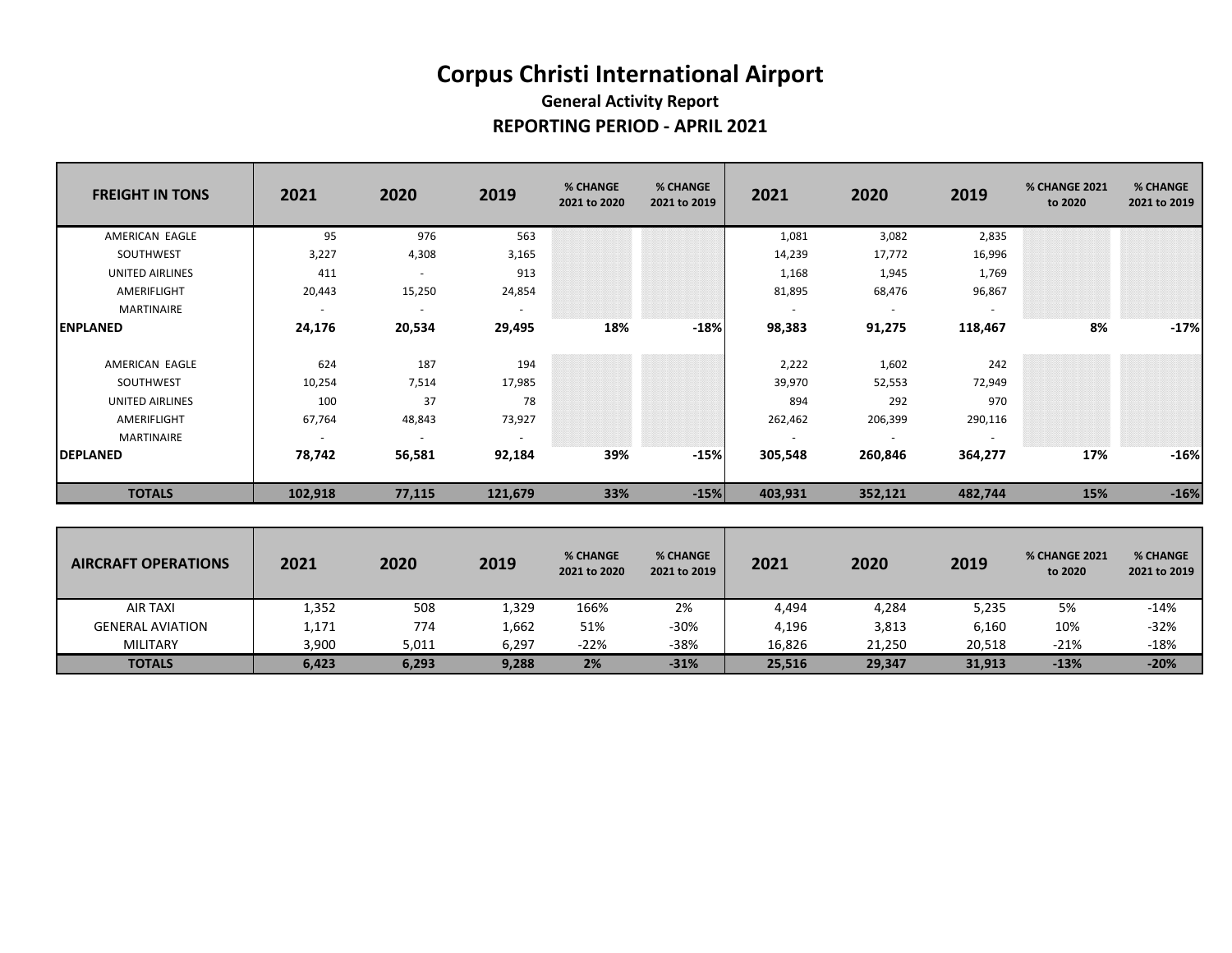# Corpus Christi International Airport

**General Activity Report**

**REPORTING PERIOD - APRIL 2021**

| FREIGHT IN TONS | 2021 | 2020 | 2019 | % CHANGE 2021 to 2020 | % CHANGE 2021 to 2019 | 2021 | 2020 | 2019 | % CHANGE 2021 to 2020 | % CHANGE 2021 to 2019 |
|---|---|---|---|---|---|---|---|---|---|---|
| AMERICAN EAGLE | 95 | 976 | 563 | | | 1,081 | 3,082 | 2,835 | | |
| SOUTHWEST | 3,227 | 4,308 | 3,165 | | | 14,239 | 17,772 | 16,996 | | |
| UNITED AIRLINES | 411 | - | 913 | | | 1,168 | 1,945 | 1,769 | | |
| AMERIFLIGHT | 20,443 | 15,250 | 24,854 | | | 81,895 | 68,476 | 96,867 | | |
| MARTINAIRE | - | - | - | | | - | - | - | | |
| **ENPLANED** | **24,176** | **20,534** | **29,495** | **18%** | **-18%** | **98,383** | **91,275** | **118,467** | **8%** | **-17%** |
| AMERICAN EAGLE | 624 | 187 | 194 | | | 2,222 | 1,602 | 242 | | |
| SOUTHWEST | 10,254 | 7,514 | 17,985 | | | 39,970 | 52,553 | 72,949 | | |
| UNITED AIRLINES | 100 | 37 | 78 | | | 894 | 292 | 970 | | |
| AMERIFLIGHT | 67,764 | 48,843 | 73,927 | | | 262,462 | 206,399 | 290,116 | | |
| MARTINAIRE | - | - | - | | | - | - | - | | |
| **DEPLANED** | **78,742** | **56,581** | **92,184** | **39%** | **-15%** | **305,548** | **260,846** | **364,277** | **17%** | **-16%** |
| **TOTALS** | **102,918** | **77,115** | **121,679** | **33%** | **-15%** | **403,931** | **352,121** | **482,744** | **15%** | **-16%** |

| AIRCRAFT OPERATIONS | 2021 | 2020 | 2019 | % CHANGE 2021 to 2020 | % CHANGE 2021 to 2019 | 2021 | 2020 | 2019 | % CHANGE 2021 to 2020 | % CHANGE 2021 to 2019 |
|---|---|---|---|---|---|---|---|---|---|---|
| AIR TAXI | 1,352 | 508 | 1,329 | 166% | 2% | 4,494 | 4,284 | 5,235 | 5% | -14% |
| GENERAL AVIATION | 1,171 | 774 | 1,662 | 51% | -30% | 4,196 | 3,813 | 6,160 | 10% | -32% |
| MILITARY | 3,900 | 5,011 | 6,297 | -22% | -38% | 16,826 | 21,250 | 20,518 | -21% | -18% |
| **TOTALS** | **6,423** | **6,293** | **9,288** | **2%** | **-31%** | **25,516** | **29,347** | **31,913** | **-13%** | **-20%** |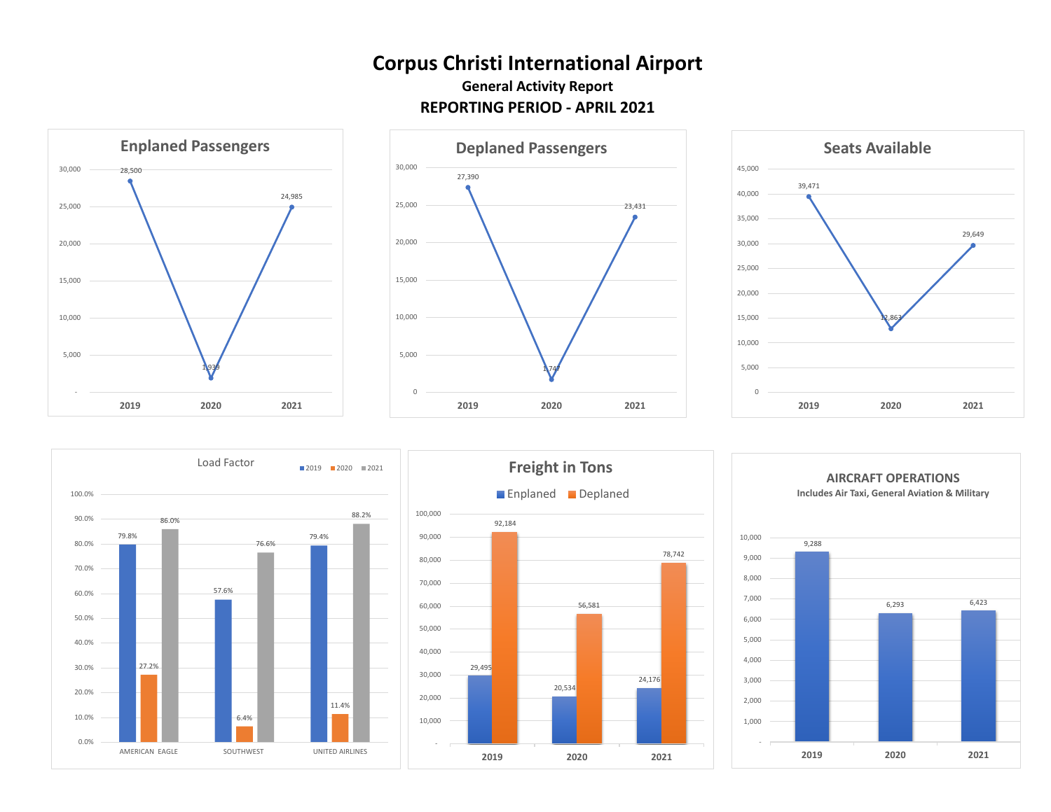# Corpus Christi International Airport

**General Activity Report**

**REPORTING PERIOD - APRIL 2021**

## Enplaned Passengers

30,000
25,000
20,000
15,000
10,000
5,000
-

28,500
1,939
24,985

2019 2020 2021

## Deplaned Passengers

30,000
25,000
20,000
15,000
10,000
5,000
0

27,390
1,749
23,431

2019 2020 2021

## Seats Available

45,000
40,000
35,000
30,000
25,000
20,000
15,000
10,000
5,000
0

39,471
12,863
29,649

2019 2020 2021

## Load Factor

2019 2020 2021

100.0%
90.0%
80.0%
70.0%
60.0%
50.0%
40.0%
30.0%
20.0%
10.0%
0.0%

AMERICAN EAGLE: 79.8% 27.2% 86.0%

SOUTHWEST: 57.6% 6.4% 76.6%

UNITED AIRLINES: 79.4% 11.4% 88.2%

## Freight in Tons

Enplaned Deplaned

100,000
90,000
80,000
70,000
60,000
50,000
40,000
30,000
20,000
10,000
-

2019: 29,495 92,184

2020: 20,534 56,581

2021: 24,176 78,742

## AIRCRAFT OPERATIONS

**Includes Air Taxi, General Aviation & Military**

10,000
9,000
8,000
7,000
6,000
5,000
4,000
3,000
2,000
1,000
-

9,288
6,293
6,423

2019 2020 2021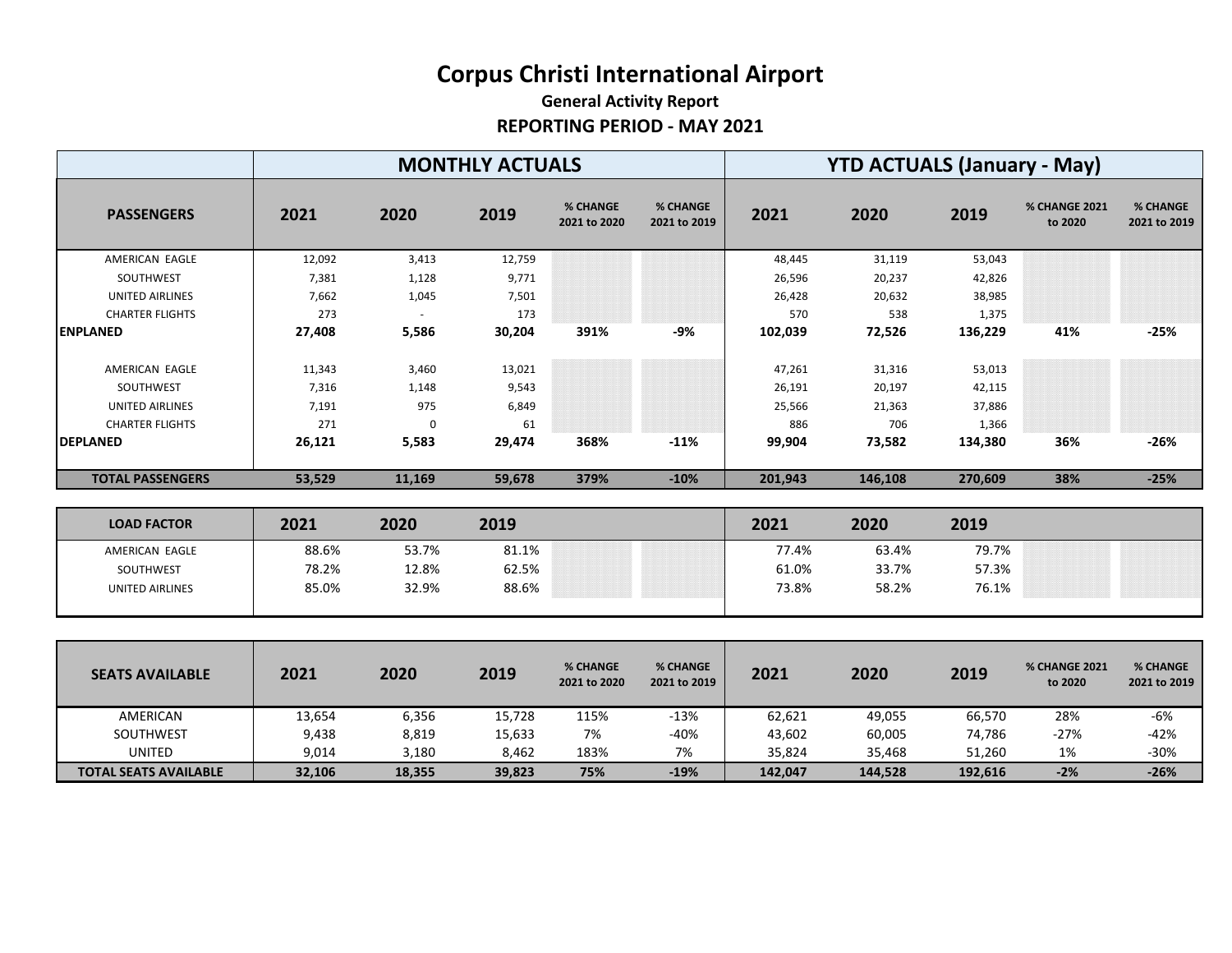# Corpus Christi International Airport

### General Activity Report

### REPORTING PERIOD - MAY 2021

| | MONTHLY ACTUALS | | | | | YTD ACTUALS (January - May) | | | | |
|---|---|---|---|---|---|---|---|---|---|---|
| **PASSENGERS** | **2021** | **2020** | **2019** | **% CHANGE 2021 to 2020** | **% CHANGE 2021 to 2019** | **2021** | **2020** | **2019** | **% CHANGE 2021 to 2020** | **% CHANGE 2021 to 2019** |
| AMERICAN EAGLE | 12,092 | 3,413 | 12,759 | | | 48,445 | 31,119 | 53,043 | | |
| SOUTHWEST | 7,381 | 1,128 | 9,771 | | | 26,596 | 20,237 | 42,826 | | |
| UNITED AIRLINES | 7,662 | 1,045 | 7,501 | | | 26,428 | 20,632 | 38,985 | | |
| CHARTER FLIGHTS | 273 | - | 173 | | | 570 | 538 | 1,375 | | |
| **ENPLANED** | **27,408** | **5,586** | **30,204** | **391%** | **-9%** | **102,039** | **72,526** | **136,229** | **41%** | **-25%** |
| AMERICAN EAGLE | 11,343 | 3,460 | 13,021 | | | 47,261 | 31,316 | 53,013 | | |
| SOUTHWEST | 7,316 | 1,148 | 9,543 | | | 26,191 | 20,197 | 42,115 | | |
| UNITED AIRLINES | 7,191 | 975 | 6,849 | | | 25,566 | 21,363 | 37,886 | | |
| CHARTER FLIGHTS | 271 | 0 | 61 | | | 886 | 706 | 1,366 | | |
| **DEPLANED** | **26,121** | **5,583** | **29,474** | **368%** | **-11%** | **99,904** | **73,582** | **134,380** | **36%** | **-26%** |
| **TOTAL PASSENGERS** | **53,529** | **11,169** | **59,678** | **379%** | **-10%** | **201,943** | **146,108** | **270,609** | **38%** | **-25%** |

| **LOAD FACTOR** | **2021** | **2020** | **2019** | | | **2021** | **2020** | **2019** | | |
|---|---|---|---|---|---|---|---|---|---|---|
| AMERICAN EAGLE | 88.6% | 53.7% | 81.1% | | | 77.4% | 63.4% | 79.7% | | |
| SOUTHWEST | 78.2% | 12.8% | 62.5% | | | 61.0% | 33.7% | 57.3% | | |
| UNITED AIRLINES | 85.0% | 32.9% | 88.6% | | | 73.8% | 58.2% | 76.1% | | |

| **SEATS AVAILABLE** | **2021** | **2020** | **2019** | **% CHANGE 2021 to 2020** | **% CHANGE 2021 to 2019** | **2021** | **2020** | **2019** | **% CHANGE 2021 to 2020** | **% CHANGE 2021 to 2019** |
|---|---|---|---|---|---|---|---|---|---|---|
| AMERICAN | 13,654 | 6,356 | 15,728 | 115% | -13% | 62,621 | 49,055 | 66,570 | 28% | -6% |
| SOUTHWEST | 9,438 | 8,819 | 15,633 | 7% | -40% | 43,602 | 60,005 | 74,786 | -27% | -42% |
| UNITED | 9,014 | 3,180 | 8,462 | 183% | 7% | 35,824 | 35,468 | 51,260 | 1% | -30% |
| **TOTAL SEATS AVAILABLE** | **32,106** | **18,355** | **39,823** | **75%** | **-19%** | **142,047** | **144,528** | **192,616** | **-2%** | **-26%** |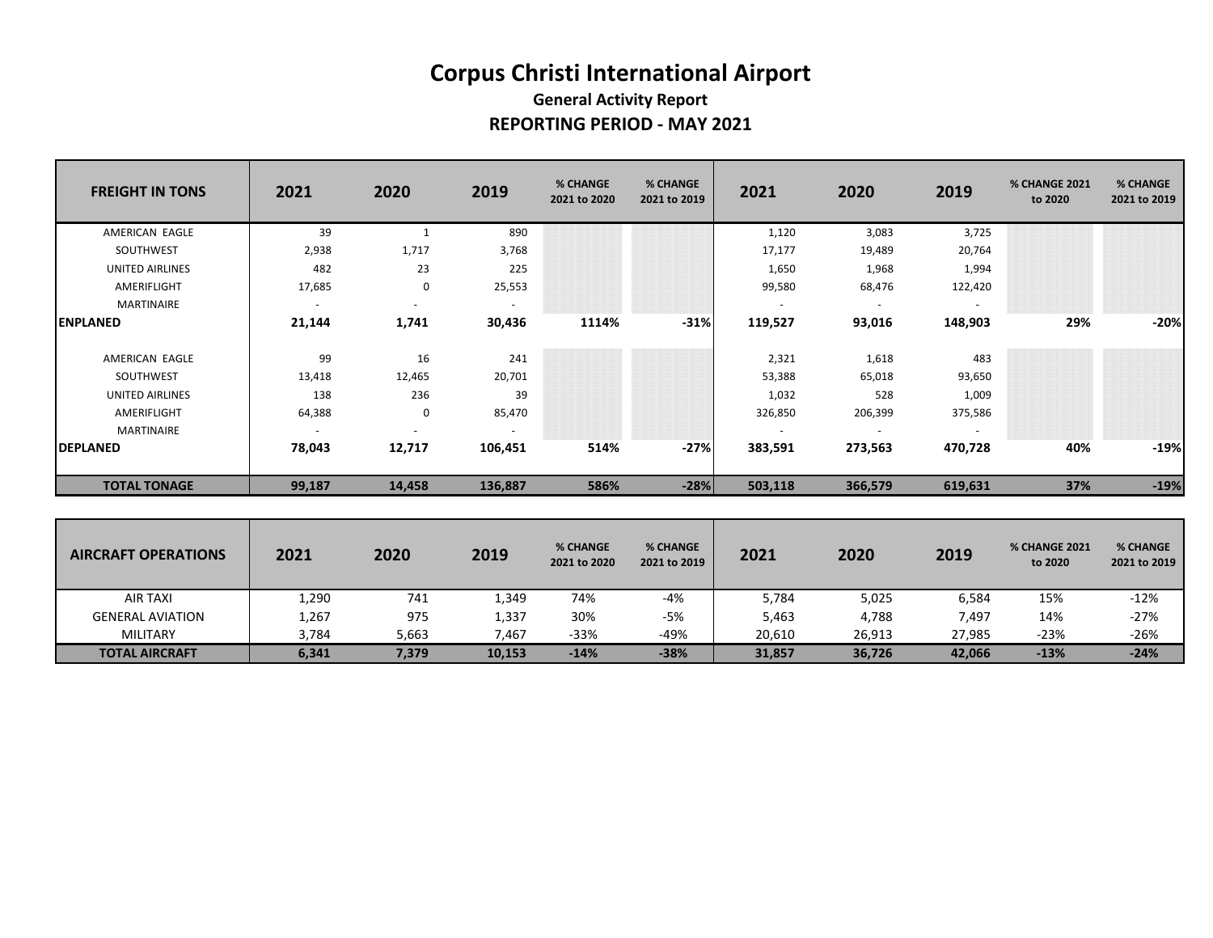# Corpus Christi International Airport

**General Activity Report**

**REPORTING PERIOD - MAY 2021**

| FREIGHT IN TONS | 2021 | 2020 | 2019 | % CHANGE 2021 to 2020 | % CHANGE 2021 to 2019 | 2021 | 2020 | 2019 | % CHANGE 2021 to 2020 | % CHANGE 2021 to 2019 |
|---|---|---|---|---|---|---|---|---|---|---|
| AMERICAN EAGLE | 39 | 1 | 890 | | | 1,120 | 3,083 | 3,725 | | |
| SOUTHWEST | 2,938 | 1,717 | 3,768 | | | 17,177 | 19,489 | 20,764 | | |
| UNITED AIRLINES | 482 | 23 | 225 | | | 1,650 | 1,968 | 1,994 | | |
| AMERIFLIGHT | 17,685 | 0 | 25,553 | | | 99,580 | 68,476 | 122,420 | | |
| MARTINAIRE | - | - | - | | | - | - | - | | |
| **ENPLANED** | **21,144** | **1,741** | **30,436** | **1114%** | **-31%** | **119,527** | **93,016** | **148,903** | **29%** | **-20%** |
| AMERICAN EAGLE | 99 | 16 | 241 | | | 2,321 | 1,618 | 483 | | |
| SOUTHWEST | 13,418 | 12,465 | 20,701 | | | 53,388 | 65,018 | 93,650 | | |
| UNITED AIRLINES | 138 | 236 | 39 | | | 1,032 | 528 | 1,009 | | |
| AMERIFLIGHT | 64,388 | 0 | 85,470 | | | 326,850 | 206,399 | 375,586 | | |
| MARTINAIRE | - | - | - | | | - | - | - | | |
| **DEPLANED** | **78,043** | **12,717** | **106,451** | **514%** | **-27%** | **383,591** | **273,563** | **470,728** | **40%** | **-19%** |
| **TOTAL TONAGE** | **99,187** | **14,458** | **136,887** | **586%** | **-28%** | **503,118** | **366,579** | **619,631** | **37%** | **-19%** |

| AIRCRAFT OPERATIONS | 2021 | 2020 | 2019 | % CHANGE 2021 to 2020 | % CHANGE 2021 to 2019 | 2021 | 2020 | 2019 | % CHANGE 2021 to 2020 | % CHANGE 2021 to 2019 |
|---|---|---|---|---|---|---|---|---|---|---|
| AIR TAXI | 1,290 | 741 | 1,349 | 74% | -4% | 5,784 | 5,025 | 6,584 | 15% | -12% |
| GENERAL AVIATION | 1,267 | 975 | 1,337 | 30% | -5% | 5,463 | 4,788 | 7,497 | 14% | -27% |
| MILITARY | 3,784 | 5,663 | 7,467 | -33% | -49% | 20,610 | 26,913 | 27,985 | -23% | -26% |
| **TOTAL AIRCRAFT** | **6,341** | **7,379** | **10,153** | **-14%** | **-38%** | **31,857** | **36,726** | **42,066** | **-13%** | **-24%** |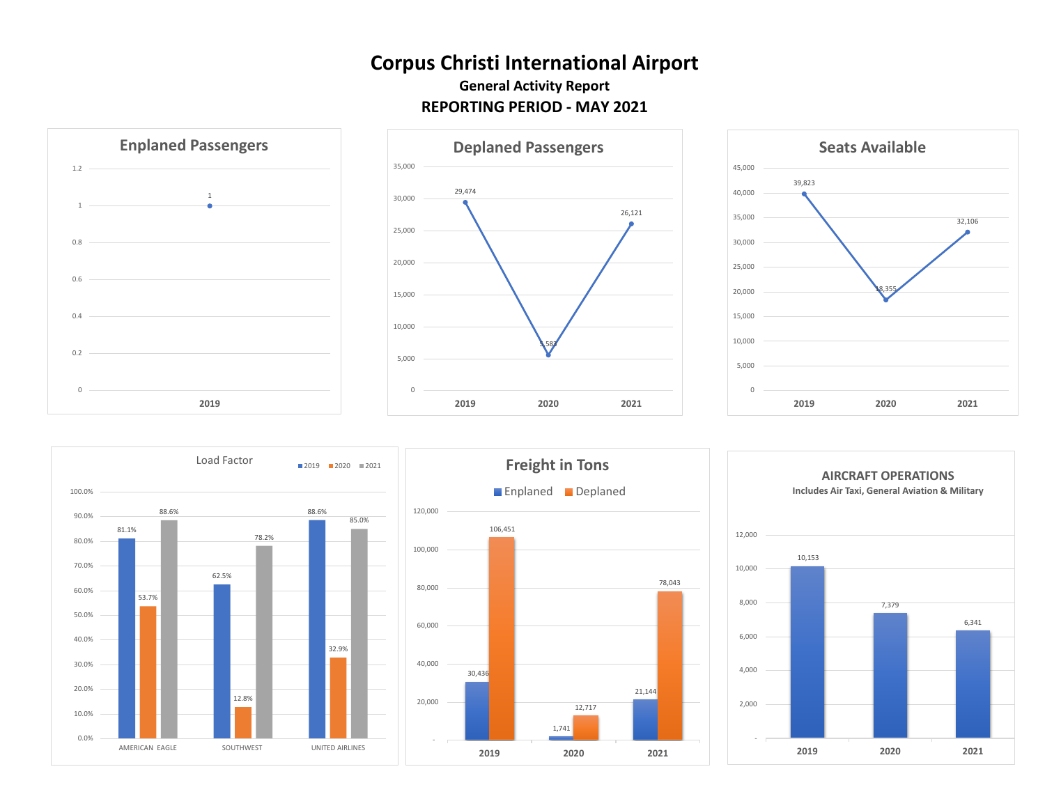# Corpus Christi International Airport

**General Activity Report**

**REPORTING PERIOD - MAY 2021**

## Enplaned Passengers

1.2
1
0.8
0.6
0.4
0.2
0

1

2019

## Deplaned Passengers

35,000
30,000
25,000
20,000
15,000
10,000
5,000
0

29,474
5,583
26,121

2019 2020 2021

## Seats Available

45,000
40,000
35,000
30,000
25,000
20,000
15,000
10,000
5,000
0

39,823
18,355
32,106

2019 2020 2021

## Load Factor

2019 2020 2021

100.0%
90.0%
80.0%
70.0%
60.0%
50.0%
40.0%
30.0%
20.0%
10.0%
0.0%

AMERICAN EAGLE: 81.1% 53.7% 88.6%

SOUTHWEST: 62.5% 12.8% 78.2%

UNITED AIRLINES: 88.6% 32.9% 85.0%

## Freight in Tons

Enplaned Deplaned

120,000
100,000
80,000
60,000
40,000
20,000
-

2019: 30,436 106,451

2020: 1,741 12,717

2021: 21,144 78,043

## AIRCRAFT OPERATIONS

**Includes Air Taxi, General Aviation & Military**

12,000
10,000
8,000
6,000
4,000
2,000
-

10,153
7,379
6,341

2019 2020 2021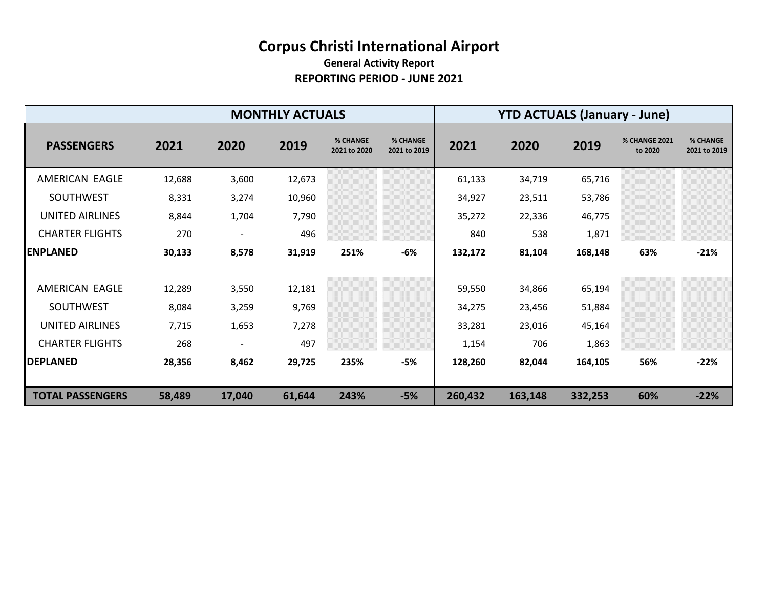# Corpus Christi International Airport

**General Activity Report**

**REPORTING PERIOD - JUNE 2021**

| | MONTHLY ACTUALS | | | | | YTD ACTUALS (January - June) | | | | |
|---|---|---|---|---|---|---|---|---|---|---|
| **PASSENGERS** | **2021** | **2020** | **2019** | **% CHANGE 2021 to 2020** | **% CHANGE 2021 to 2019** | **2021** | **2020** | **2019** | **% CHANGE 2021 to 2020** | **% CHANGE 2021 to 2019** |
| AMERICAN EAGLE | 12,688 | 3,600 | 12,673 | | | 61,133 | 34,719 | 65,716 | | |
| SOUTHWEST | 8,331 | 3,274 | 10,960 | | | 34,927 | 23,511 | 53,786 | | |
| UNITED AIRLINES | 8,844 | 1,704 | 7,790 | | | 35,272 | 22,336 | 46,775 | | |
| CHARTER FLIGHTS | 270 | - | 496 | | | 840 | 538 | 1,871 | | |
| **ENPLANED** | **30,133** | **8,578** | **31,919** | **251%** | **-6%** | **132,172** | **81,104** | **168,148** | **63%** | **-21%** |
| AMERICAN EAGLE | 12,289 | 3,550 | 12,181 | | | 59,550 | 34,866 | 65,194 | | |
| SOUTHWEST | 8,084 | 3,259 | 9,769 | | | 34,275 | 23,456 | 51,884 | | |
| UNITED AIRLINES | 7,715 | 1,653 | 7,278 | | | 33,281 | 23,016 | 45,164 | | |
| CHARTER FLIGHTS | 268 | - | 497 | | | 1,154 | 706 | 1,863 | | |
| **DEPLANED** | **28,356** | **8,462** | **29,725** | **235%** | **-5%** | **128,260** | **82,044** | **164,105** | **56%** | **-22%** |
| **TOTAL PASSENGERS** | **58,489** | **17,040** | **61,644** | **243%** | **-5%** | **260,432** | **163,148** | **332,253** | **60%** | **-22%** |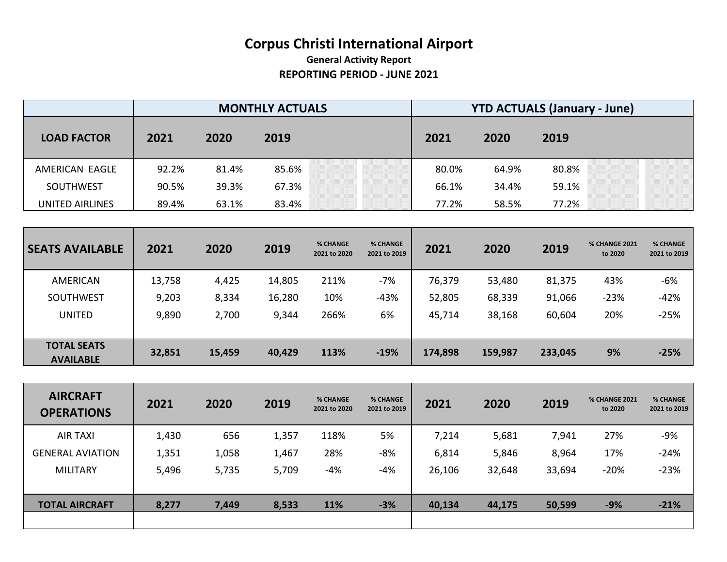# Corpus Christi International Airport

**General Activity Report**

**REPORTING PERIOD - JUNE 2021**

| | MONTHLY ACTUALS | | | | | YTD ACTUALS (January - June) | | | | |
|---|---|---|---|---|---|---|---|---|---|---|
| **LOAD FACTOR** | **2021** | **2020** | **2019** | | | **2021** | **2020** | **2019** | | |
| AMERICAN EAGLE | 92.2% | 81.4% | 85.6% | | | 80.0% | 64.9% | 80.8% | | |
| SOUTHWEST | 90.5% | 39.3% | 67.3% | | | 66.1% | 34.4% | 59.1% | | |
| UNITED AIRLINES | 89.4% | 63.1% | 83.4% | | | 77.2% | 58.5% | 77.2% | | |

| **SEATS AVAILABLE** | **2021** | **2020** | **2019** | **% CHANGE 2021 to 2020** | **% CHANGE 2021 to 2019** | **2021** | **2020** | **2019** | **% CHANGE 2021 to 2020** | **% CHANGE 2021 to 2019** |
|---|---|---|---|---|---|---|---|---|---|---|
| AMERICAN | 13,758 | 4,425 | 14,805 | 211% | -7% | 76,379 | 53,480 | 81,375 | 43% | -6% |
| SOUTHWEST | 9,203 | 8,334 | 16,280 | 10% | -43% | 52,805 | 68,339 | 91,066 | -23% | -42% |
| UNITED | 9,890 | 2,700 | 9,344 | 266% | 6% | 45,714 | 38,168 | 60,604 | 20% | -25% |
| **TOTAL SEATS AVAILABLE** | **32,851** | **15,459** | **40,429** | **113%** | **-19%** | **174,898** | **159,987** | **233,045** | **9%** | **-25%** |

| **AIRCRAFT OPERATIONS** | **2021** | **2020** | **2019** | **% CHANGE 2021 to 2020** | **% CHANGE 2021 to 2019** | **2021** | **2020** | **2019** | **% CHANGE 2021 to 2020** | **% CHANGE 2021 to 2019** |
|---|---|---|---|---|---|---|---|---|---|---|
| AIR TAXI | 1,430 | 656 | 1,357 | 118% | 5% | 7,214 | 5,681 | 7,941 | 27% | -9% |
| GENERAL AVIATION | 1,351 | 1,058 | 1,467 | 28% | -8% | 6,814 | 5,846 | 8,964 | 17% | -24% |
| MILITARY | 5,496 | 5,735 | 5,709 | -4% | -4% | 26,106 | 32,648 | 33,694 | -20% | -23% |
| **TOTAL AIRCRAFT** | **8,277** | **7,449** | **8,533** | **11%** | **-3%** | **40,134** | **44,175** | **50,599** | **-9%** | **-21%** |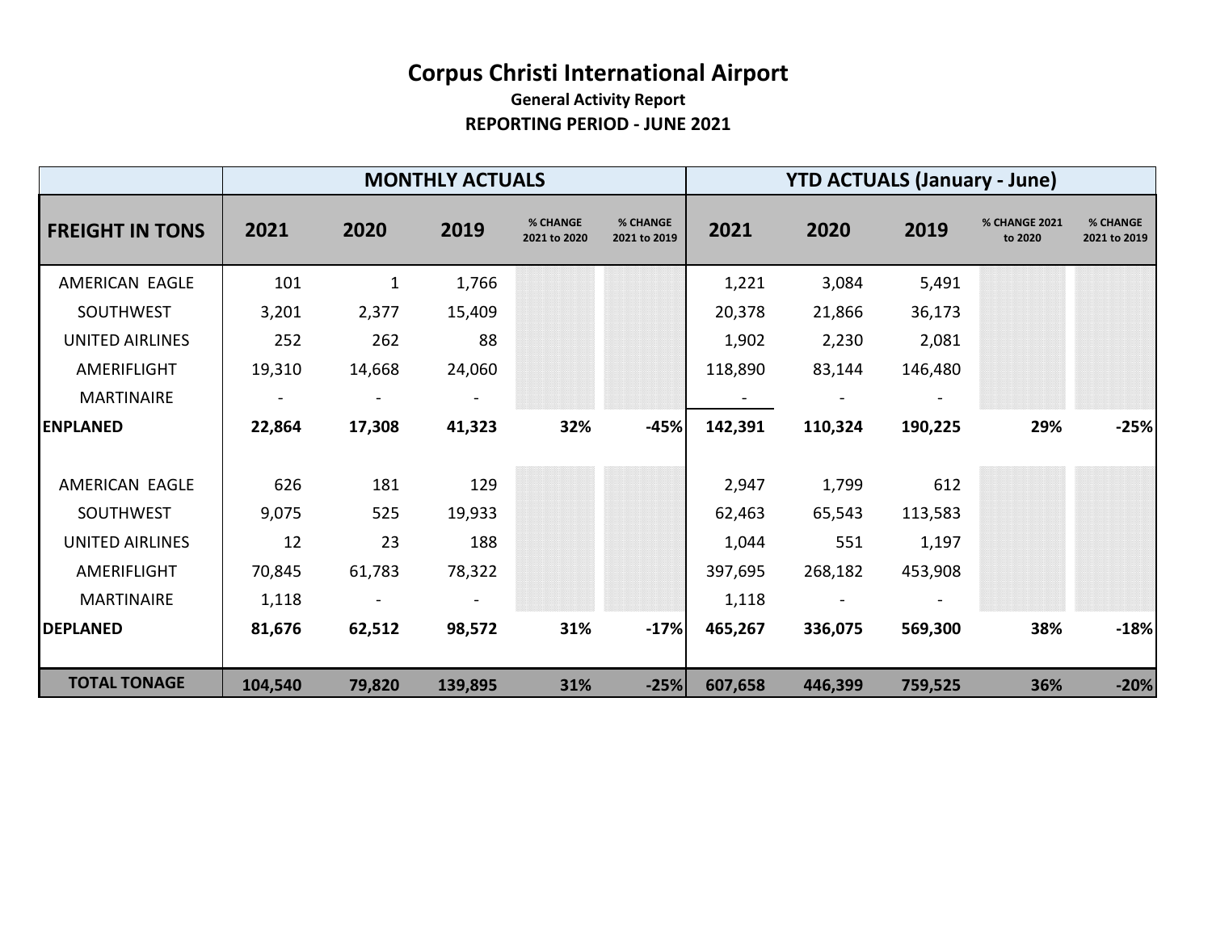# Corpus Christi International Airport

**General Activity Report**

**REPORTING PERIOD - JUNE 2021**

| | MONTHLY ACTUALS | | | | | YTD ACTUALS (January - June) | | | | |
|---|---|---|---|---|---|---|---|---|---|---|
| **FREIGHT IN TONS** | **2021** | **2020** | **2019** | **% CHANGE 2021 to 2020** | **% CHANGE 2021 to 2019** | **2021** | **2020** | **2019** | **% CHANGE 2021 to 2020** | **% CHANGE 2021 to 2019** |
| AMERICAN EAGLE | 101 | 1 | 1,766 | | | 1,221 | 3,084 | 5,491 | | |
| SOUTHWEST | 3,201 | 2,377 | 15,409 | | | 20,378 | 21,866 | 36,173 | | |
| UNITED AIRLINES | 252 | 262 | 88 | | | 1,902 | 2,230 | 2,081 | | |
| AMERIFLIGHT | 19,310 | 14,668 | 24,060 | | | 118,890 | 83,144 | 146,480 | | |
| MARTINAIRE | - | - | - | | | - | - | - | | |
| **ENPLANED** | **22,864** | **17,308** | **41,323** | **32%** | **-45%** | **142,391** | **110,324** | **190,225** | **29%** | **-25%** |
| AMERICAN EAGLE | 626 | 181 | 129 | | | 2,947 | 1,799 | 612 | | |
| SOUTHWEST | 9,075 | 525 | 19,933 | | | 62,463 | 65,543 | 113,583 | | |
| UNITED AIRLINES | 12 | 23 | 188 | | | 1,044 | 551 | 1,197 | | |
| AMERIFLIGHT | 70,845 | 61,783 | 78,322 | | | 397,695 | 268,182 | 453,908 | | |
| MARTINAIRE | 1,118 | - | - | | | 1,118 | - | - | | |
| **DEPLANED** | **81,676** | **62,512** | **98,572** | **31%** | **-17%** | **465,267** | **336,075** | **569,300** | **38%** | **-18%** |
| **TOTAL TONAGE** | **104,540** | **79,820** | **139,895** | **31%** | **-25%** | **607,658** | **446,399** | **759,525** | **36%** | **-20%** |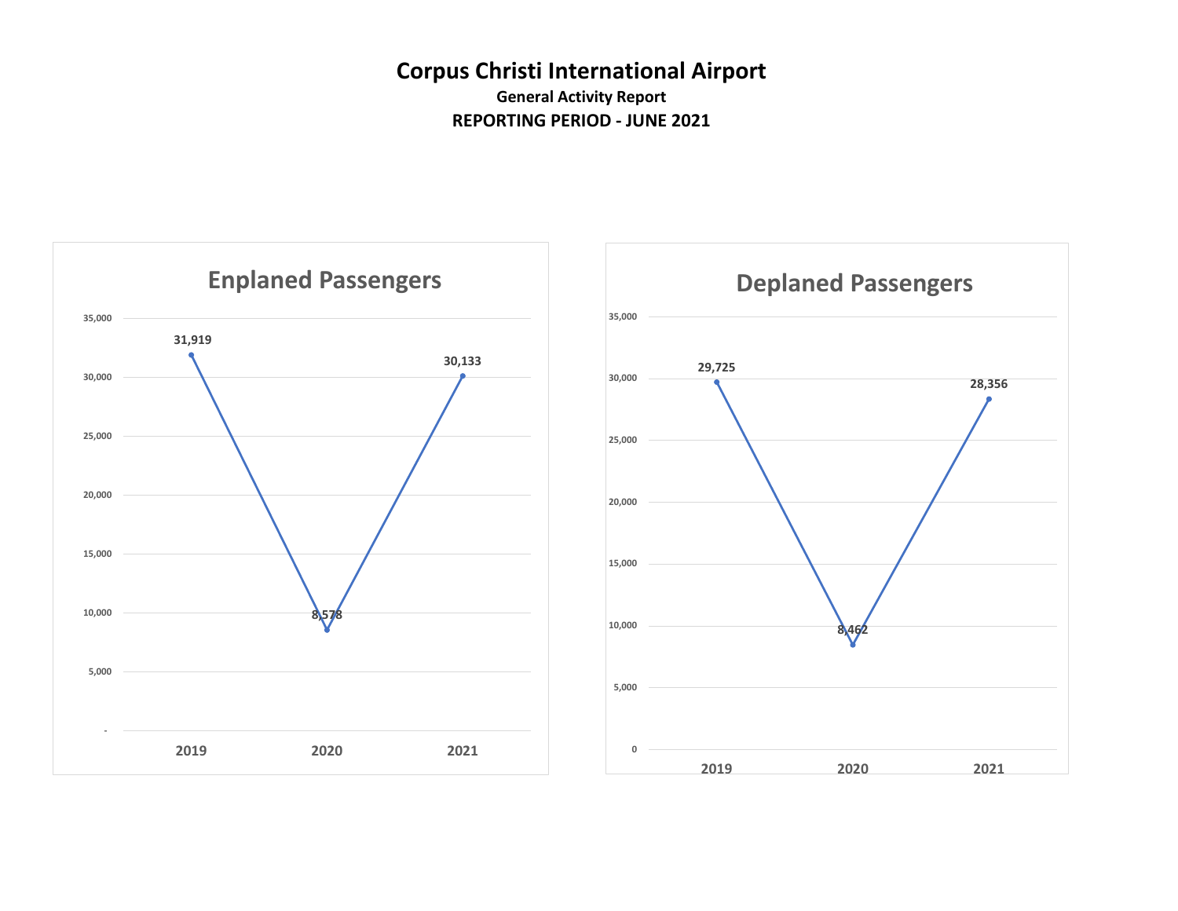# Corpus Christi International Airport

**General Activity Report**

**REPORTING PERIOD - JUNE 2021**

## Enplaned Passengers

35,000
30,000
25,000
20,000
15,000
10,000
5,000
-

31,919
8,578
30,133

2019
2020
2021

## Deplaned Passengers

35,000
30,000
25,000
20,000
15,000
10,000
5,000
0

29,725
8,462
28,356

2019
2020
2021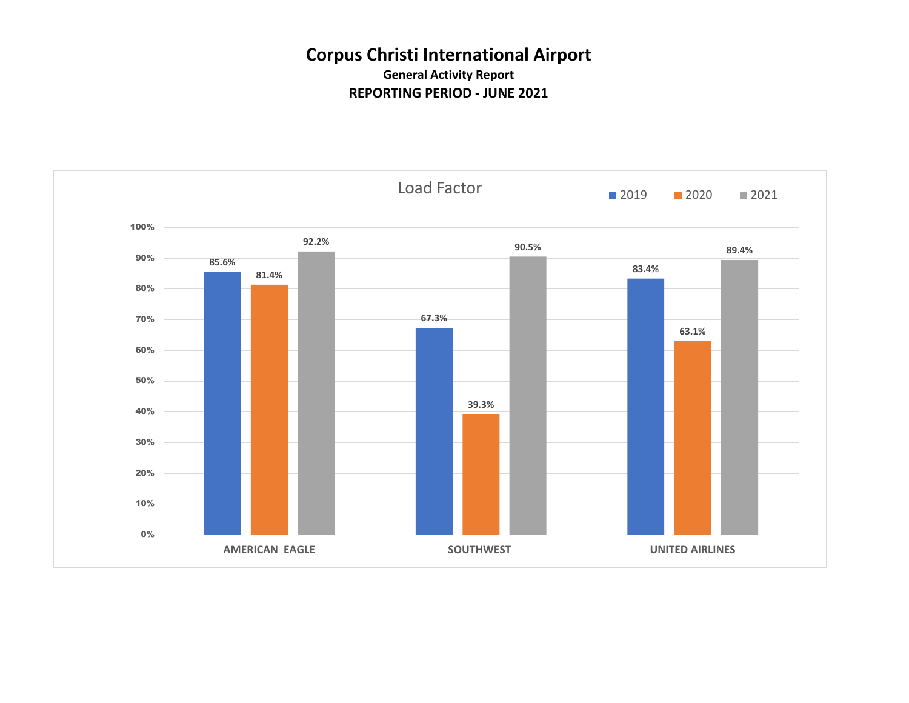# Corpus Christi International Airport

**General Activity Report**

**REPORTING PERIOD - JUNE 2021**

Load Factor

2019 2020 2021

100%
90%
80%
70%
60%
50%
40%
30%
20%
10%
0%

AMERICAN EAGLE: 85.6% 81.4% 92.2%

SOUTHWEST: 67.3% 39.3% 90.5%

UNITED AIRLINES: 83.4% 63.1% 89.4%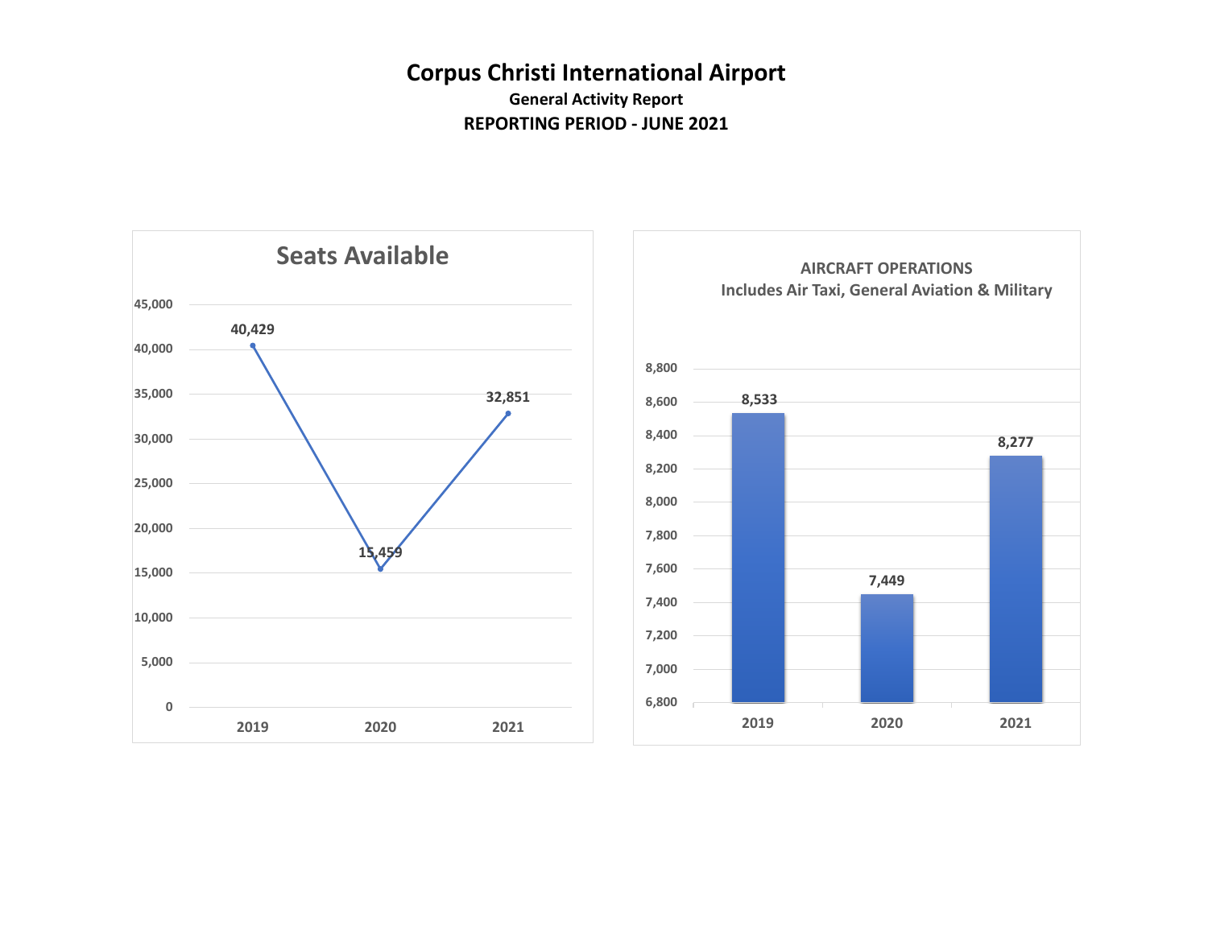# Corpus Christi International Airport

**General Activity Report**

**REPORTING PERIOD - JUNE 2021**

Seats Available

45,000
40,000
35,000
30,000
25,000
20,000
15,000
10,000
5,000
0

40,429
15,459
32,851

2019
2020
2021

AIRCRAFT OPERATIONS
Includes Air Taxi, General Aviation & Military

8,800
8,600
8,400
8,200
8,000
7,800
7,600
7,400
7,200
7,000
6,800

8,533
7,449
8,277

2019
2020
2021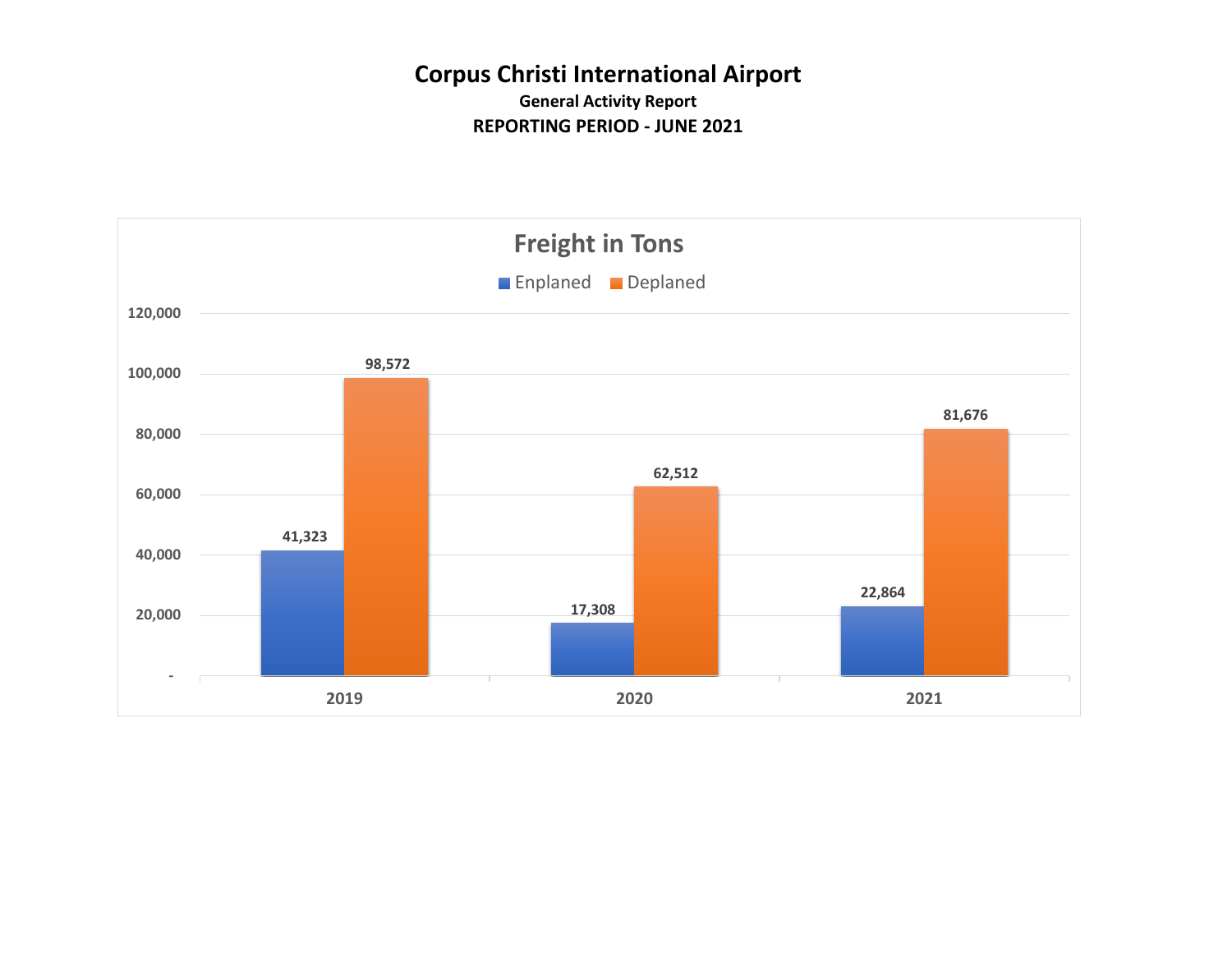# Corpus Christi International Airport

**General Activity Report**

**REPORTING PERIOD - JUNE 2021**

Freight in Tons

Enplaned
Deplaned

120,000
100,000
80,000
60,000
40,000
20,000
-

41,323
98,572
17,308
62,512
22,864
81,676

2019
2020
2021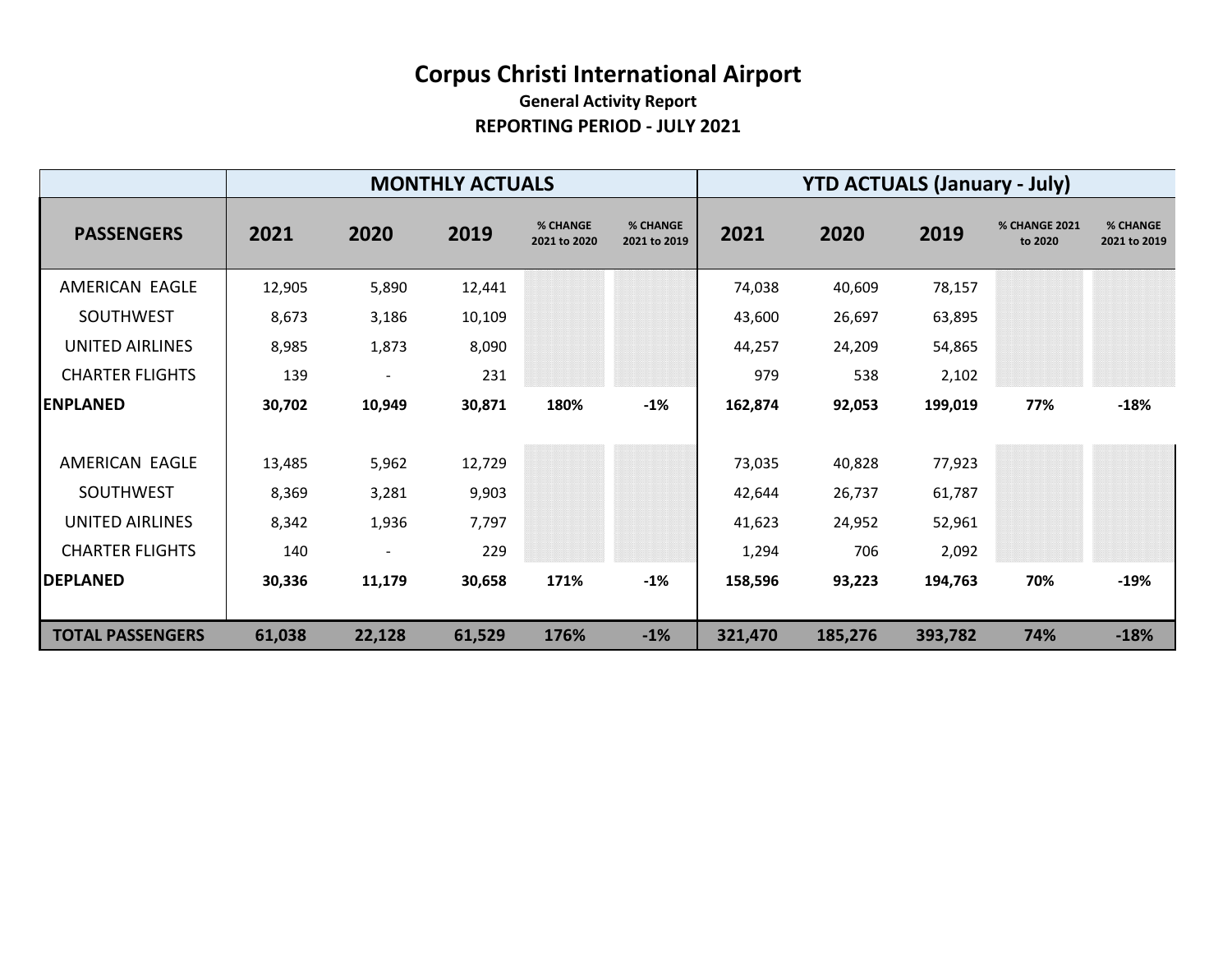# Corpus Christi International Airport

### General Activity Report

### REPORTING PERIOD - JULY 2021

| | MONTHLY ACTUALS | | | | | YTD ACTUALS (January - July) | | | | |
|---|---|---|---|---|---|---|---|---|---|---|
| **PASSENGERS** | **2021** | **2020** | **2019** | **% CHANGE 2021 to 2020** | **% CHANGE 2021 to 2019** | **2021** | **2020** | **2019** | **% CHANGE 2021 to 2020** | **% CHANGE 2021 to 2019** |
| AMERICAN EAGLE | 12,905 | 5,890 | 12,441 | | | 74,038 | 40,609 | 78,157 | | |
| SOUTHWEST | 8,673 | 3,186 | 10,109 | | | 43,600 | 26,697 | 63,895 | | |
| UNITED AIRLINES | 8,985 | 1,873 | 8,090 | | | 44,257 | 24,209 | 54,865 | | |
| CHARTER FLIGHTS | 139 | - | 231 | | | 979 | 538 | 2,102 | | |
| **ENPLANED** | **30,702** | **10,949** | **30,871** | **180%** | **-1%** | **162,874** | **92,053** | **199,019** | **77%** | **-18%** |
| AMERICAN EAGLE | 13,485 | 5,962 | 12,729 | | | 73,035 | 40,828 | 77,923 | | |
| SOUTHWEST | 8,369 | 3,281 | 9,903 | | | 42,644 | 26,737 | 61,787 | | |
| UNITED AIRLINES | 8,342 | 1,936 | 7,797 | | | 41,623 | 24,952 | 52,961 | | |
| CHARTER FLIGHTS | 140 | - | 229 | | | 1,294 | 706 | 2,092 | | |
| **DEPLANED** | **30,336** | **11,179** | **30,658** | **171%** | **-1%** | **158,596** | **93,223** | **194,763** | **70%** | **-19%** |
| **TOTAL PASSENGERS** | **61,038** | **22,128** | **61,529** | **176%** | **-1%** | **321,470** | **185,276** | **393,782** | **74%** | **-18%** |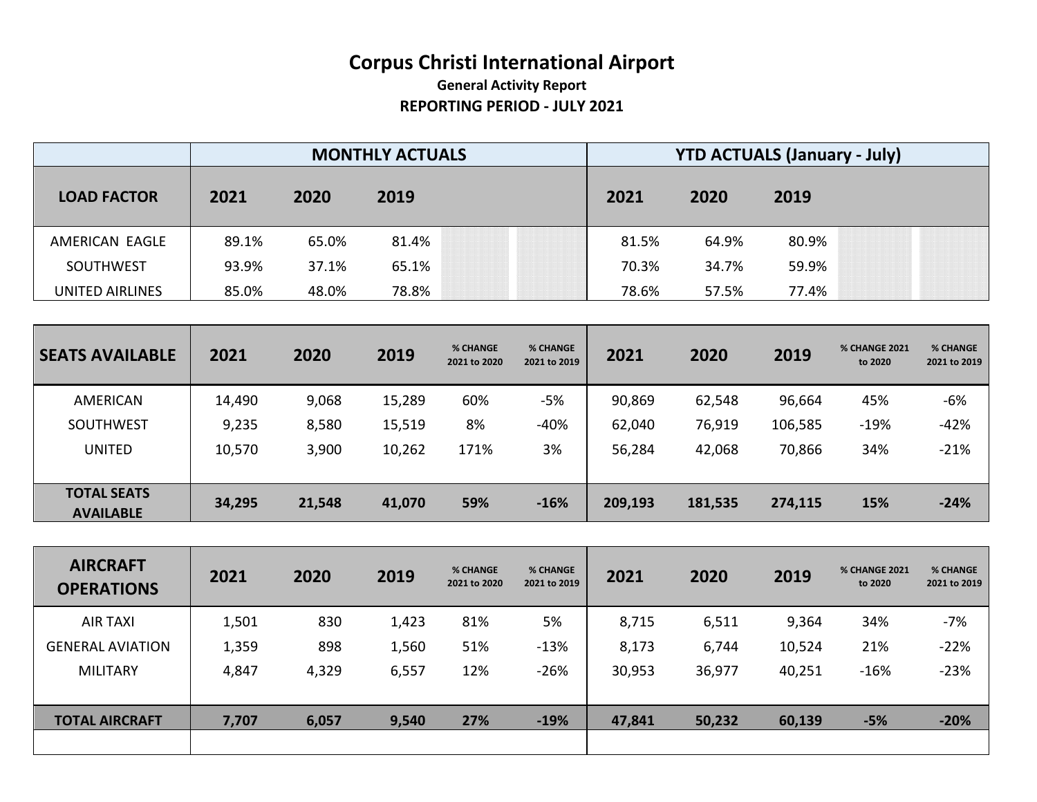# Corpus Christi International Airport

**General Activity Report**

**REPORTING PERIOD - JULY 2021**

| | MONTHLY ACTUALS | | | | | YTD ACTUALS (January - July) | | | | |
|---|---|---|---|---|---|---|---|---|---|---|
| **LOAD FACTOR** | **2021** | **2020** | **2019** | | | **2021** | **2020** | **2019** | | |
| AMERICAN EAGLE | 89.1% | 65.0% | 81.4% | | | 81.5% | 64.9% | 80.9% | | |
| SOUTHWEST | 93.9% | 37.1% | 65.1% | | | 70.3% | 34.7% | 59.9% | | |
| UNITED AIRLINES | 85.0% | 48.0% | 78.8% | | | 78.6% | 57.5% | 77.4% | | |

| **SEATS AVAILABLE** | **2021** | **2020** | **2019** | **% CHANGE 2021 to 2020** | **% CHANGE 2021 to 2019** | **2021** | **2020** | **2019** | **% CHANGE 2021 to 2020** | **% CHANGE 2021 to 2019** |
|---|---|---|---|---|---|---|---|---|---|---|
| AMERICAN | 14,490 | 9,068 | 15,289 | 60% | -5% | 90,869 | 62,548 | 96,664 | 45% | -6% |
| SOUTHWEST | 9,235 | 8,580 | 15,519 | 8% | -40% | 62,040 | 76,919 | 106,585 | -19% | -42% |
| UNITED | 10,570 | 3,900 | 10,262 | 171% | 3% | 56,284 | 42,068 | 70,866 | 34% | -21% |
| **TOTAL SEATS AVAILABLE** | **34,295** | **21,548** | **41,070** | **59%** | **-16%** | **209,193** | **181,535** | **274,115** | **15%** | **-24%** |

| **AIRCRAFT OPERATIONS** | **2021** | **2020** | **2019** | **% CHANGE 2021 to 2020** | **% CHANGE 2021 to 2019** | **2021** | **2020** | **2019** | **% CHANGE 2021 to 2020** | **% CHANGE 2021 to 2019** |
|---|---|---|---|---|---|---|---|---|---|---|
| AIR TAXI | 1,501 | 830 | 1,423 | 81% | 5% | 8,715 | 6,511 | 9,364 | 34% | -7% |
| GENERAL AVIATION | 1,359 | 898 | 1,560 | 51% | -13% | 8,173 | 6,744 | 10,524 | 21% | -22% |
| MILITARY | 4,847 | 4,329 | 6,557 | 12% | -26% | 30,953 | 36,977 | 40,251 | -16% | -23% |
| **TOTAL AIRCRAFT** | **7,707** | **6,057** | **9,540** | **27%** | **-19%** | **47,841** | **50,232** | **60,139** | **-5%** | **-20%** |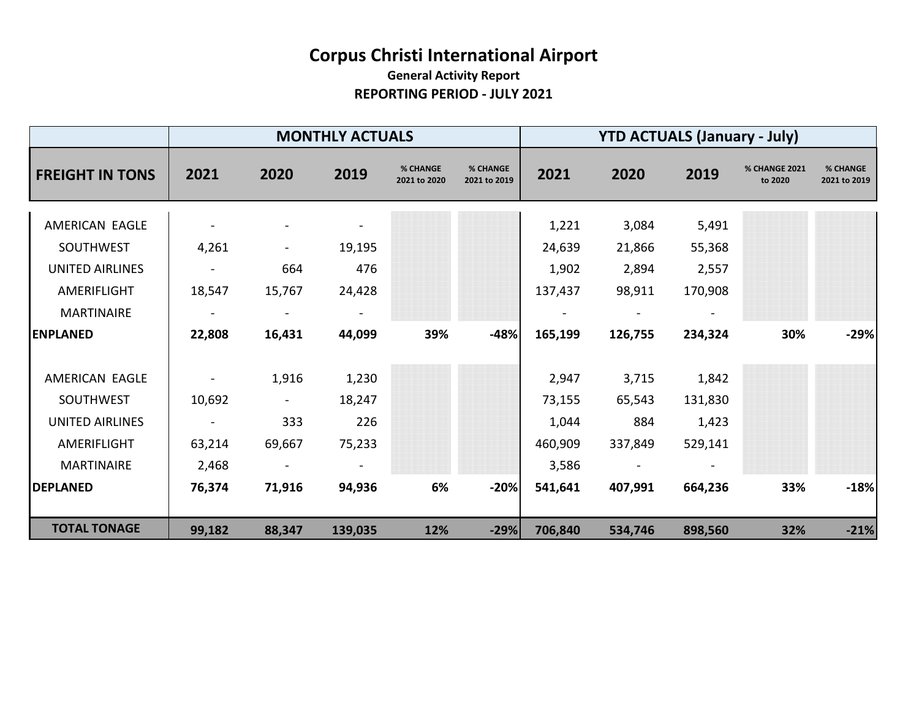# Corpus Christi International Airport

**General Activity Report**

**REPORTING PERIOD - JULY 2021**

| | MONTHLY ACTUALS | | | | | YTD ACTUALS (January - July) | | | | |
|---|---|---|---|---|---|---|---|---|---|---|
| **FREIGHT IN TONS** | **2021** | **2020** | **2019** | **% CHANGE 2021 to 2020** | **% CHANGE 2021 to 2019** | **2021** | **2020** | **2019** | **% CHANGE 2021 to 2020** | **% CHANGE 2021 to 2019** |
| AMERICAN EAGLE | - | - | - | | | 1,221 | 3,084 | 5,491 | | |
| SOUTHWEST | 4,261 | - | 19,195 | | | 24,639 | 21,866 | 55,368 | | |
| UNITED AIRLINES | - | 664 | 476 | | | 1,902 | 2,894 | 2,557 | | |
| AMERIFLIGHT | 18,547 | 15,767 | 24,428 | | | 137,437 | 98,911 | 170,908 | | |
| MARTINAIRE | - | - | - | | | - | - | - | | |
| **ENPLANED** | **22,808** | **16,431** | **44,099** | **39%** | **-48%** | **165,199** | **126,755** | **234,324** | **30%** | **-29%** |
| AMERICAN EAGLE | - | 1,916 | 1,230 | | | 2,947 | 3,715 | 1,842 | | |
| SOUTHWEST | 10,692 | - | 18,247 | | | 73,155 | 65,543 | 131,830 | | |
| UNITED AIRLINES | - | 333 | 226 | | | 1,044 | 884 | 1,423 | | |
| AMERIFLIGHT | 63,214 | 69,667 | 75,233 | | | 460,909 | 337,849 | 529,141 | | |
| MARTINAIRE | 2,468 | - | - | | | 3,586 | - | - | | |
| **DEPLANED** | **76,374** | **71,916** | **94,936** | **6%** | **-20%** | **541,641** | **407,991** | **664,236** | **33%** | **-18%** |
| **TOTAL TONAGE** | **99,182** | **88,347** | **139,035** | **12%** | **-29%** | **706,840** | **534,746** | **898,560** | **32%** | **-21%** |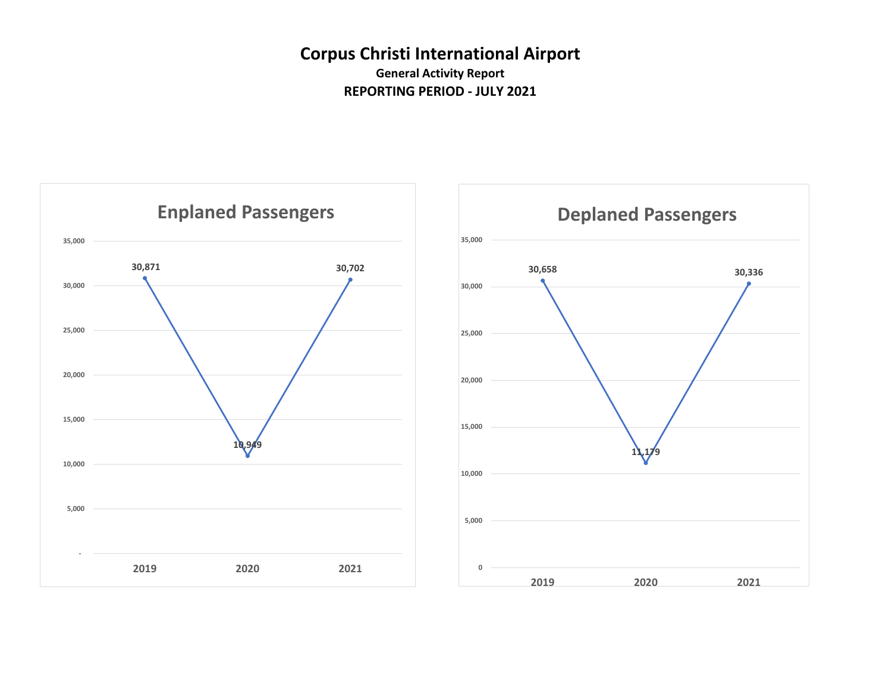# Corpus Christi International Airport

**General Activity Report**

**REPORTING PERIOD - JULY 2021**

## Enplaned Passengers

35,000
30,000
25,000
20,000
15,000
10,000
5,000
-

30,871
10,949
30,702

2019
2020
2021

## Deplaned Passengers

35,000
30,000
25,000
20,000
15,000
10,000
5,000
0

30,658
11,179
30,336

2019
2020
2021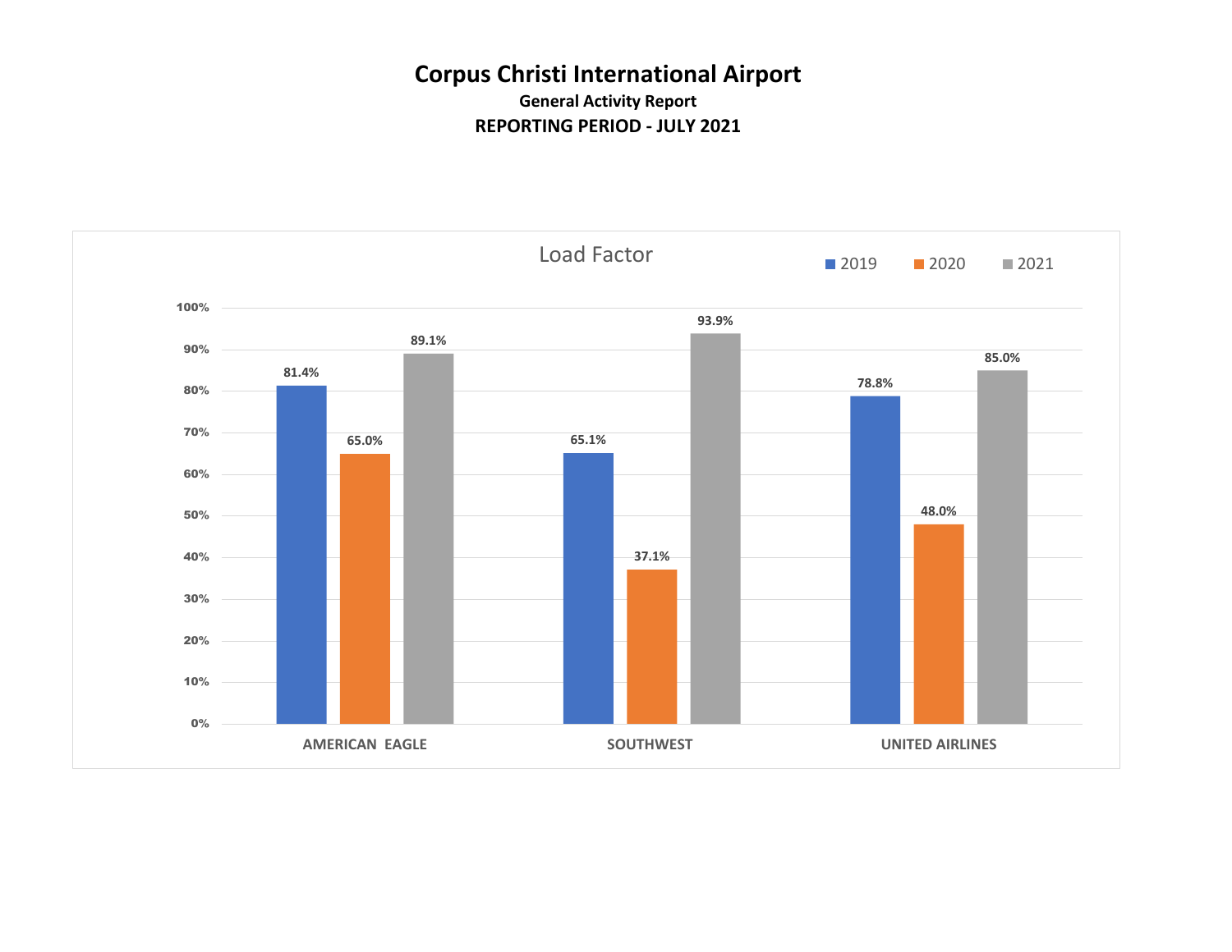# Corpus Christi International Airport

**General Activity Report**

**REPORTING PERIOD - JULY 2021**

Load Factor

2019 2020 2021

100%
90%
80%
70%
60%
50%
40%
30%
20%
10%
0%

81.4%
65.0%
89.1%
65.1%
37.1%
93.9%
78.8%
48.0%
85.0%

AMERICAN EAGLE
SOUTHWEST
UNITED AIRLINES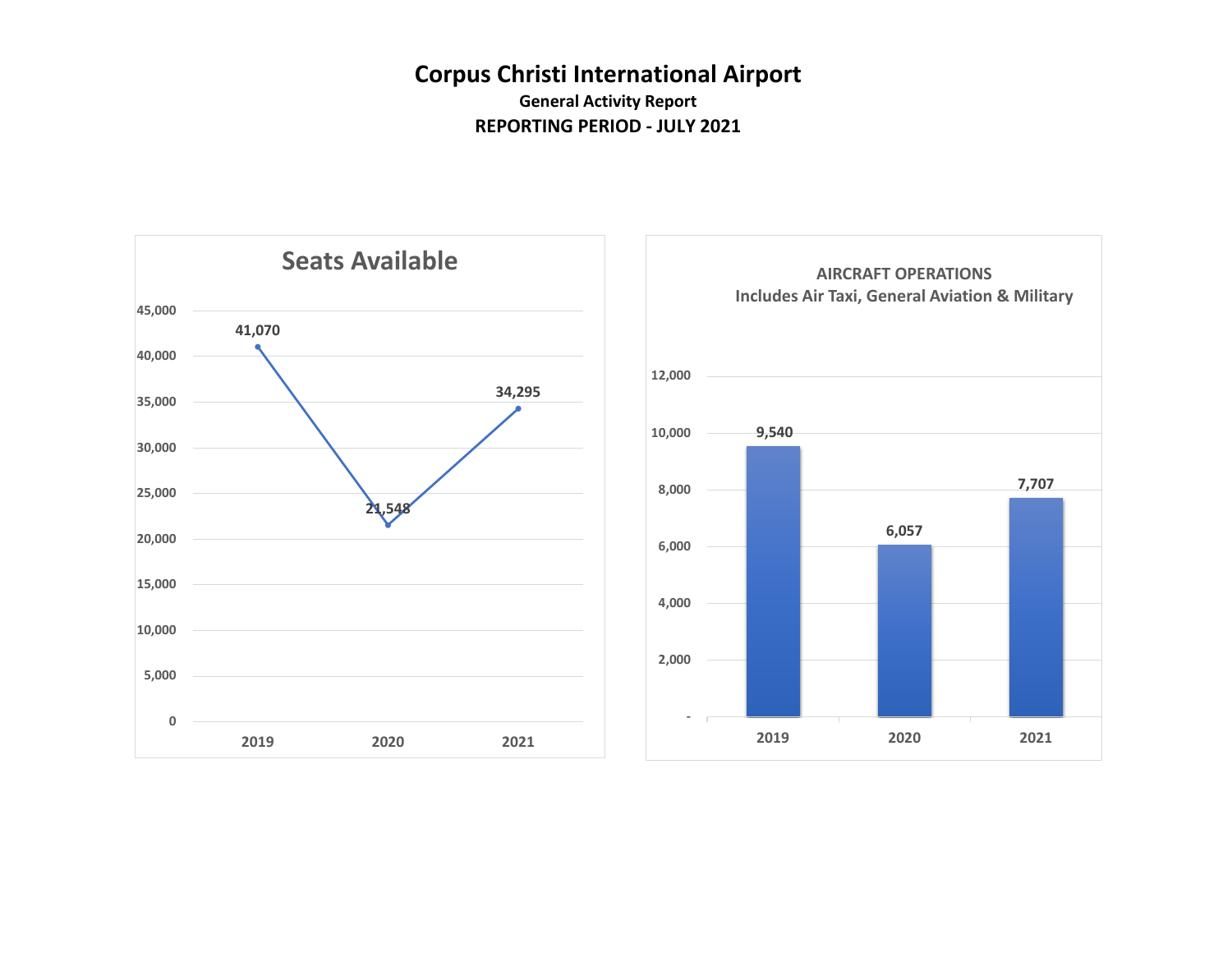# Corpus Christi International Airport

**General Activity Report**

**REPORTING PERIOD - JULY 2021**

Seats Available

45,000
40,000
35,000
30,000
25,000
20,000
15,000
10,000
5,000
0

41,070
21,548
34,295

2019
2020
2021

AIRCRAFT OPERATIONS
Includes Air Taxi, General Aviation & Military

12,000
10,000
8,000
6,000
4,000
2,000
-

9,540
6,057
7,707

2019
2020
2021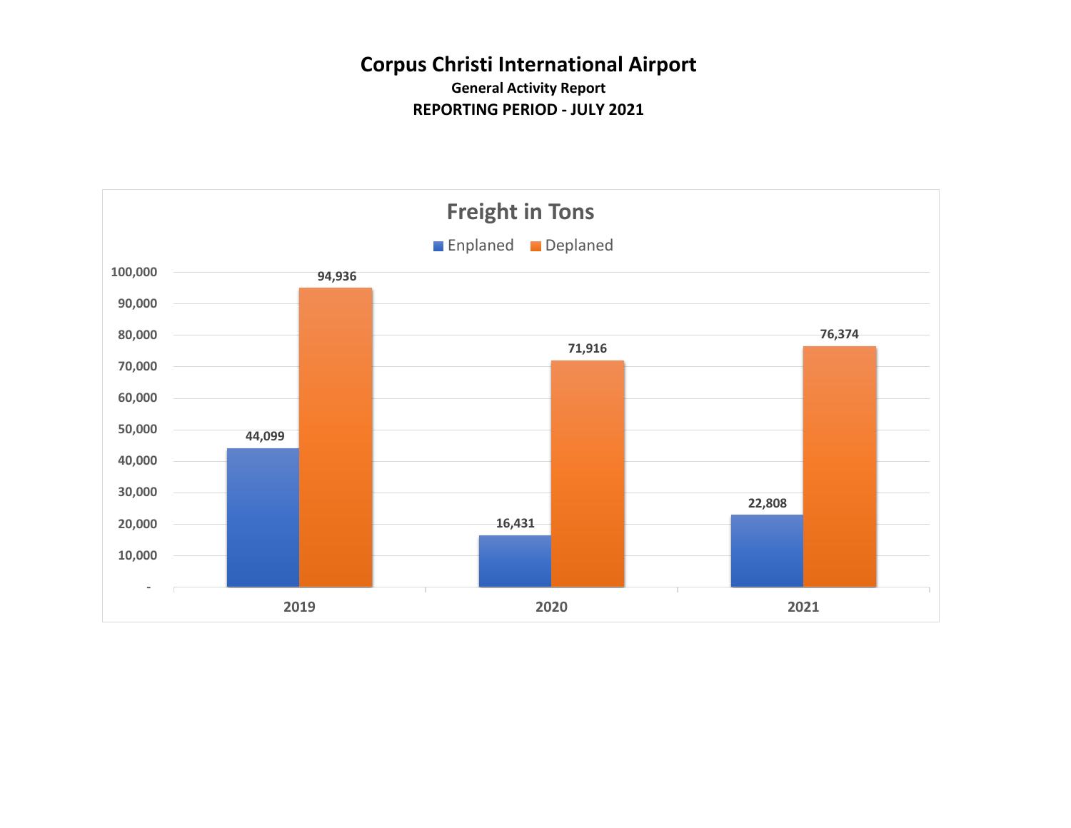# Corpus Christi International Airport

**General Activity Report**

**REPORTING PERIOD - JULY 2021**

Freight in Tons

Enplaned
Deplaned

100,000
90,000
80,000
70,000
60,000
50,000
40,000
30,000
20,000
10,000
-

44,099
94,936
16,431
71,916
22,808
76,374

2019
2020
2021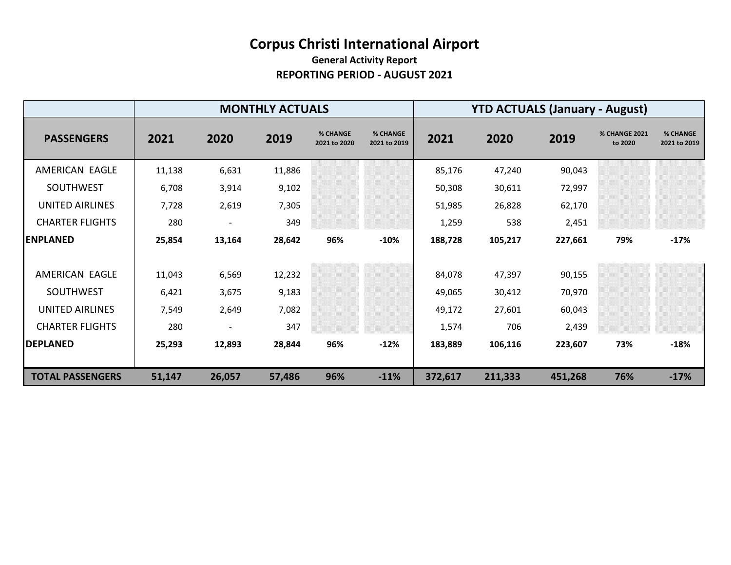# Corpus Christi International Airport

**General Activity Report**

**REPORTING PERIOD - AUGUST 2021**

| | MONTHLY ACTUALS | | | | | YTD ACTUALS (January - August) | | | | |
|---|---|---|---|---|---|---|---|---|---|---|
| **PASSENGERS** | **2021** | **2020** | **2019** | **% CHANGE 2021 to 2020** | **% CHANGE 2021 to 2019** | **2021** | **2020** | **2019** | **% CHANGE 2021 to 2020** | **% CHANGE 2021 to 2019** |
| AMERICAN EAGLE | 11,138 | 6,631 | 11,886 | | | 85,176 | 47,240 | 90,043 | | |
| SOUTHWEST | 6,708 | 3,914 | 9,102 | | | 50,308 | 30,611 | 72,997 | | |
| UNITED AIRLINES | 7,728 | 2,619 | 7,305 | | | 51,985 | 26,828 | 62,170 | | |
| CHARTER FLIGHTS | 280 | - | 349 | | | 1,259 | 538 | 2,451 | | |
| **ENPLANED** | **25,854** | **13,164** | **28,642** | **96%** | **-10%** | **188,728** | **105,217** | **227,661** | **79%** | **-17%** |
| AMERICAN EAGLE | 11,043 | 6,569 | 12,232 | | | 84,078 | 47,397 | 90,155 | | |
| SOUTHWEST | 6,421 | 3,675 | 9,183 | | | 49,065 | 30,412 | 70,970 | | |
| UNITED AIRLINES | 7,549 | 2,649 | 7,082 | | | 49,172 | 27,601 | 60,043 | | |
| CHARTER FLIGHTS | 280 | - | 347 | | | 1,574 | 706 | 2,439 | | |
| **DEPLANED** | **25,293** | **12,893** | **28,844** | **96%** | **-12%** | **183,889** | **106,116** | **223,607** | **73%** | **-18%** |
| **TOTAL PASSENGERS** | **51,147** | **26,057** | **57,486** | **96%** | **-11%** | **372,617** | **211,333** | **451,268** | **76%** | **-17%** |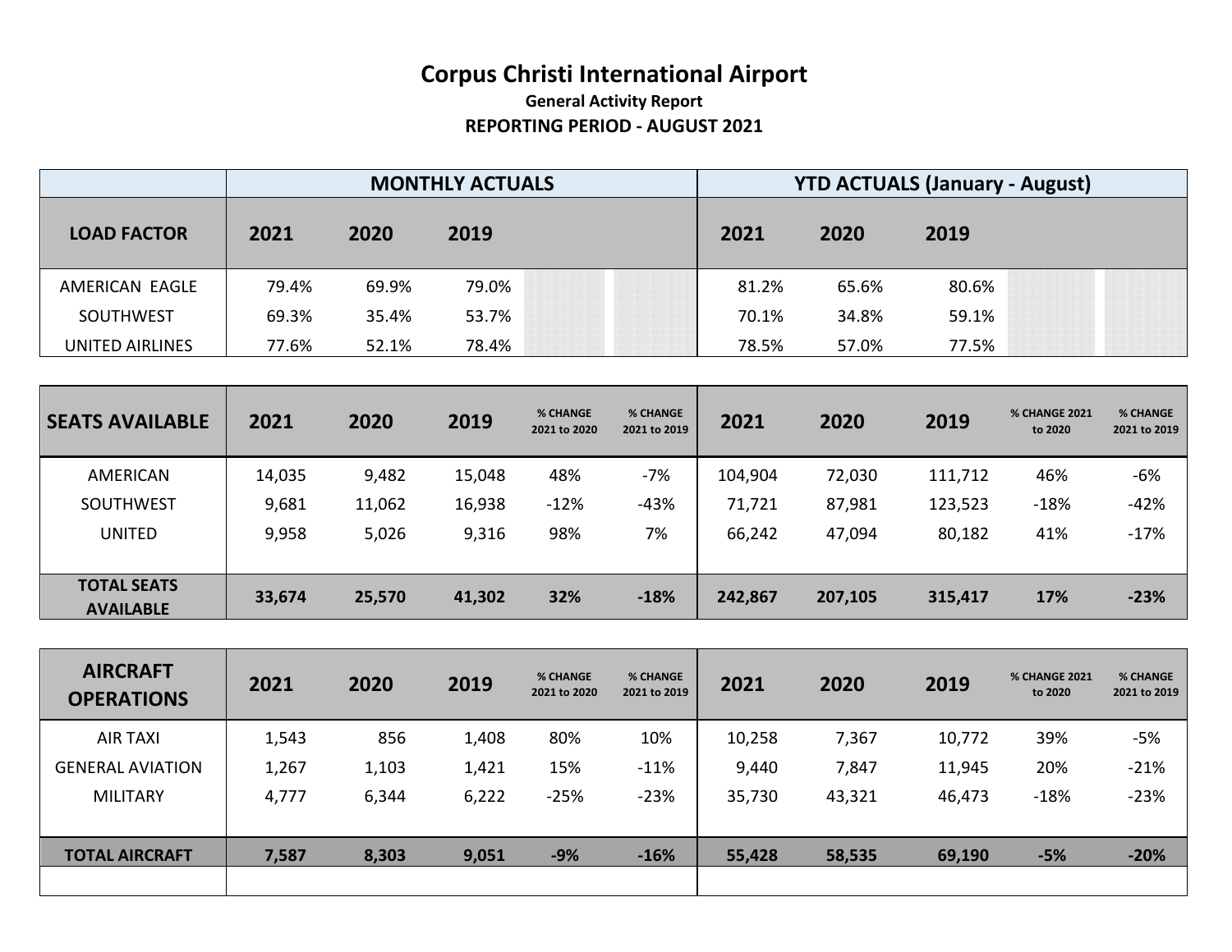# Corpus Christi International Airport

### General Activity Report

### REPORTING PERIOD - AUGUST 2021

| | MONTHLY ACTUALS | | | | | YTD ACTUALS (January - August) | | | | |
|---|---|---|---|---|---|---|---|---|---|---|
| **LOAD FACTOR** | **2021** | **2020** | **2019** | | | **2021** | **2020** | **2019** | | |
| AMERICAN EAGLE | 79.4% | 69.9% | 79.0% | | | 81.2% | 65.6% | 80.6% | | |
| SOUTHWEST | 69.3% | 35.4% | 53.7% | | | 70.1% | 34.8% | 59.1% | | |
| UNITED AIRLINES | 77.6% | 52.1% | 78.4% | | | 78.5% | 57.0% | 77.5% | | |

| **SEATS AVAILABLE** | **2021** | **2020** | **2019** | **% CHANGE 2021 to 2020** | **% CHANGE 2021 to 2019** | **2021** | **2020** | **2019** | **% CHANGE 2021 to 2020** | **% CHANGE 2021 to 2019** |
|---|---|---|---|---|---|---|---|---|---|---|
| AMERICAN | 14,035 | 9,482 | 15,048 | 48% | -7% | 104,904 | 72,030 | 111,712 | 46% | -6% |
| SOUTHWEST | 9,681 | 11,062 | 16,938 | -12% | -43% | 71,721 | 87,981 | 123,523 | -18% | -42% |
| UNITED | 9,958 | 5,026 | 9,316 | 98% | 7% | 66,242 | 47,094 | 80,182 | 41% | -17% |
| **TOTAL SEATS AVAILABLE** | **33,674** | **25,570** | **41,302** | **32%** | **-18%** | **242,867** | **207,105** | **315,417** | **17%** | **-23%** |

| **AIRCRAFT OPERATIONS** | **2021** | **2020** | **2019** | **% CHANGE 2021 to 2020** | **% CHANGE 2021 to 2019** | **2021** | **2020** | **2019** | **% CHANGE 2021 to 2020** | **% CHANGE 2021 to 2019** |
|---|---|---|---|---|---|---|---|---|---|---|
| AIR TAXI | 1,543 | 856 | 1,408 | 80% | 10% | 10,258 | 7,367 | 10,772 | 39% | -5% |
| GENERAL AVIATION | 1,267 | 1,103 | 1,421 | 15% | -11% | 9,440 | 7,847 | 11,945 | 20% | -21% |
| MILITARY | 4,777 | 6,344 | 6,222 | -25% | -23% | 35,730 | 43,321 | 46,473 | -18% | -23% |
| **TOTAL AIRCRAFT** | **7,587** | **8,303** | **9,051** | **-9%** | **-16%** | **55,428** | **58,535** | **69,190** | **-5%** | **-20%** |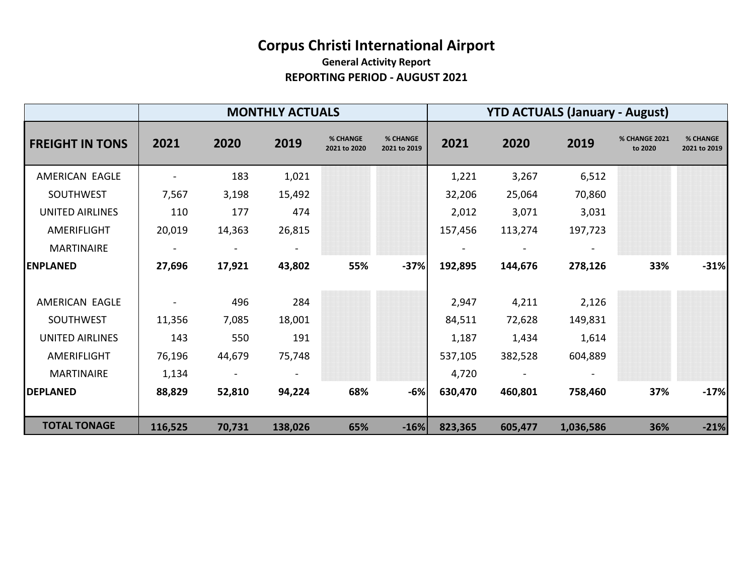# Corpus Christi International Airport

**General Activity Report**

**REPORTING PERIOD - AUGUST 2021**

| | MONTHLY ACTUALS | | | | | YTD ACTUALS (January - August) | | | | |
|---|---|---|---|---|---|---|---|---|---|---|
| **FREIGHT IN TONS** | **2021** | **2020** | **2019** | **% CHANGE 2021 to 2020** | **% CHANGE 2021 to 2019** | **2021** | **2020** | **2019** | **% CHANGE 2021 to 2020** | **% CHANGE 2021 to 2019** |
| AMERICAN EAGLE | - | 183 | 1,021 | | | 1,221 | 3,267 | 6,512 | | |
| SOUTHWEST | 7,567 | 3,198 | 15,492 | | | 32,206 | 25,064 | 70,860 | | |
| UNITED AIRLINES | 110 | 177 | 474 | | | 2,012 | 3,071 | 3,031 | | |
| AMERIFLIGHT | 20,019 | 14,363 | 26,815 | | | 157,456 | 113,274 | 197,723 | | |
| MARTINAIRE | - | - | - | | | - | - | - | | |
| **ENPLANED** | **27,696** | **17,921** | **43,802** | **55%** | **-37%** | **192,895** | **144,676** | **278,126** | **33%** | **-31%** |
| AMERICAN EAGLE | - | 496 | 284 | | | 2,947 | 4,211 | 2,126 | | |
| SOUTHWEST | 11,356 | 7,085 | 18,001 | | | 84,511 | 72,628 | 149,831 | | |
| UNITED AIRLINES | 143 | 550 | 191 | | | 1,187 | 1,434 | 1,614 | | |
| AMERIFLIGHT | 76,196 | 44,679 | 75,748 | | | 537,105 | 382,528 | 604,889 | | |
| MARTINAIRE | 1,134 | - | - | | | 4,720 | - | - | | |
| **DEPLANED** | **88,829** | **52,810** | **94,224** | **68%** | **-6%** | **630,470** | **460,801** | **758,460** | **37%** | **-17%** |
| **TOTAL TONAGE** | **116,525** | **70,731** | **138,026** | **65%** | **-16%** | **823,365** | **605,477** | **1,036,586** | **36%** | **-21%** |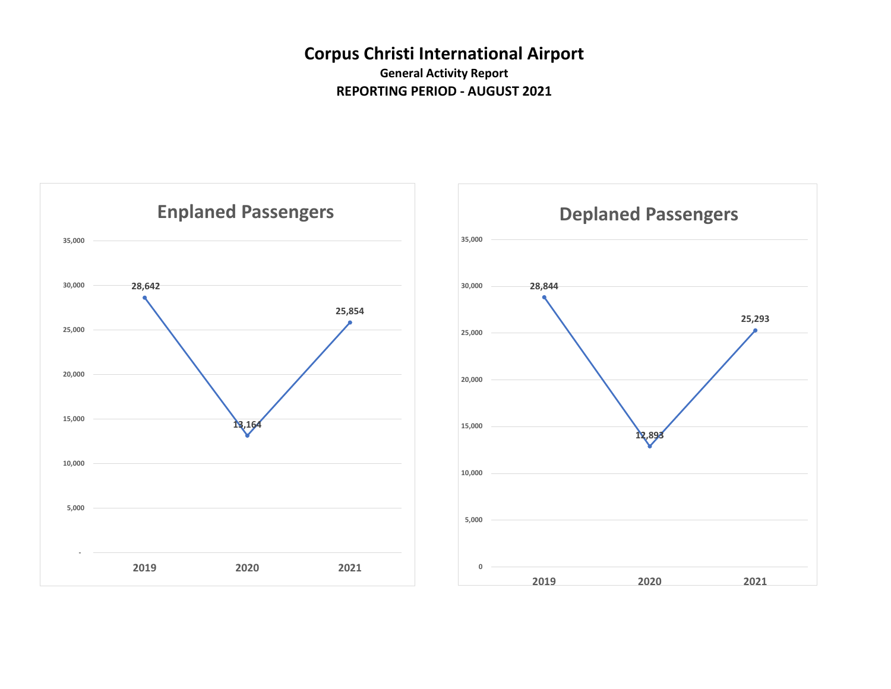# Corpus Christi International Airport

**General Activity Report**

**REPORTING PERIOD - AUGUST 2021**

## Enplaned Passengers

35,000
30,000
25,000
20,000
15,000
10,000
5,000
-

28,642
13,164
25,854

2019
2020
2021

## Deplaned Passengers

35,000
30,000
25,000
20,000
15,000
10,000
5,000
0

28,844
12,893
25,293

2019
2020
2021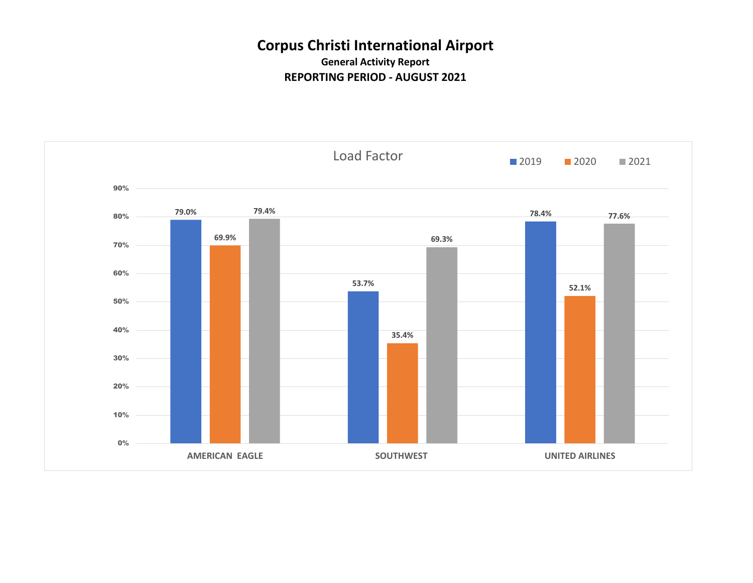# Corpus Christi International Airport

**General Activity Report**

**REPORTING PERIOD - AUGUST 2021**

Load Factor

2019
2020
2021

90%
80%
70%
60%
50%
40%
30%
20%
10%
0%

AMERICAN EAGLE
79.0%
69.9%
79.4%

SOUTHWEST
53.7%
35.4%
69.3%

UNITED AIRLINES
78.4%
52.1%
77.6%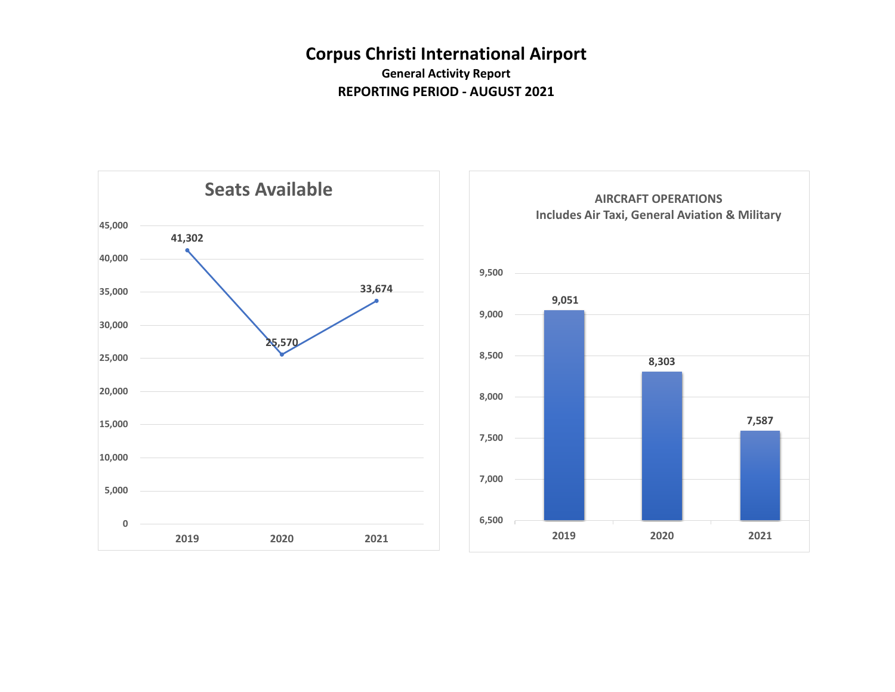# Corpus Christi International Airport

**General Activity Report**

**REPORTING PERIOD - AUGUST 2021**

## Seats Available

45,000
40,000
35,000
30,000
25,000
20,000
15,000
10,000
5,000
0

41,302
25,570
33,674

2019
2020
2021

## AIRCRAFT OPERATIONS
Includes Air Taxi, General Aviation & Military

9,500
9,000
8,500
8,000
7,500
7,000
6,500

9,051
8,303
7,587

2019
2020
2021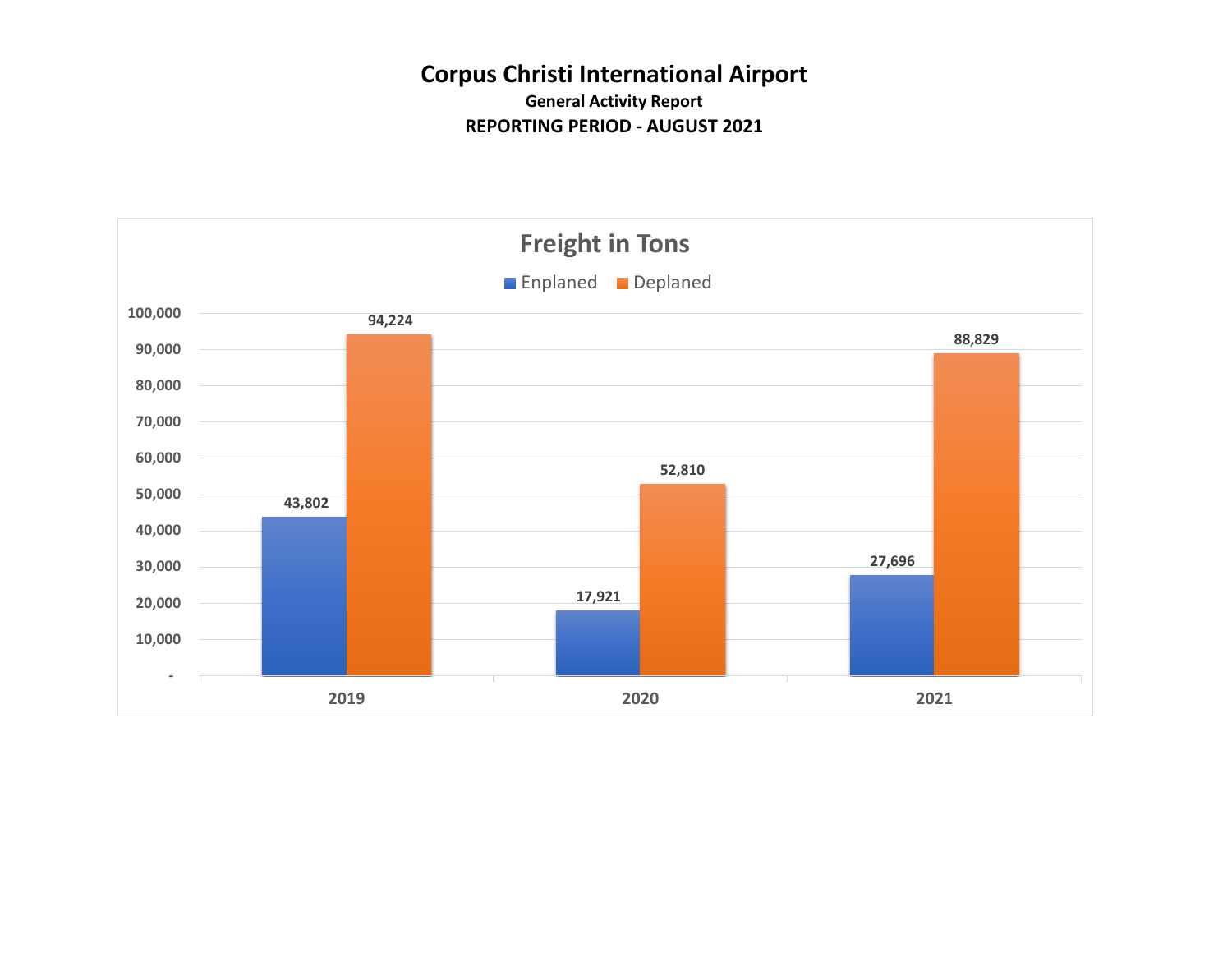# Corpus Christi International Airport

**General Activity Report**

**REPORTING PERIOD - AUGUST 2021**

Freight in Tons

Enplaned
Deplaned

100,000
90,000
80,000
70,000
60,000
50,000
40,000
30,000
20,000
10,000
-

43,802
94,224
17,921
52,810
27,696
88,829

2019
2020
2021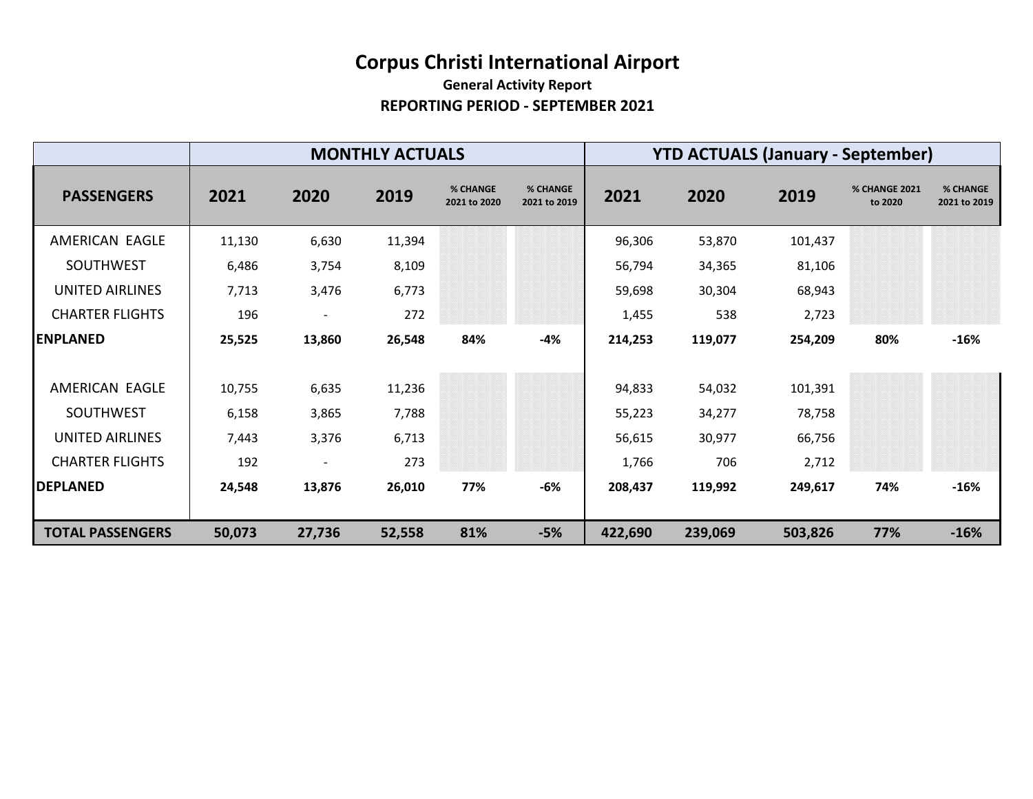# Corpus Christi International Airport

**General Activity Report**

**REPORTING PERIOD - SEPTEMBER 2021**

| | MONTHLY ACTUALS | | | | | YTD ACTUALS (January - September) | | | | |
|---|---|---|---|---|---|---|---|---|---|---|
| **PASSENGERS** | **2021** | **2020** | **2019** | **% CHANGE 2021 to 2020** | **% CHANGE 2021 to 2019** | **2021** | **2020** | **2019** | **% CHANGE 2021 to 2020** | **% CHANGE 2021 to 2019** |
| AMERICAN EAGLE | 11,130 | 6,630 | 11,394 | | | 96,306 | 53,870 | 101,437 | | |
| SOUTHWEST | 6,486 | 3,754 | 8,109 | | | 56,794 | 34,365 | 81,106 | | |
| UNITED AIRLINES | 7,713 | 3,476 | 6,773 | | | 59,698 | 30,304 | 68,943 | | |
| CHARTER FLIGHTS | 196 | - | 272 | | | 1,455 | 538 | 2,723 | | |
| **ENPLANED** | **25,525** | **13,860** | **26,548** | **84%** | **-4%** | **214,253** | **119,077** | **254,209** | **80%** | **-16%** |
| AMERICAN EAGLE | 10,755 | 6,635 | 11,236 | | | 94,833 | 54,032 | 101,391 | | |
| SOUTHWEST | 6,158 | 3,865 | 7,788 | | | 55,223 | 34,277 | 78,758 | | |
| UNITED AIRLINES | 7,443 | 3,376 | 6,713 | | | 56,615 | 30,977 | 66,756 | | |
| CHARTER FLIGHTS | 192 | - | 273 | | | 1,766 | 706 | 2,712 | | |
| **DEPLANED** | **24,548** | **13,876** | **26,010** | **77%** | **-6%** | **208,437** | **119,992** | **249,617** | **74%** | **-16%** |
| **TOTAL PASSENGERS** | **50,073** | **27,736** | **52,558** | **81%** | **-5%** | **422,690** | **239,069** | **503,826** | **77%** | **-16%** |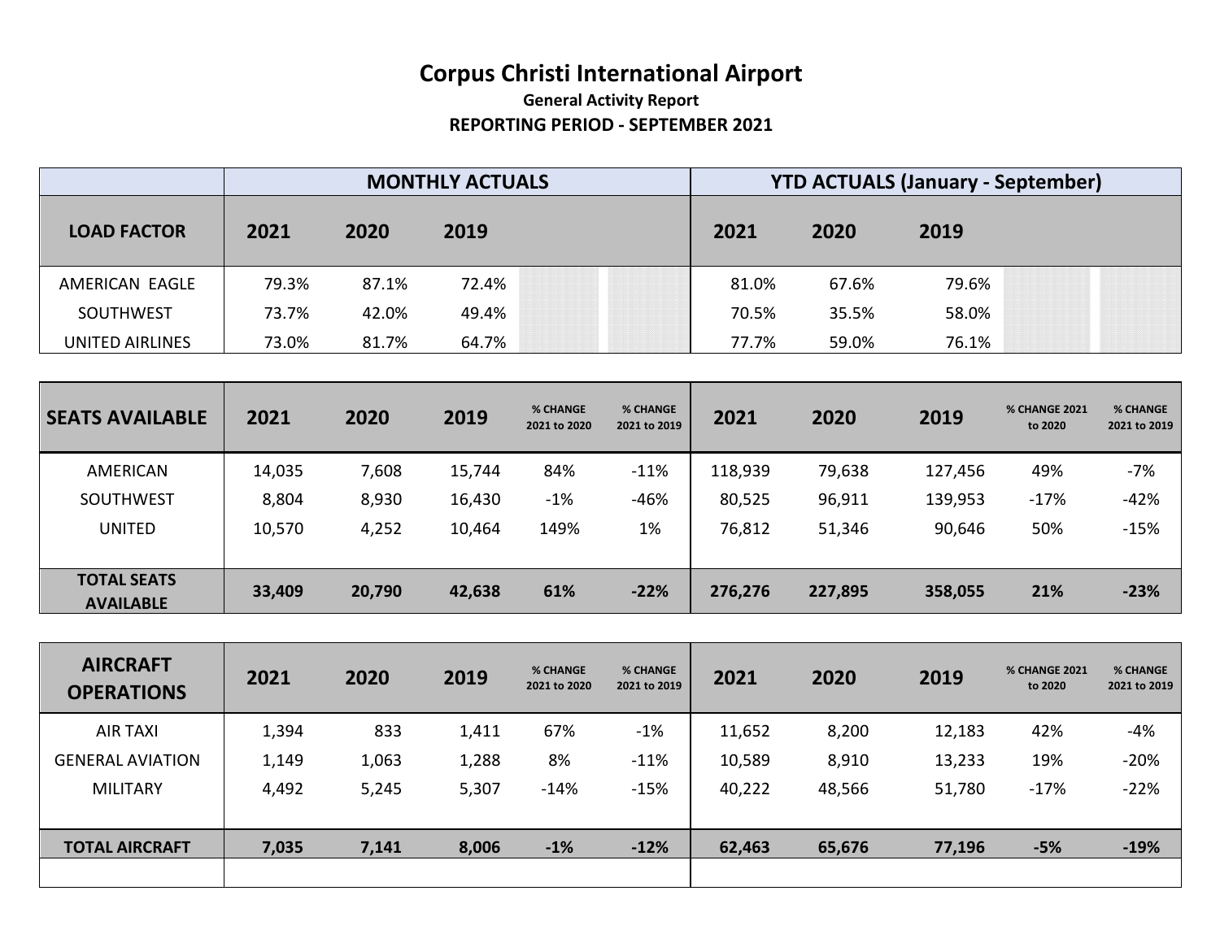# Corpus Christi International Airport

**General Activity Report**

**REPORTING PERIOD - SEPTEMBER 2021**

| | MONTHLY ACTUALS | | | | | YTD ACTUALS (January - September) | | | | |
|---|---|---|---|---|---|---|---|---|---|---|
| **LOAD FACTOR** | **2021** | **2020** | **2019** | | | **2021** | **2020** | **2019** | | |
| AMERICAN EAGLE | 79.3% | 87.1% | 72.4% | | | 81.0% | 67.6% | 79.6% | | |
| SOUTHWEST | 73.7% | 42.0% | 49.4% | | | 70.5% | 35.5% | 58.0% | | |
| UNITED AIRLINES | 73.0% | 81.7% | 64.7% | | | 77.7% | 59.0% | 76.1% | | |

| **SEATS AVAILABLE** | **2021** | **2020** | **2019** | **% CHANGE 2021 to 2020** | **% CHANGE 2021 to 2019** | **2021** | **2020** | **2019** | **% CHANGE 2021 to 2020** | **% CHANGE 2021 to 2019** |
|---|---|---|---|---|---|---|---|---|---|---|
| AMERICAN | 14,035 | 7,608 | 15,744 | 84% | -11% | 118,939 | 79,638 | 127,456 | 49% | -7% |
| SOUTHWEST | 8,804 | 8,930 | 16,430 | -1% | -46% | 80,525 | 96,911 | 139,953 | -17% | -42% |
| UNITED | 10,570 | 4,252 | 10,464 | 149% | 1% | 76,812 | 51,346 | 90,646 | 50% | -15% |
| **TOTAL SEATS AVAILABLE** | **33,409** | **20,790** | **42,638** | **61%** | **-22%** | **276,276** | **227,895** | **358,055** | **21%** | **-23%** |

| **AIRCRAFT OPERATIONS** | **2021** | **2020** | **2019** | **% CHANGE 2021 to 2020** | **% CHANGE 2021 to 2019** | **2021** | **2020** | **2019** | **% CHANGE 2021 to 2020** | **% CHANGE 2021 to 2019** |
|---|---|---|---|---|---|---|---|---|---|---|
| AIR TAXI | 1,394 | 833 | 1,411 | 67% | -1% | 11,652 | 8,200 | 12,183 | 42% | -4% |
| GENERAL AVIATION | 1,149 | 1,063 | 1,288 | 8% | -11% | 10,589 | 8,910 | 13,233 | 19% | -20% |
| MILITARY | 4,492 | 5,245 | 5,307 | -14% | -15% | 40,222 | 48,566 | 51,780 | -17% | -22% |
| **TOTAL AIRCRAFT** | **7,035** | **7,141** | **8,006** | **-1%** | **-12%** | **62,463** | **65,676** | **77,196** | **-5%** | **-19%** |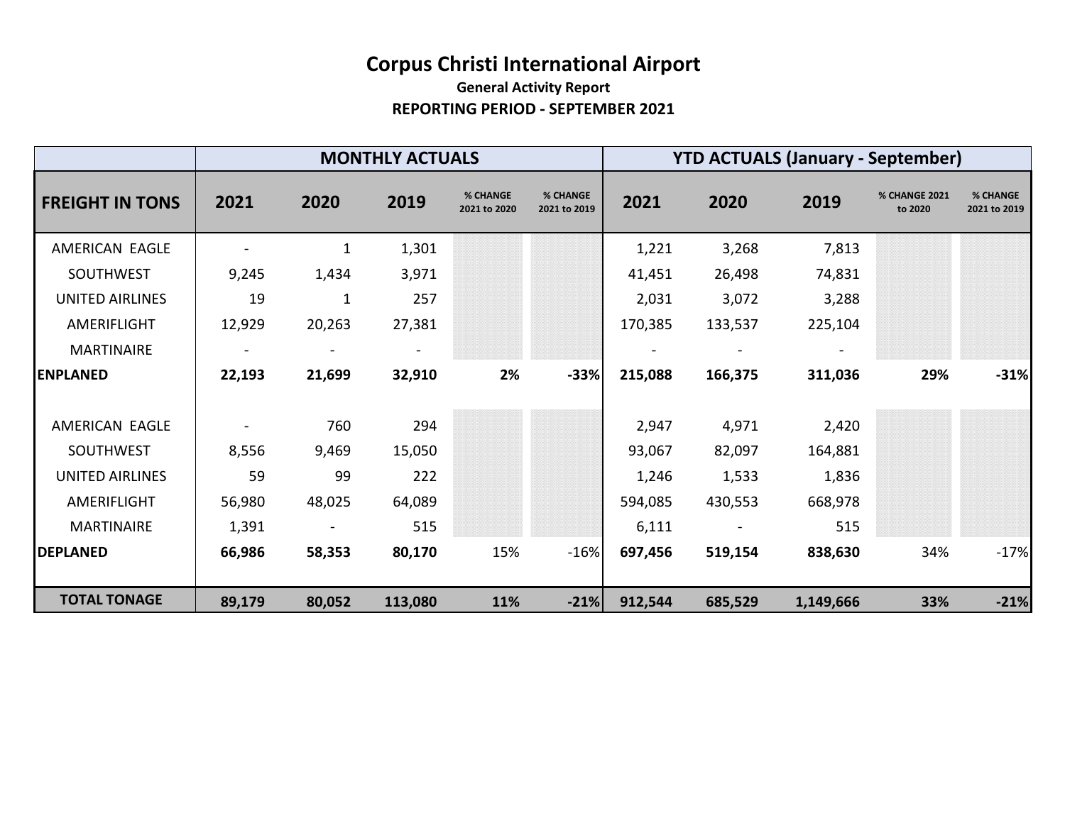# Corpus Christi International Airport

**General Activity Report**

**REPORTING PERIOD - SEPTEMBER 2021**

| | MONTHLY ACTUALS | | | | | YTD ACTUALS (January - September) | | | | |
|---|---|---|---|---|---|---|---|---|---|---|
| **FREIGHT IN TONS** | **2021** | **2020** | **2019** | **% CHANGE 2021 to 2020** | **% CHANGE 2021 to 2019** | **2021** | **2020** | **2019** | **% CHANGE 2021 to 2020** | **% CHANGE 2021 to 2019** |
| AMERICAN EAGLE | - | 1 | 1,301 | | | 1,221 | 3,268 | 7,813 | | |
| SOUTHWEST | 9,245 | 1,434 | 3,971 | | | 41,451 | 26,498 | 74,831 | | |
| UNITED AIRLINES | 19 | 1 | 257 | | | 2,031 | 3,072 | 3,288 | | |
| AMERIFLIGHT | 12,929 | 20,263 | 27,381 | | | 170,385 | 133,537 | 225,104 | | |
| MARTINAIRE | - | - | - | | | - | - | - | | |
| **ENPLANED** | **22,193** | **21,699** | **32,910** | **2%** | **-33%** | **215,088** | **166,375** | **311,036** | **29%** | **-31%** |
| | | | | | | | | | | |
| AMERICAN EAGLE | - | 760 | 294 | | | 2,947 | 4,971 | 2,420 | | |
| SOUTHWEST | 8,556 | 9,469 | 15,050 | | | 93,067 | 82,097 | 164,881 | | |
| UNITED AIRLINES | 59 | 99 | 222 | | | 1,246 | 1,533 | 1,836 | | |
| AMERIFLIGHT | 56,980 | 48,025 | 64,089 | | | 594,085 | 430,553 | 668,978 | | |
| MARTINAIRE | 1,391 | - | 515 | | | 6,111 | - | 515 | | |
| **DEPLANED** | **66,986** | **58,353** | **80,170** | 15% | -16% | **697,456** | **519,154** | **838,630** | 34% | -17% |
| | | | | | | | | | | |
| **TOTAL TONAGE** | **89,179** | **80,052** | **113,080** | **11%** | **-21%** | **912,544** | **685,529** | **1,149,666** | **33%** | **-21%** |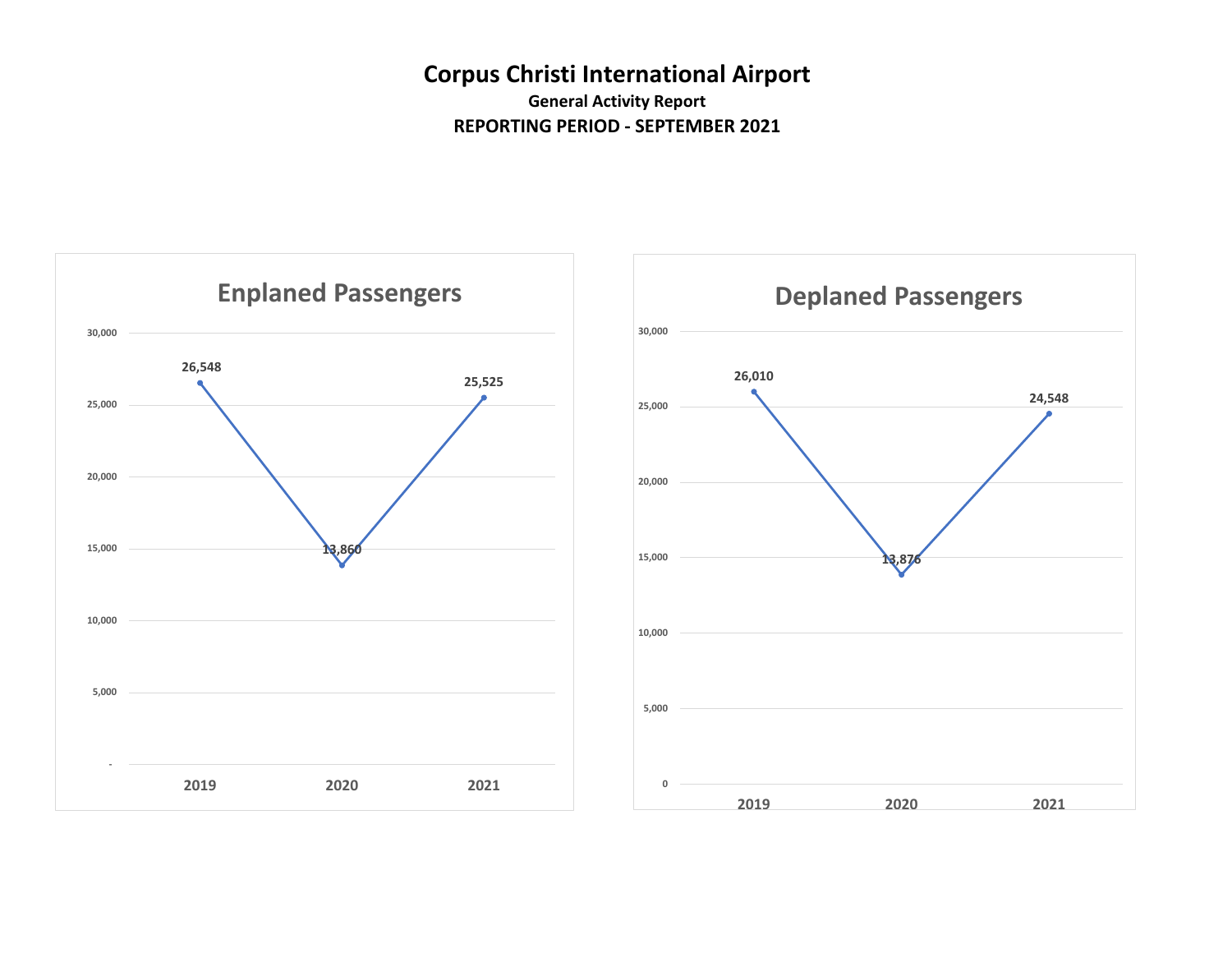# Corpus Christi International Airport

**General Activity Report**

**REPORTING PERIOD - SEPTEMBER 2021**

## Enplaned Passengers

30,000
25,000
20,000
15,000
10,000
5,000
-

26,548
13,860
25,525

2019
2020
2021

## Deplaned Passengers

30,000
25,000
20,000
15,000
10,000
5,000
0

26,010
13,876
24,548

2019
2020
2021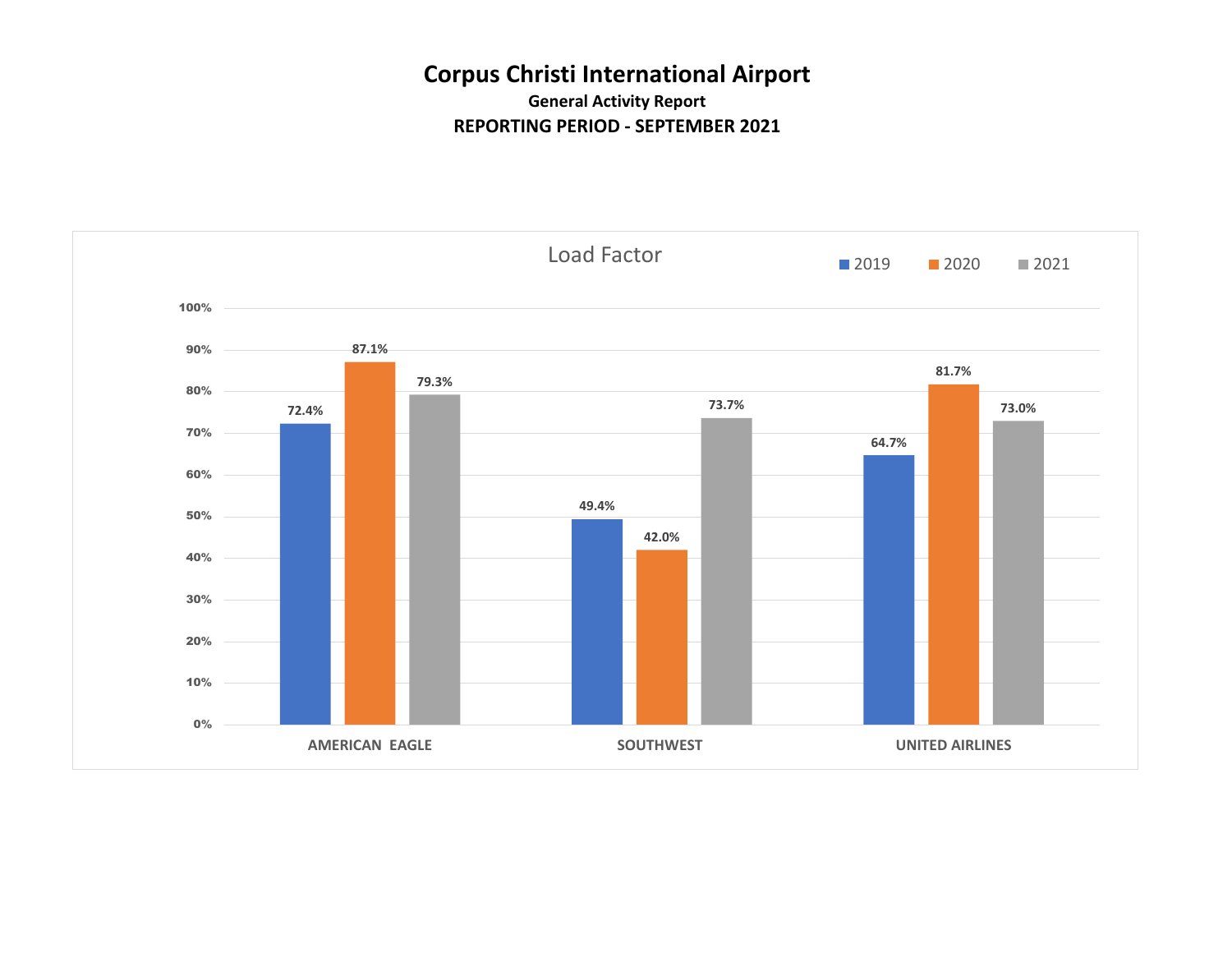# Corpus Christi International Airport

**General Activity Report**

**REPORTING PERIOD - SEPTEMBER 2021**

## Load Factor

| | 2019 | 2020 | 2021 |
|---|---|---|---|
| AMERICAN EAGLE | 72.4% | 87.1% | 79.3% |
| SOUTHWEST | 49.4% | 42.0% | 73.7% |
| UNITED AIRLINES | 64.7% | 81.7% | 73.0% |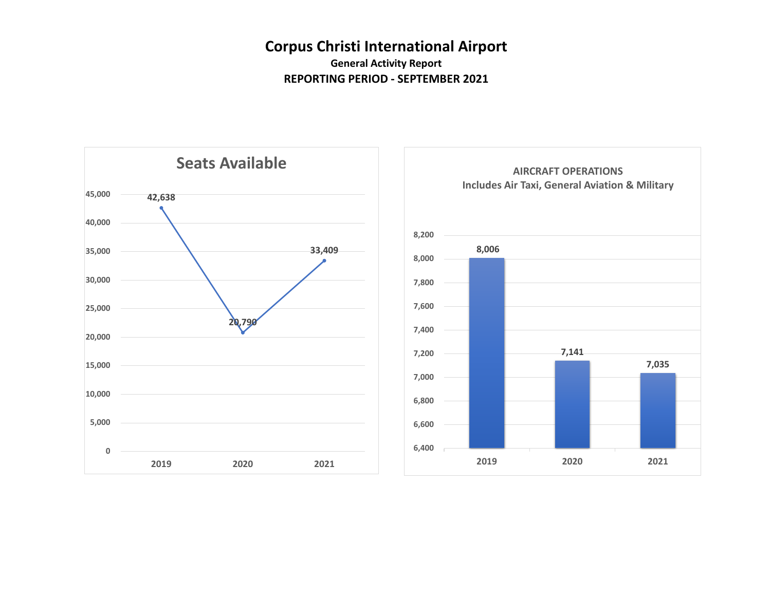# Corpus Christi International Airport

**General Activity Report**

**REPORTING PERIOD - SEPTEMBER 2021**

## Seats Available

45,000
40,000
35,000
30,000
25,000
20,000
15,000
10,000
5,000
0

42,638
20,790
33,409

2019
2020
2021

## AIRCRAFT OPERATIONS

Includes Air Taxi, General Aviation & Military

8,200
8,000
7,800
7,600
7,400
7,200
7,000
6,800
6,600
6,400

8,006
7,141
7,035

2019
2020
2021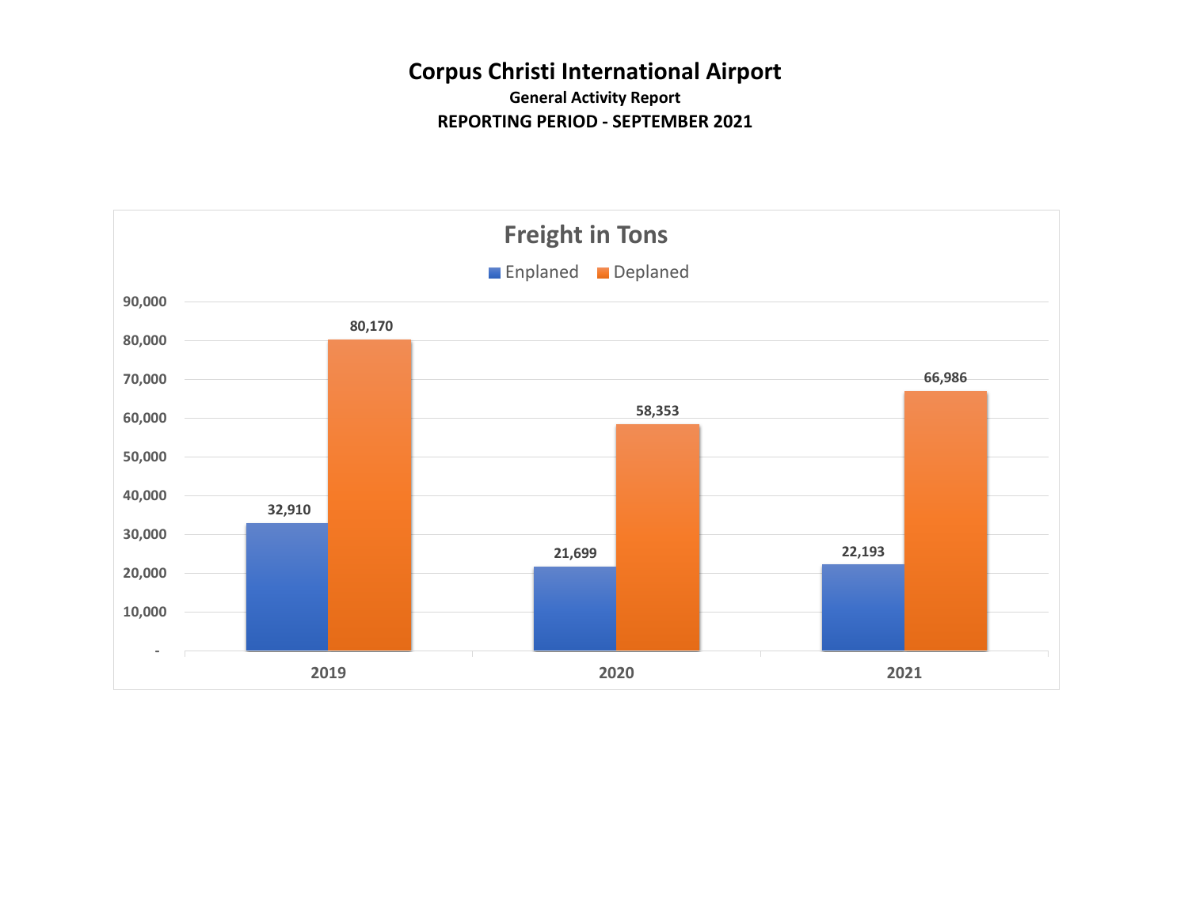# Corpus Christi International Airport

**General Activity Report**

**REPORTING PERIOD - SEPTEMBER 2021**

Freight in Tons

Enplaned
Deplaned

90,000
80,000
70,000
60,000
50,000
40,000
30,000
20,000
10,000
-

32,910
80,170
21,699
58,353
22,193
66,986

2019
2020
2021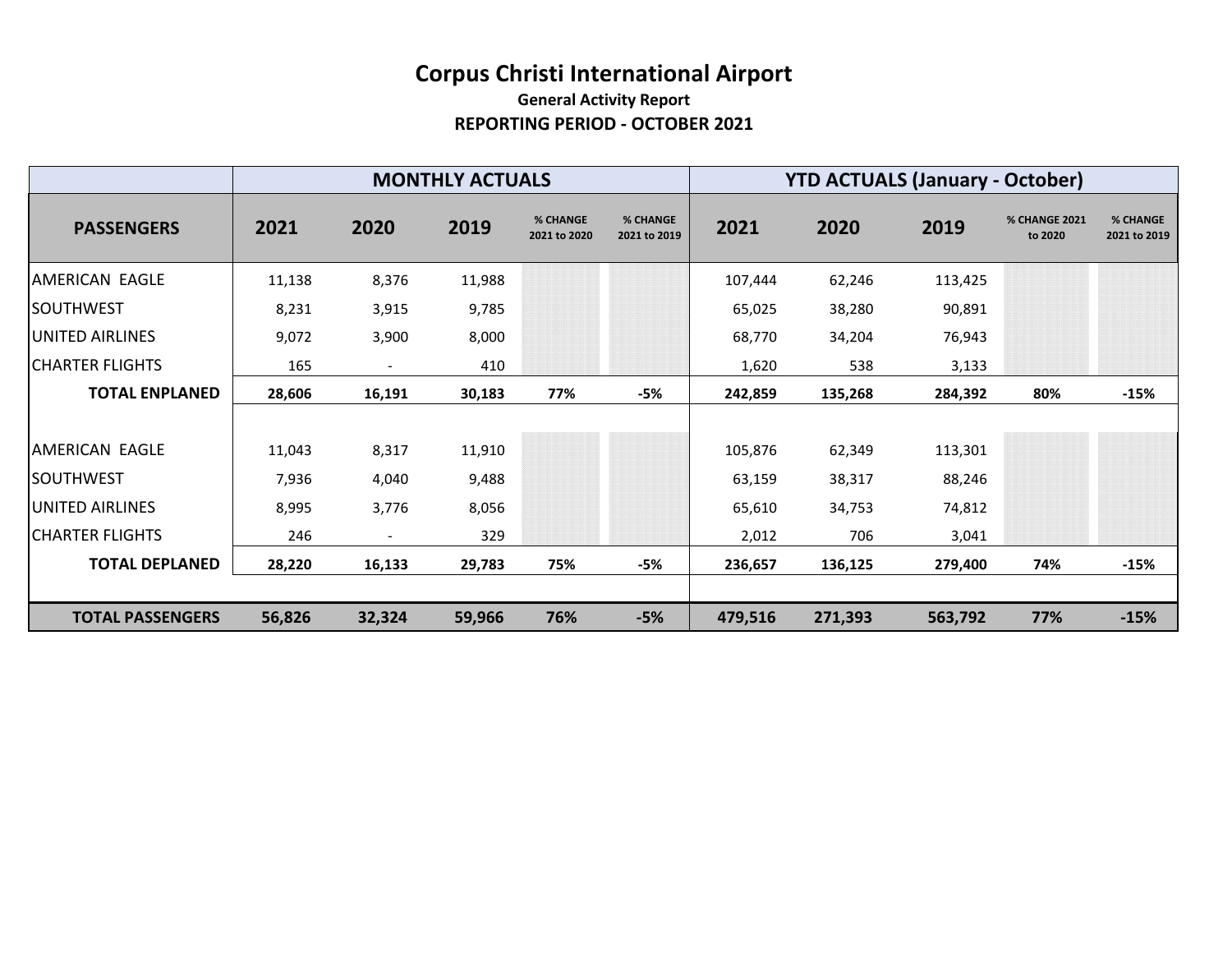# Corpus Christi International Airport

**General Activity Report**

**REPORTING PERIOD - OCTOBER 2021**

| | MONTHLY ACTUALS | | | | | YTD ACTUALS (January - October) | | | | |
|---|---|---|---|---|---|---|---|---|---|---|
| **PASSENGERS** | **2021** | **2020** | **2019** | **% CHANGE 2021 to 2020** | **% CHANGE 2021 to 2019** | **2021** | **2020** | **2019** | **% CHANGE 2021 to 2020** | **% CHANGE 2021 to 2019** |
| AMERICAN EAGLE | 11,138 | 8,376 | 11,988 | | | 107,444 | 62,246 | 113,425 | | |
| SOUTHWEST | 8,231 | 3,915 | 9,785 | | | 65,025 | 38,280 | 90,891 | | |
| UNITED AIRLINES | 9,072 | 3,900 | 8,000 | | | 68,770 | 34,204 | 76,943 | | |
| CHARTER FLIGHTS | 165 | - | 410 | | | 1,620 | 538 | 3,133 | | |
| **TOTAL ENPLANED** | **28,606** | **16,191** | **30,183** | **77%** | **-5%** | **242,859** | **135,268** | **284,392** | **80%** | **-15%** |
| | | | | | | | | | | |
| AMERICAN EAGLE | 11,043 | 8,317 | 11,910 | | | 105,876 | 62,349 | 113,301 | | |
| SOUTHWEST | 7,936 | 4,040 | 9,488 | | | 63,159 | 38,317 | 88,246 | | |
| UNITED AIRLINES | 8,995 | 3,776 | 8,056 | | | 65,610 | 34,753 | 74,812 | | |
| CHARTER FLIGHTS | 246 | - | 329 | | | 2,012 | 706 | 3,041 | | |
| **TOTAL DEPLANED** | **28,220** | **16,133** | **29,783** | **75%** | **-5%** | **236,657** | **136,125** | **279,400** | **74%** | **-15%** |
| | | | | | | | | | | |
| **TOTAL PASSENGERS** | **56,826** | **32,324** | **59,966** | **76%** | **-5%** | **479,516** | **271,393** | **563,792** | **77%** | **-15%** |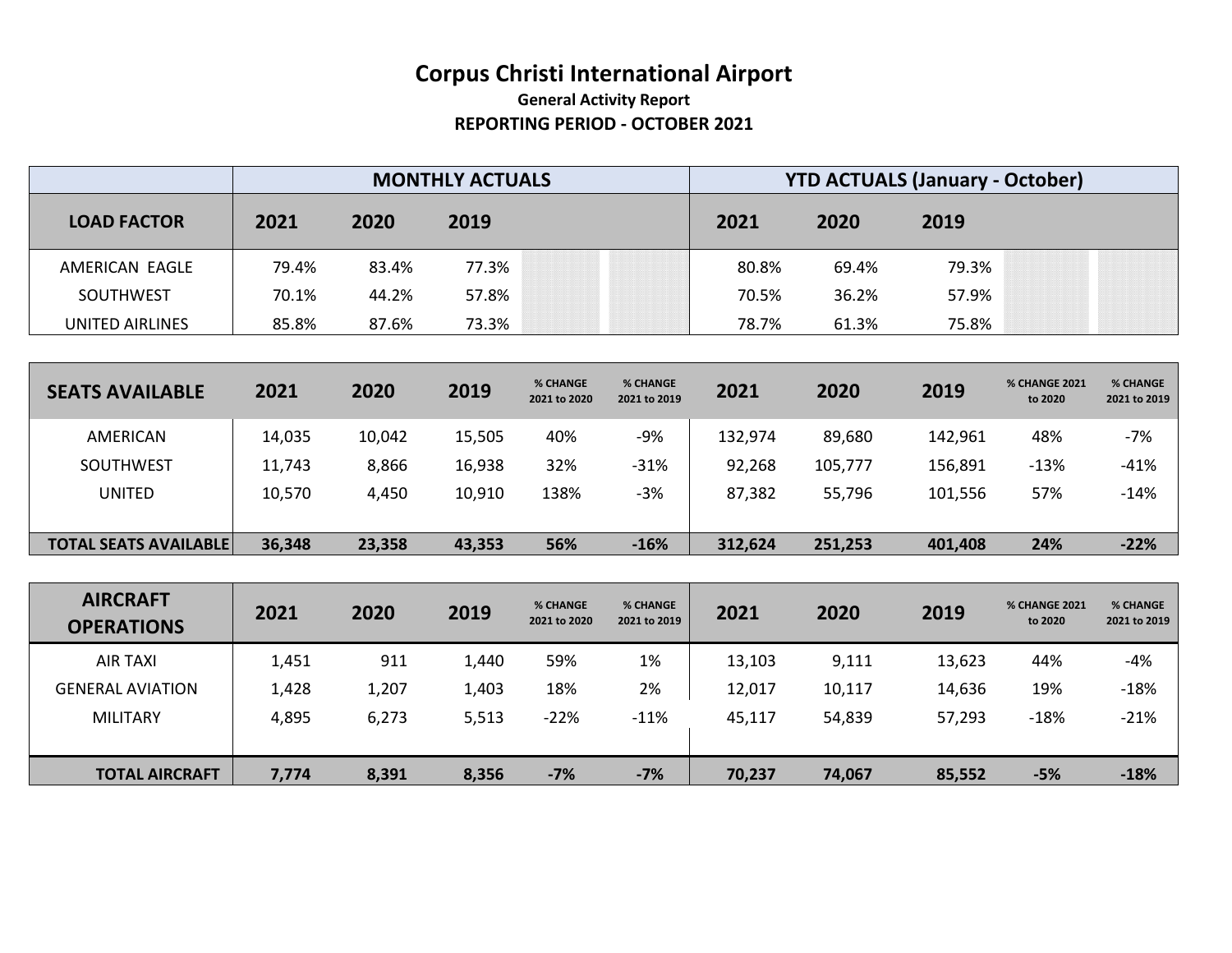# Corpus Christi International Airport

**General Activity Report**

**REPORTING PERIOD - OCTOBER 2021**

| | MONTHLY ACTUALS | | | | | YTD ACTUALS (January - October) | | | | |
|---|---|---|---|---|---|---|---|---|---|---|
| **LOAD FACTOR** | **2021** | **2020** | **2019** | | | **2021** | **2020** | **2019** | | |
| AMERICAN EAGLE | 79.4% | 83.4% | 77.3% | | | 80.8% | 69.4% | 79.3% | | |
| SOUTHWEST | 70.1% | 44.2% | 57.8% | | | 70.5% | 36.2% | 57.9% | | |
| UNITED AIRLINES | 85.8% | 87.6% | 73.3% | | | 78.7% | 61.3% | 75.8% | | |

| SEATS AVAILABLE | 2021 | 2020 | 2019 | % CHANGE 2021 to 2020 | % CHANGE 2021 to 2019 | 2021 | 2020 | 2019 | % CHANGE 2021 to 2020 | % CHANGE 2021 to 2019 |
|---|---|---|---|---|---|---|---|---|---|---|
| AMERICAN | 14,035 | 10,042 | 15,505 | 40% | -9% | 132,974 | 89,680 | 142,961 | 48% | -7% |
| SOUTHWEST | 11,743 | 8,866 | 16,938 | 32% | -31% | 92,268 | 105,777 | 156,891 | -13% | -41% |
| UNITED | 10,570 | 4,450 | 10,910 | 138% | -3% | 87,382 | 55,796 | 101,556 | 57% | -14% |
| **TOTAL SEATS AVAILABLE** | **36,348** | **23,358** | **43,353** | **56%** | **-16%** | **312,624** | **251,253** | **401,408** | **24%** | **-22%** |

| AIRCRAFT OPERATIONS | 2021 | 2020 | 2019 | % CHANGE 2021 to 2020 | % CHANGE 2021 to 2019 | 2021 | 2020 | 2019 | % CHANGE 2021 to 2020 | % CHANGE 2021 to 2019 |
|---|---|---|---|---|---|---|---|---|---|---|
| AIR TAXI | 1,451 | 911 | 1,440 | 59% | 1% | 13,103 | 9,111 | 13,623 | 44% | -4% |
| GENERAL AVIATION | 1,428 | 1,207 | 1,403 | 18% | 2% | 12,017 | 10,117 | 14,636 | 19% | -18% |
| MILITARY | 4,895 | 6,273 | 5,513 | -22% | -11% | 45,117 | 54,839 | 57,293 | -18% | -21% |
| **TOTAL AIRCRAFT** | **7,774** | **8,391** | **8,356** | **-7%** | **-7%** | **70,237** | **74,067** | **85,552** | **-5%** | **-18%** |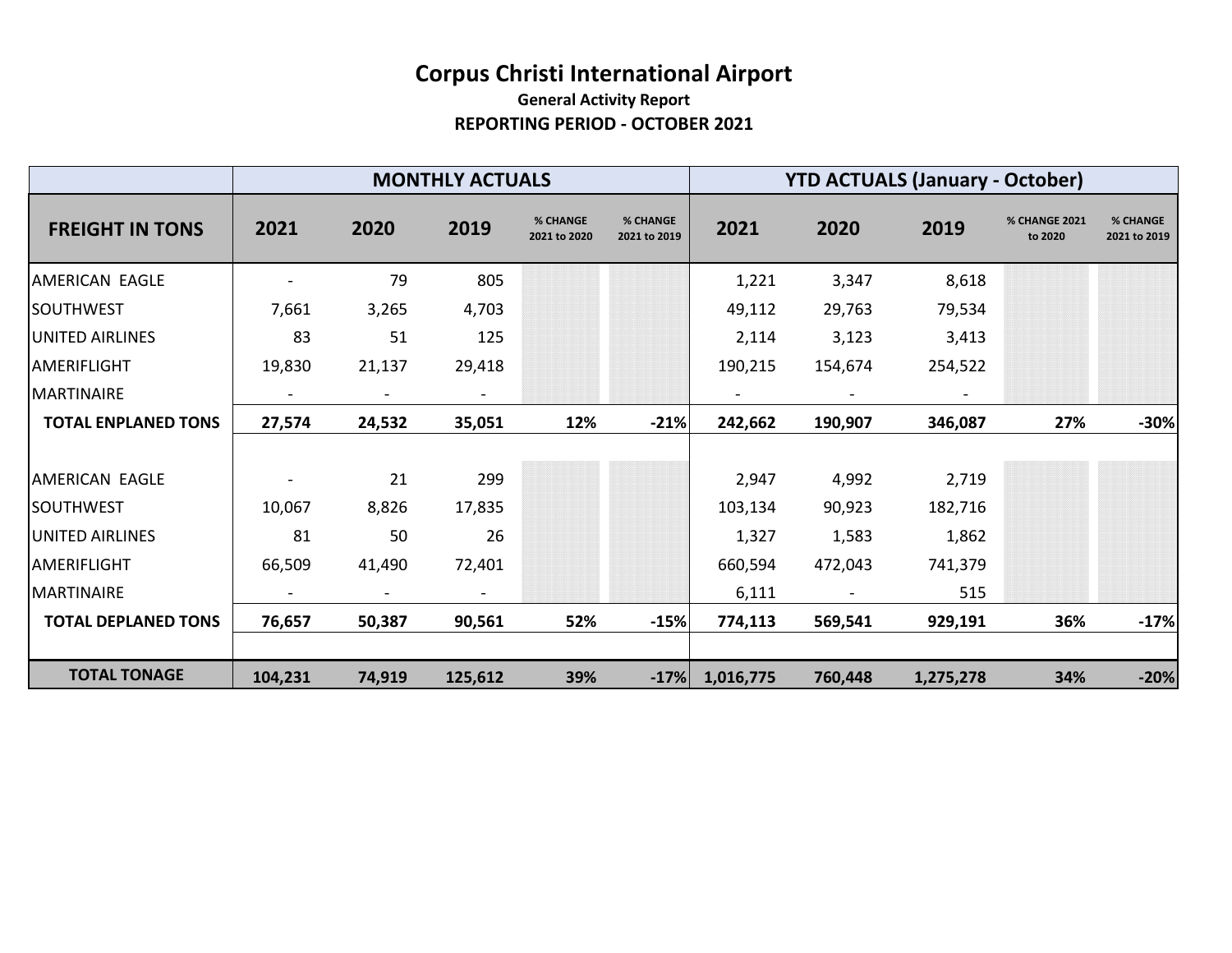# Corpus Christi International Airport

### General Activity Report

### REPORTING PERIOD - OCTOBER 2021

| | MONTHLY ACTUALS | | | | | YTD ACTUALS (January - October) | | | | |
|---|---|---|---|---|---|---|---|---|---|---|
| **FREIGHT IN TONS** | **2021** | **2020** | **2019** | **% CHANGE 2021 to 2020** | **% CHANGE 2021 to 2019** | **2021** | **2020** | **2019** | **% CHANGE 2021 to 2020** | **% CHANGE 2021 to 2019** |
| AMERICAN EAGLE | - | 79 | 805 | | | 1,221 | 3,347 | 8,618 | | |
| SOUTHWEST | 7,661 | 3,265 | 4,703 | | | 49,112 | 29,763 | 79,534 | | |
| UNITED AIRLINES | 83 | 51 | 125 | | | 2,114 | 3,123 | 3,413 | | |
| AMERIFLIGHT | 19,830 | 21,137 | 29,418 | | | 190,215 | 154,674 | 254,522 | | |
| MARTINAIRE | - | - | - | | | - | - | - | | |
| **TOTAL ENPLANED TONS** | **27,574** | **24,532** | **35,051** | **12%** | **-21%** | **242,662** | **190,907** | **346,087** | **27%** | **-30%** |
| | | | | | | | | | | |
| AMERICAN EAGLE | - | 21 | 299 | | | 2,947 | 4,992 | 2,719 | | |
| SOUTHWEST | 10,067 | 8,826 | 17,835 | | | 103,134 | 90,923 | 182,716 | | |
| UNITED AIRLINES | 81 | 50 | 26 | | | 1,327 | 1,583 | 1,862 | | |
| AMERIFLIGHT | 66,509 | 41,490 | 72,401 | | | 660,594 | 472,043 | 741,379 | | |
| MARTINAIRE | - | - | - | | | 6,111 | - | 515 | | |
| **TOTAL DEPLANED TONS** | **76,657** | **50,387** | **90,561** | **52%** | **-15%** | **774,113** | **569,541** | **929,191** | **36%** | **-17%** |
| | | | | | | | | | | |
| **TOTAL TONAGE** | **104,231** | **74,919** | **125,612** | **39%** | **-17%** | **1,016,775** | **760,448** | **1,275,278** | **34%** | **-20%** |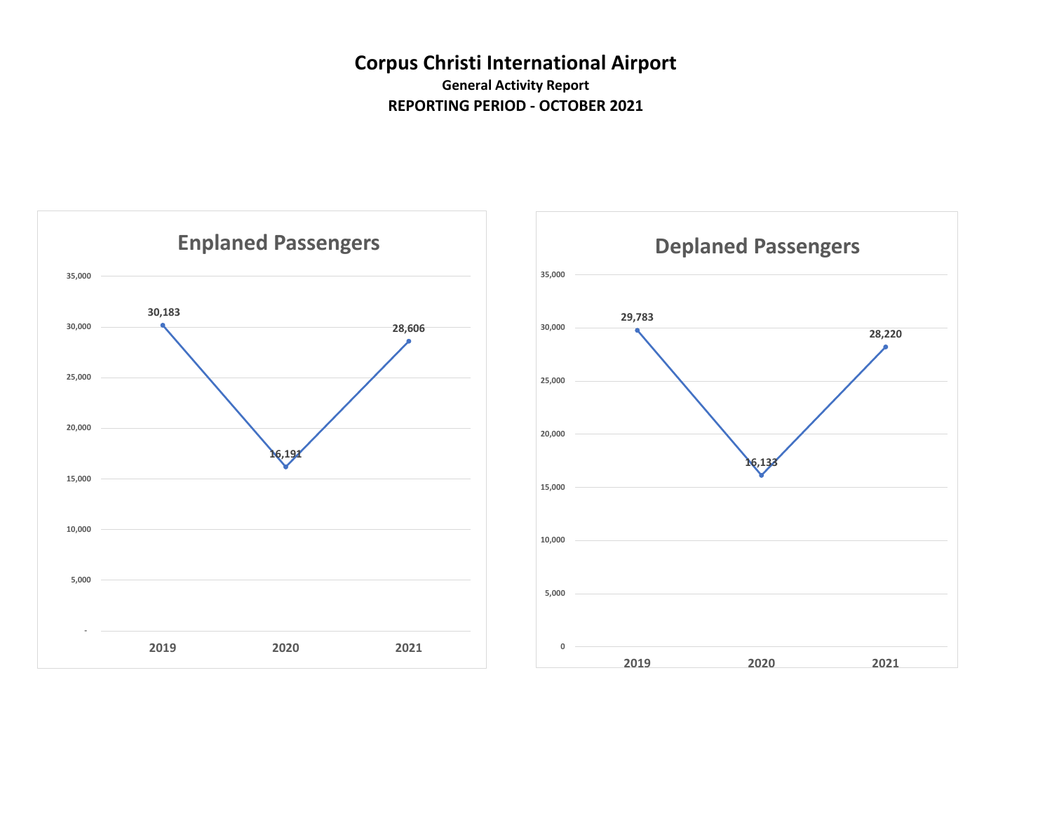# Corpus Christi International Airport

**General Activity Report**

**REPORTING PERIOD - OCTOBER 2021**

## Enplaned Passengers

35,000
30,000
25,000
20,000
15,000
10,000
5,000
-

30,183
16,191
28,606

2019
2020
2021

## Deplaned Passengers

35,000
30,000
25,000
20,000
15,000
10,000
5,000
0

29,783
16,133
28,220

2019
2020
2021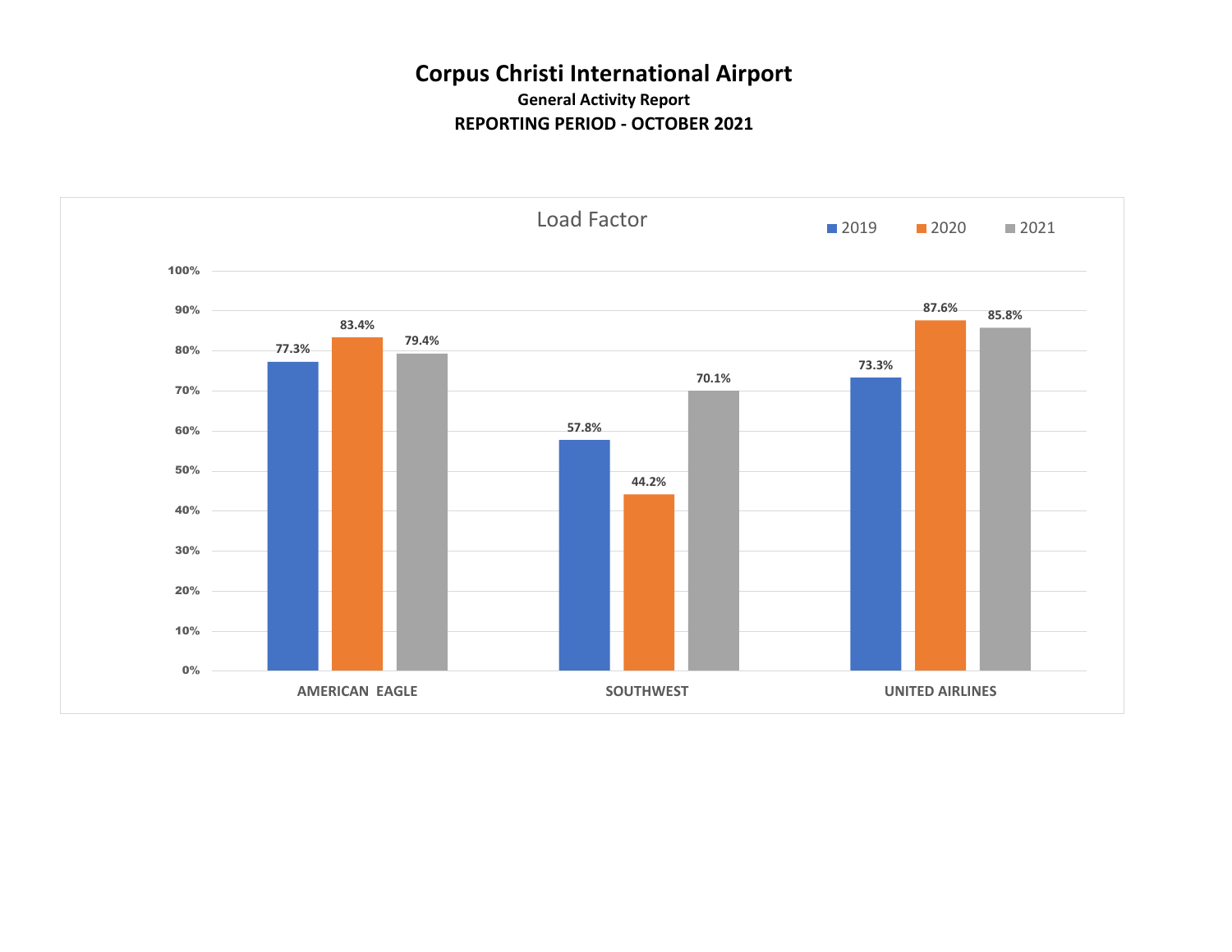# Corpus Christi International Airport

**General Activity Report**

**REPORTING PERIOD - OCTOBER 2021**

Load Factor

2019
2020
2021

100%
90%
80%
70%
60%
50%
40%
30%
20%
10%
0%

AMERICAN EAGLE
77.3%
83.4%
79.4%

SOUTHWEST
57.8%
44.2%
70.1%

UNITED AIRLINES
73.3%
87.6%
85.8%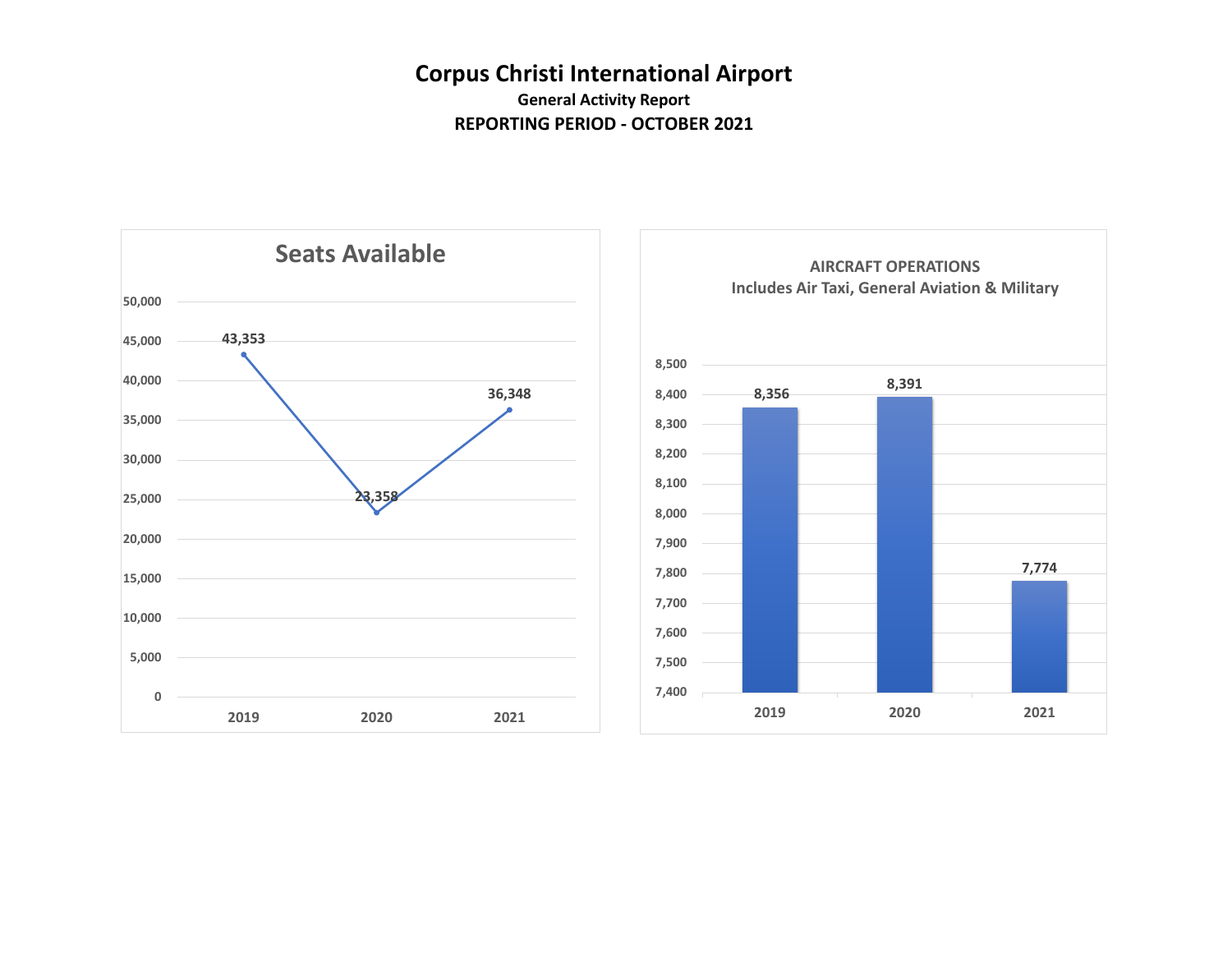# Corpus Christi International Airport

**General Activity Report**

**REPORTING PERIOD - OCTOBER 2021**

## Seats Available

50,000
45,000
40,000
35,000
30,000
25,000
20,000
15,000
10,000
5,000
0

43,353
23,358
36,348

2019
2020
2021

## AIRCRAFT OPERATIONS

Includes Air Taxi, General Aviation & Military

8,500
8,400
8,300
8,200
8,100
8,000
7,900
7,800
7,700
7,600
7,500
7,400

8,356
8,391
7,774

2019
2020
2021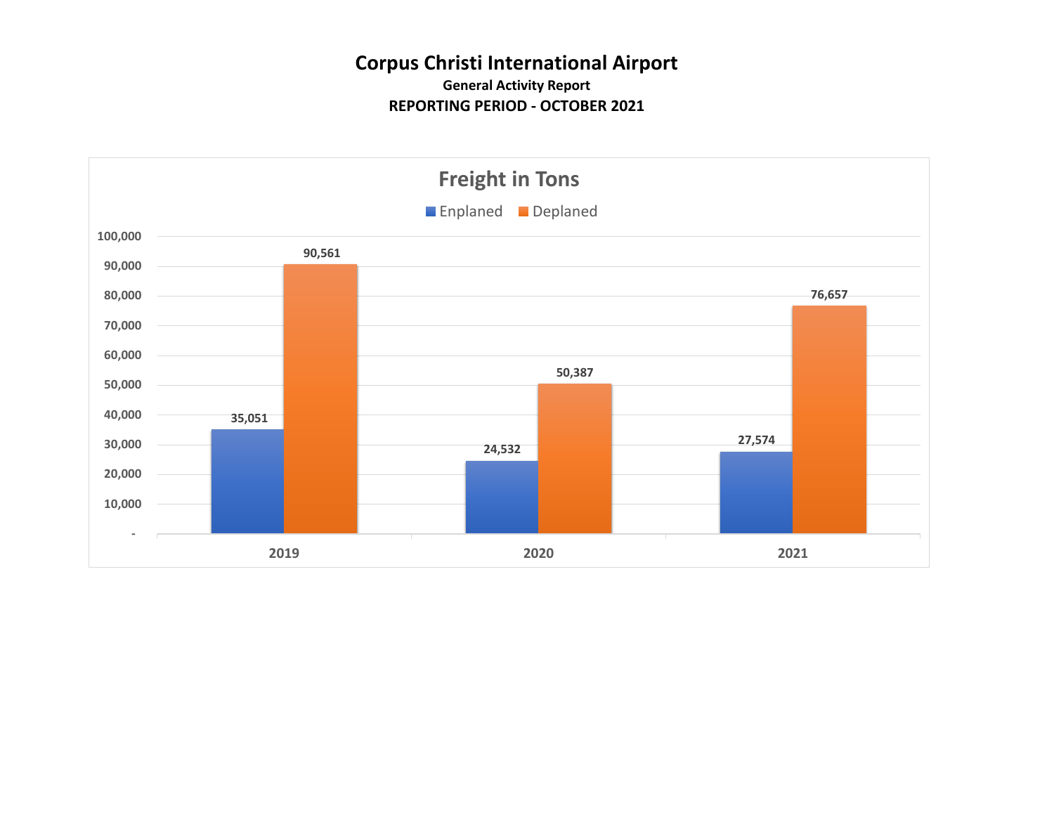# Corpus Christi International Airport

**General Activity Report**

**REPORTING PERIOD - OCTOBER 2021**

Freight in Tons

Enplaned Deplaned

100,000
90,000
80,000
70,000
60,000
50,000
40,000
30,000
20,000
10,000
-

35,051
90,561
24,532
50,387
27,574
76,657

2019
2020
2021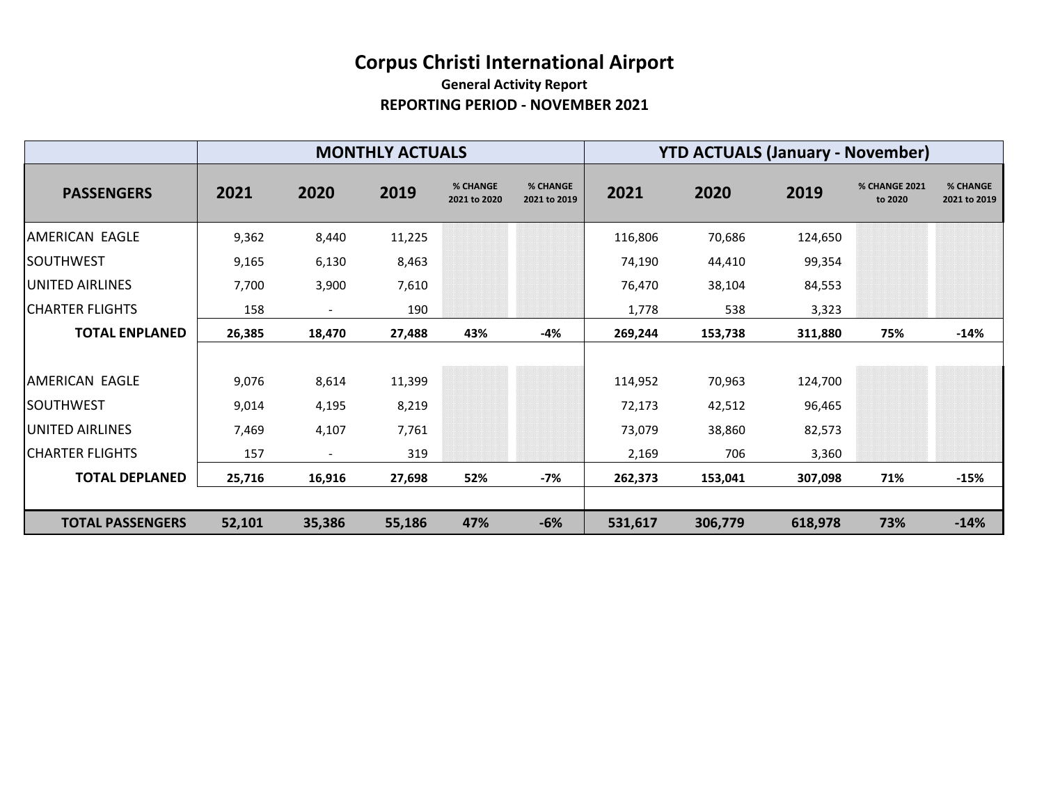# Corpus Christi International Airport

**General Activity Report**

**REPORTING PERIOD - NOVEMBER 2021**

| | MONTHLY ACTUALS | | | | | YTD ACTUALS (January - November) | | | | |
|---|---|---|---|---|---|---|---|---|---|---|
| **PASSENGERS** | **2021** | **2020** | **2019** | **% CHANGE 2021 to 2020** | **% CHANGE 2021 to 2019** | **2021** | **2020** | **2019** | **% CHANGE 2021 to 2020** | **% CHANGE 2021 to 2019** |
| AMERICAN EAGLE | 9,362 | 8,440 | 11,225 | | | 116,806 | 70,686 | 124,650 | | |
| SOUTHWEST | 9,165 | 6,130 | 8,463 | | | 74,190 | 44,410 | 99,354 | | |
| UNITED AIRLINES | 7,700 | 3,900 | 7,610 | | | 76,470 | 38,104 | 84,553 | | |
| CHARTER FLIGHTS | 158 | - | 190 | | | 1,778 | 538 | 3,323 | | |
| **TOTAL ENPLANED** | **26,385** | **18,470** | **27,488** | **43%** | **-4%** | **269,244** | **153,738** | **311,880** | **75%** | **-14%** |
| AMERICAN EAGLE | 9,076 | 8,614 | 11,399 | | | 114,952 | 70,963 | 124,700 | | |
| SOUTHWEST | 9,014 | 4,195 | 8,219 | | | 72,173 | 42,512 | 96,465 | | |
| UNITED AIRLINES | 7,469 | 4,107 | 7,761 | | | 73,079 | 38,860 | 82,573 | | |
| CHARTER FLIGHTS | 157 | - | 319 | | | 2,169 | 706 | 3,360 | | |
| **TOTAL DEPLANED** | **25,716** | **16,916** | **27,698** | **52%** | **-7%** | **262,373** | **153,041** | **307,098** | **71%** | **-15%** |
| **TOTAL PASSENGERS** | **52,101** | **35,386** | **55,186** | **47%** | **-6%** | **531,617** | **306,779** | **618,978** | **73%** | **-14%** |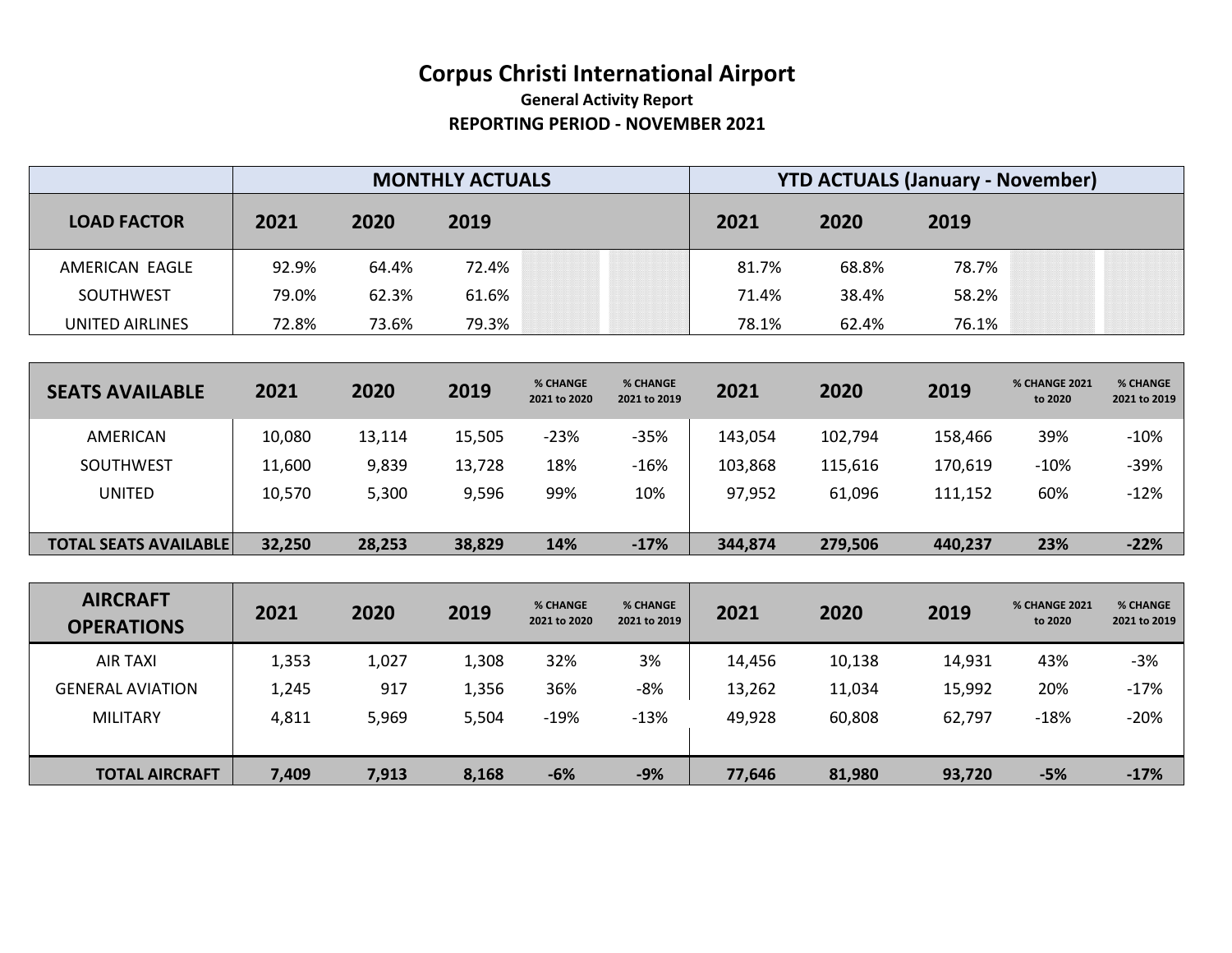# Corpus Christi International Airport

**General Activity Report**

**REPORTING PERIOD - NOVEMBER 2021**

| | MONTHLY ACTUALS | | | | | YTD ACTUALS (January - November) | | | | |
|---|---|---|---|---|---|---|---|---|---|---|
| **LOAD FACTOR** | **2021** | **2020** | **2019** | | | **2021** | **2020** | **2019** | | |
| AMERICAN EAGLE | 92.9% | 64.4% | 72.4% | | | 81.7% | 68.8% | 78.7% | | |
| SOUTHWEST | 79.0% | 62.3% | 61.6% | | | 71.4% | 38.4% | 58.2% | | |
| UNITED AIRLINES | 72.8% | 73.6% | 79.3% | | | 78.1% | 62.4% | 76.1% | | |

| **SEATS AVAILABLE** | **2021** | **2020** | **2019** | **% CHANGE 2021 to 2020** | **% CHANGE 2021 to 2019** | **2021** | **2020** | **2019** | **% CHANGE 2021 to 2020** | **% CHANGE 2021 to 2019** |
|---|---|---|---|---|---|---|---|---|---|---|
| AMERICAN | 10,080 | 13,114 | 15,505 | -23% | -35% | 143,054 | 102,794 | 158,466 | 39% | -10% |
| SOUTHWEST | 11,600 | 9,839 | 13,728 | 18% | -16% | 103,868 | 115,616 | 170,619 | -10% | -39% |
| UNITED | 10,570 | 5,300 | 9,596 | 99% | 10% | 97,952 | 61,096 | 111,152 | 60% | -12% |
| **TOTAL SEATS AVAILABLE** | **32,250** | **28,253** | **38,829** | **14%** | **-17%** | **344,874** | **279,506** | **440,237** | **23%** | **-22%** |

| **AIRCRAFT OPERATIONS** | **2021** | **2020** | **2019** | **% CHANGE 2021 to 2020** | **% CHANGE 2021 to 2019** | **2021** | **2020** | **2019** | **% CHANGE 2021 to 2020** | **% CHANGE 2021 to 2019** |
|---|---|---|---|---|---|---|---|---|---|---|
| AIR TAXI | 1,353 | 1,027 | 1,308 | 32% | 3% | 14,456 | 10,138 | 14,931 | 43% | -3% |
| GENERAL AVIATION | 1,245 | 917 | 1,356 | 36% | -8% | 13,262 | 11,034 | 15,992 | 20% | -17% |
| MILITARY | 4,811 | 5,969 | 5,504 | -19% | -13% | 49,928 | 60,808 | 62,797 | -18% | -20% |
| **TOTAL AIRCRAFT** | **7,409** | **7,913** | **8,168** | **-6%** | **-9%** | **77,646** | **81,980** | **93,720** | **-5%** | **-17%** |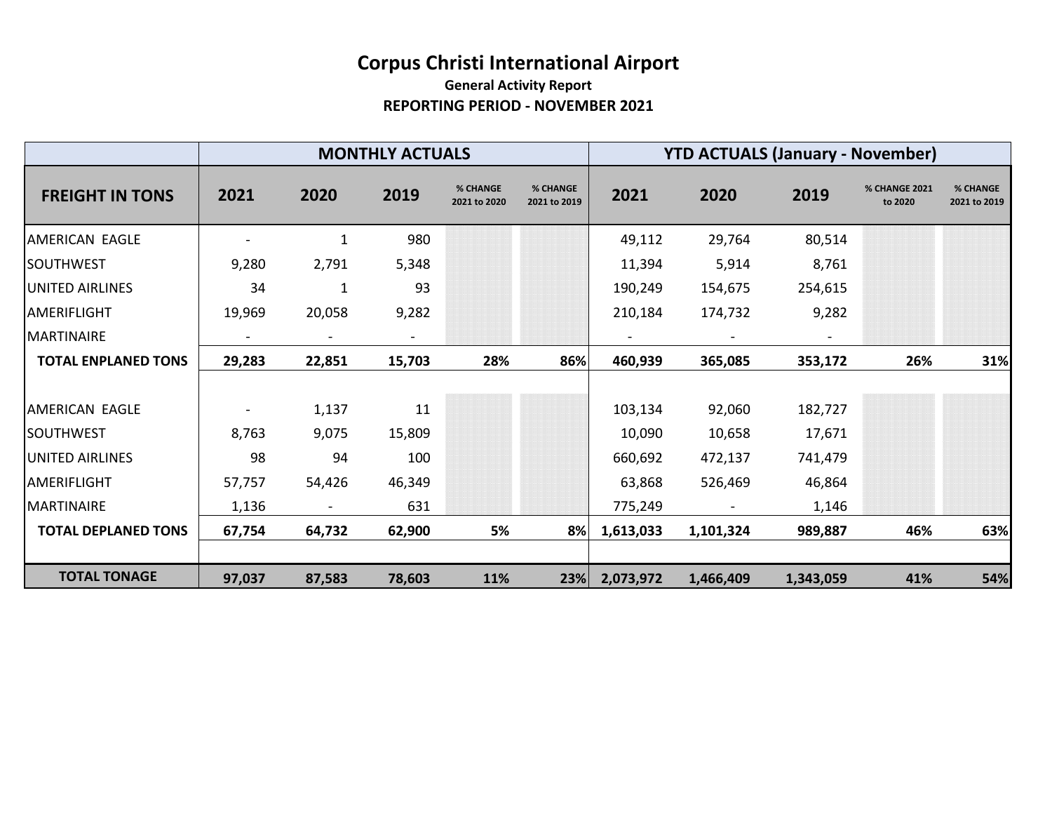# Corpus Christi International Airport

**General Activity Report**

**REPORTING PERIOD - NOVEMBER 2021**

| | MONTHLY ACTUALS | | | | | YTD ACTUALS (January - November) | | | | |
|---|---|---|---|---|---|---|---|---|---|---|
| **FREIGHT IN TONS** | **2021** | **2020** | **2019** | **% CHANGE 2021 to 2020** | **% CHANGE 2021 to 2019** | **2021** | **2020** | **2019** | **% CHANGE 2021 to 2020** | **% CHANGE 2021 to 2019** |
| AMERICAN EAGLE | - | 1 | 980 | | | 49,112 | 29,764 | 80,514 | | |
| SOUTHWEST | 9,280 | 2,791 | 5,348 | | | 11,394 | 5,914 | 8,761 | | |
| UNITED AIRLINES | 34 | 1 | 93 | | | 190,249 | 154,675 | 254,615 | | |
| AMERIFLIGHT | 19,969 | 20,058 | 9,282 | | | 210,184 | 174,732 | 9,282 | | |
| MARTINAIRE | - | - | - | | | - | - | - | | |
| **TOTAL ENPLANED TONS** | **29,283** | **22,851** | **15,703** | **28%** | **86%** | **460,939** | **365,085** | **353,172** | **26%** | **31%** |
| | | | | | | | | | | |
| AMERICAN EAGLE | - | 1,137 | 11 | | | 103,134 | 92,060 | 182,727 | | |
| SOUTHWEST | 8,763 | 9,075 | 15,809 | | | 10,090 | 10,658 | 17,671 | | |
| UNITED AIRLINES | 98 | 94 | 100 | | | 660,692 | 472,137 | 741,479 | | |
| AMERIFLIGHT | 57,757 | 54,426 | 46,349 | | | 63,868 | 526,469 | 46,864 | | |
| MARTINAIRE | 1,136 | - | 631 | | | 775,249 | - | 1,146 | | |
| **TOTAL DEPLANED TONS** | **67,754** | **64,732** | **62,900** | **5%** | **8%** | **1,613,033** | **1,101,324** | **989,887** | **46%** | **63%** |
| | | | | | | | | | | |
| **TOTAL TONAGE** | **97,037** | **87,583** | **78,603** | **11%** | **23%** | **2,073,972** | **1,466,409** | **1,343,059** | **41%** | **54%** |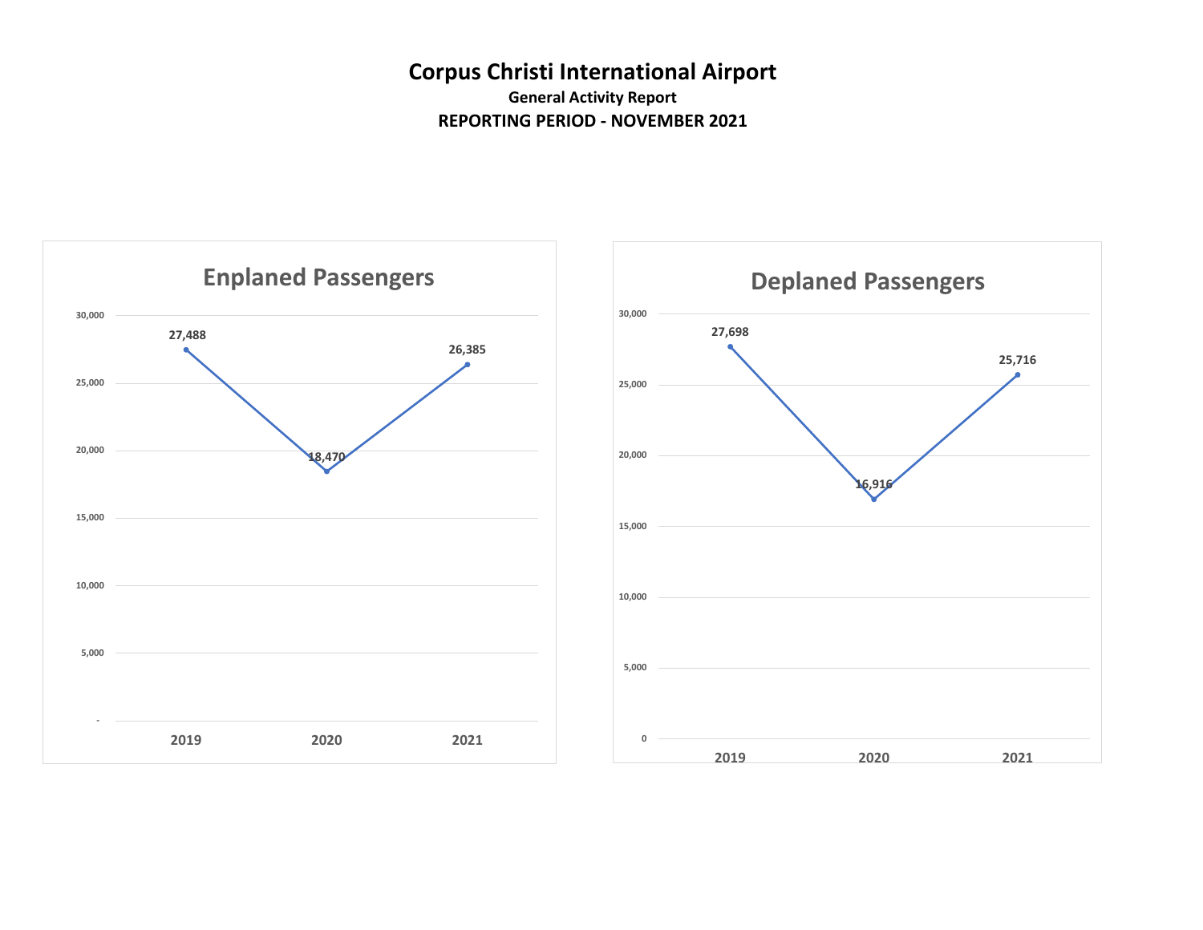# Corpus Christi International Airport

**General Activity Report**

**REPORTING PERIOD - NOVEMBER 2021**

## Enplaned Passengers

30,000
25,000
20,000
15,000
10,000
5,000
-

27,488
18,470
26,385

2019
2020
2021

## Deplaned Passengers

30,000
25,000
20,000
15,000
10,000
5,000
0

27,698
16,916
25,716

2019
2020
2021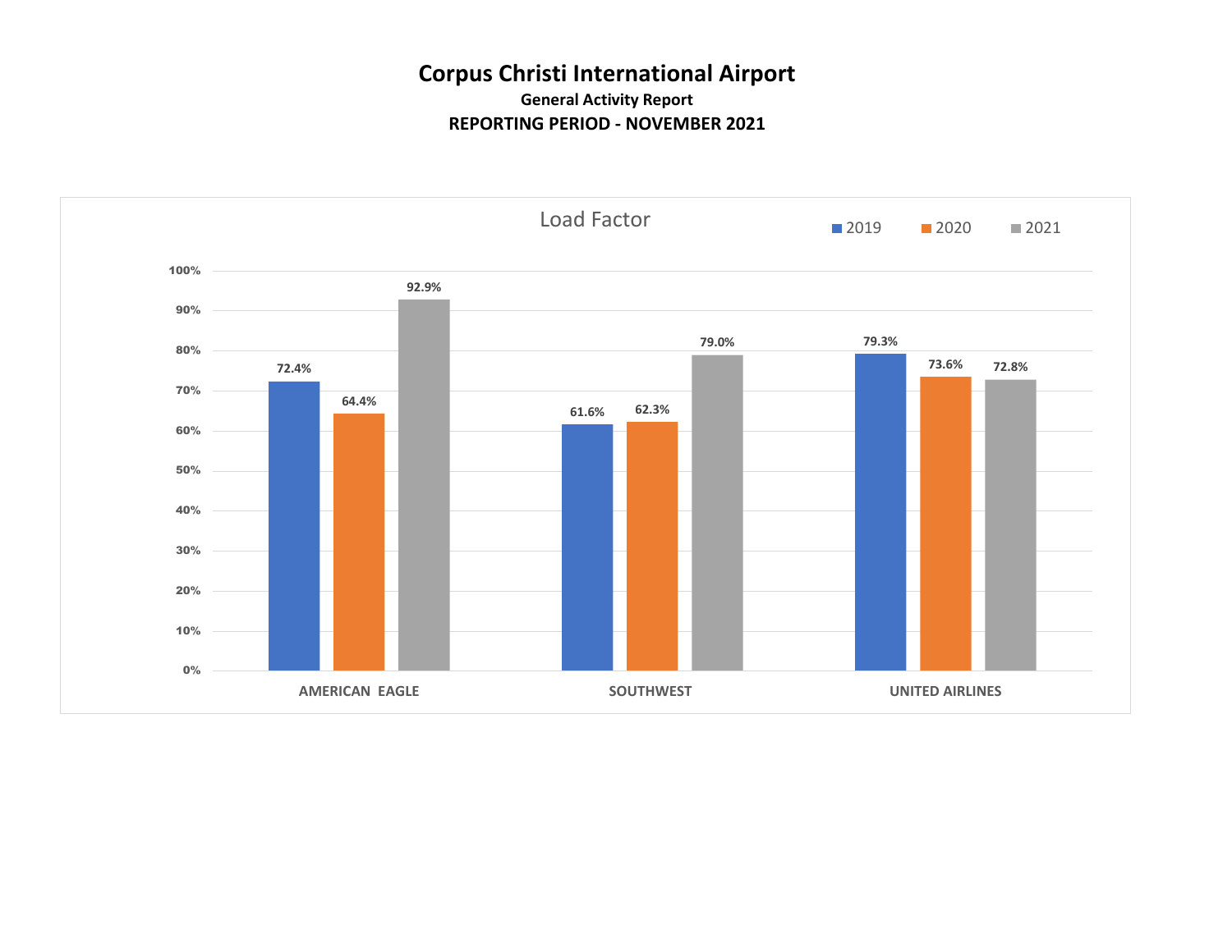# Corpus Christi International Airport

**General Activity Report**

**REPORTING PERIOD - NOVEMBER 2021**

Load Factor

2019
2020
2021

100%
90%
80%
70%
60%
50%
40%
30%
20%
10%
0%

72.4%
64.4%
92.9%
61.6%
62.3%
79.0%
79.3%
73.6%
72.8%

AMERICAN EAGLE
SOUTHWEST
UNITED AIRLINES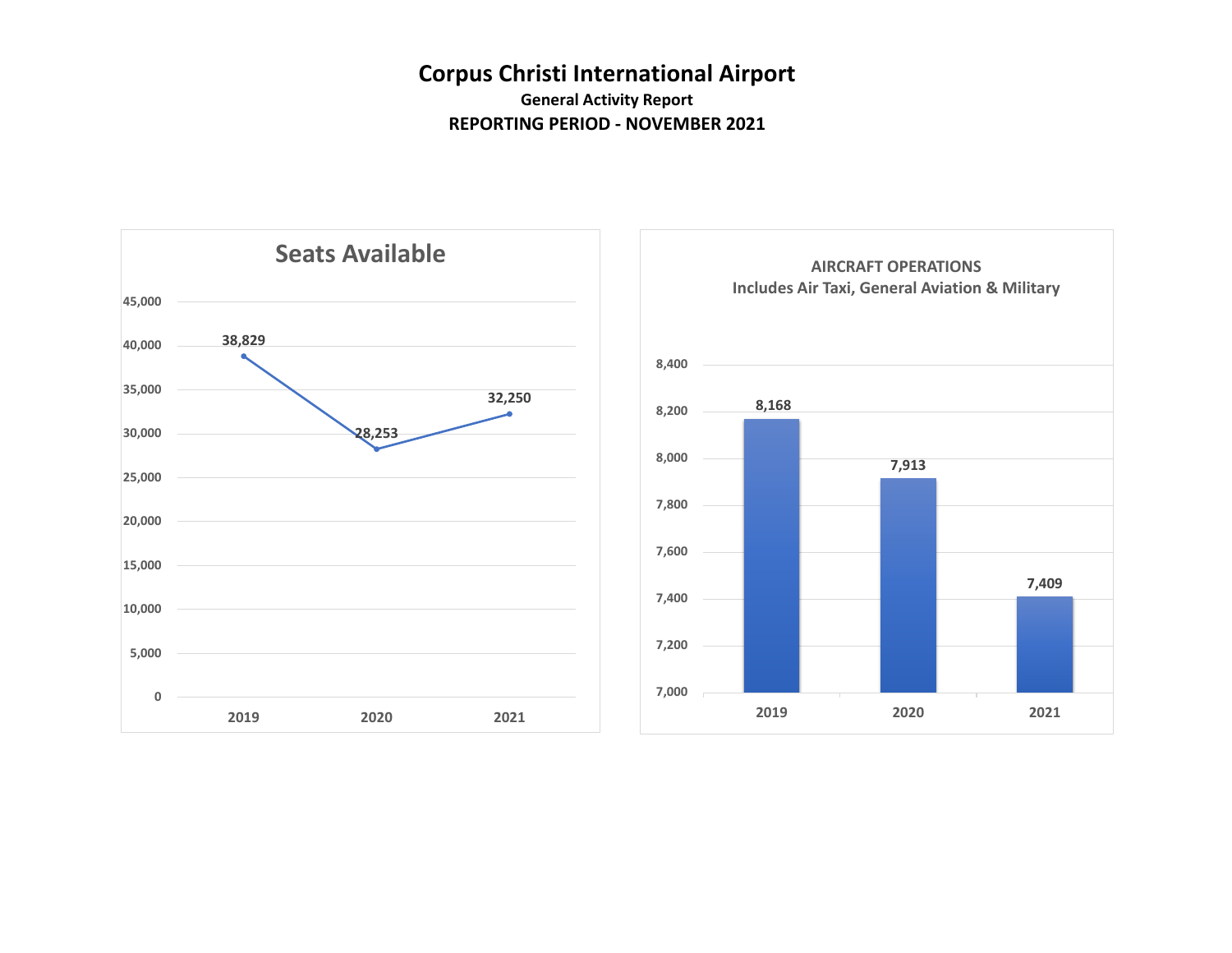# Corpus Christi International Airport

**General Activity Report**

**REPORTING PERIOD - NOVEMBER 2021**

Seats Available

45,000
40,000
35,000
30,000
25,000
20,000
15,000
10,000
5,000
0

38,829
28,253
32,250

2019
2020
2021

AIRCRAFT OPERATIONS
Includes Air Taxi, General Aviation & Military

8,400
8,200
8,000
7,800
7,600
7,400
7,200
7,000

8,168
7,913
7,409

2019
2020
2021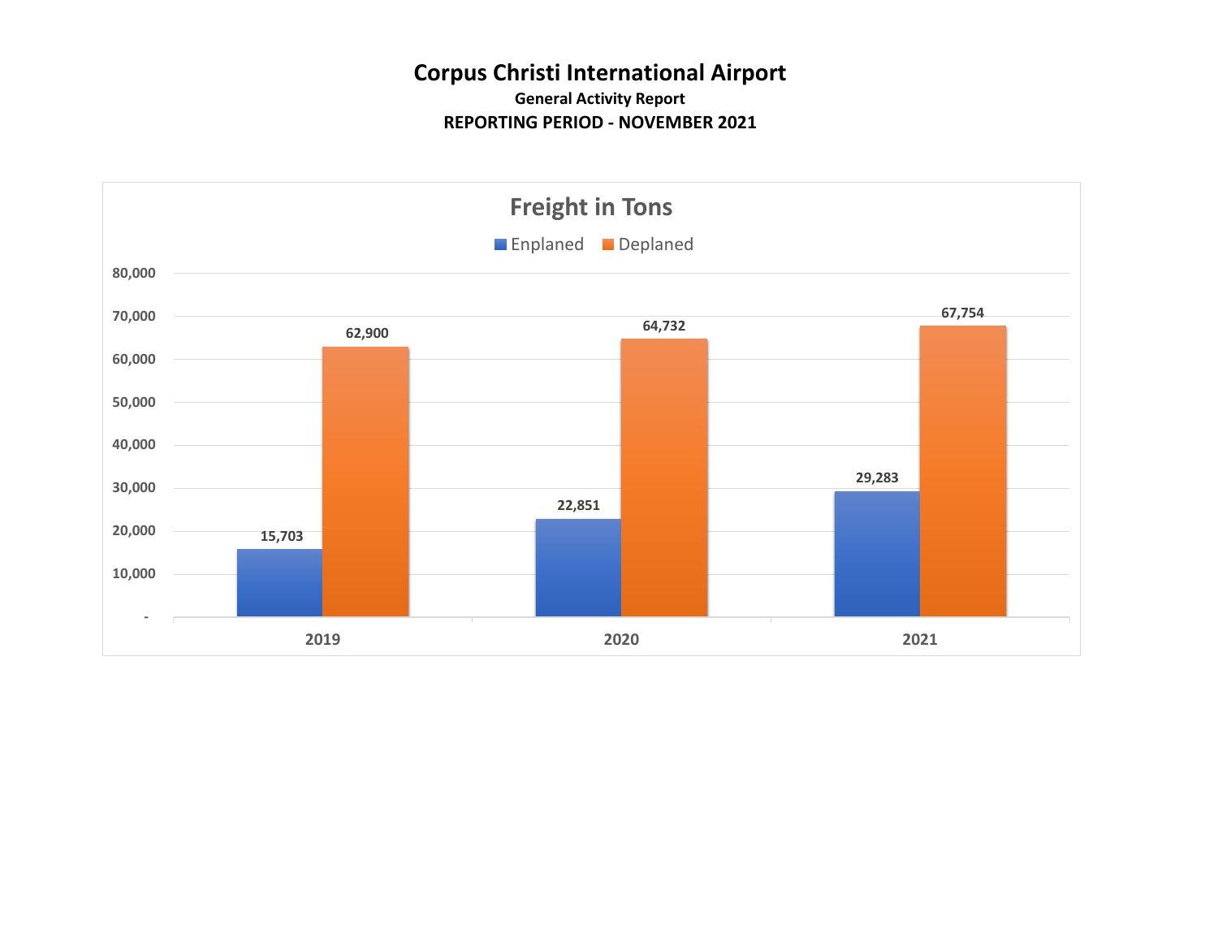# Corpus Christi International Airport

**General Activity Report**

**REPORTING PERIOD - NOVEMBER 2021**

Freight in Tons

Enplaned
Deplaned

80,000
70,000
60,000
50,000
40,000
30,000
20,000
10,000
-

15,703
62,900
22,851
64,732
29,283
67,754

2019
2020
2021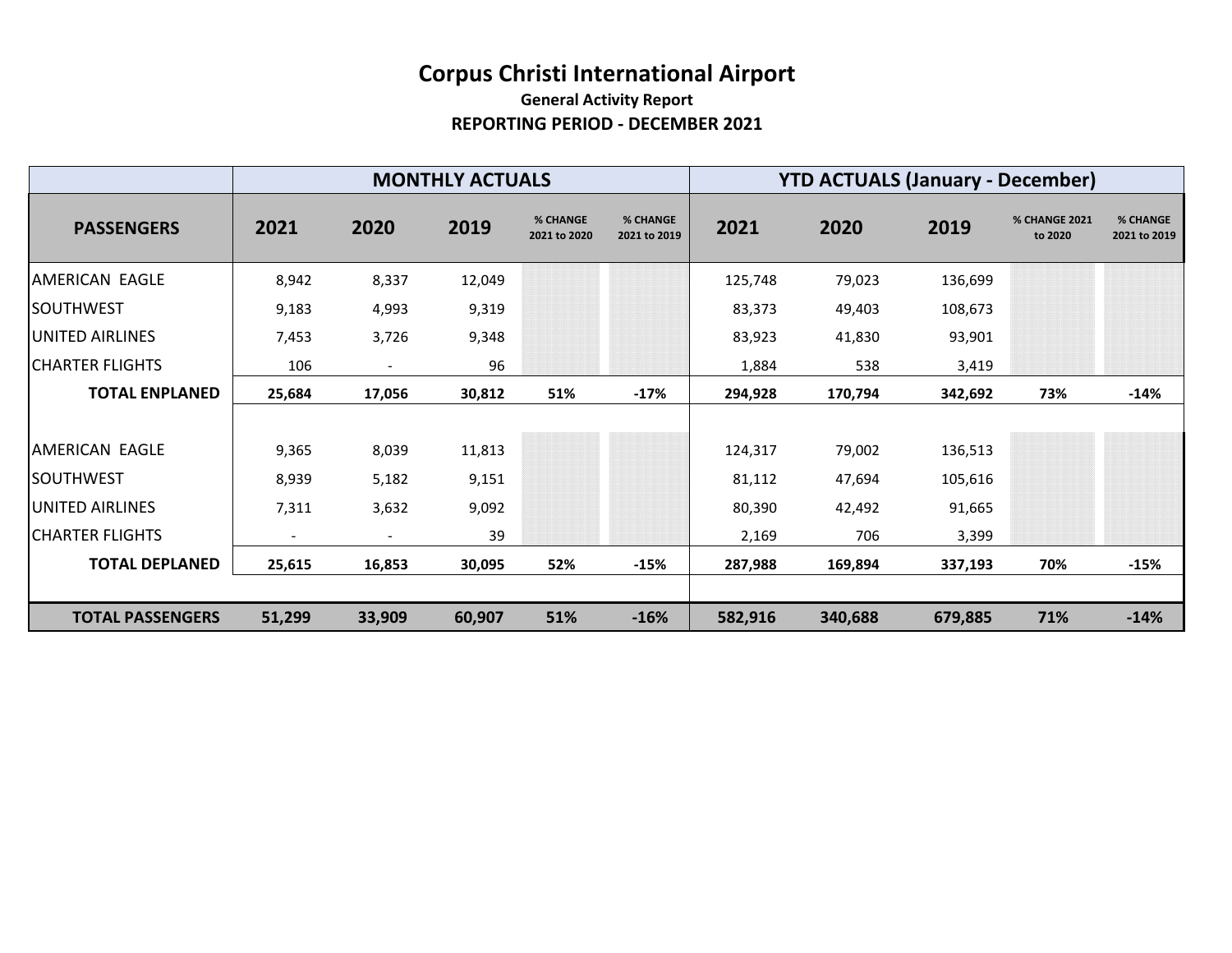# Corpus Christi International Airport

**General Activity Report**

**REPORTING PERIOD - DECEMBER 2021**

| | MONTHLY ACTUALS | | | | | YTD ACTUALS (January - December) | | | | |
|---|---|---|---|---|---|---|---|---|---|---|
| **PASSENGERS** | **2021** | **2020** | **2019** | **% CHANGE 2021 to 2020** | **% CHANGE 2021 to 2019** | **2021** | **2020** | **2019** | **% CHANGE 2021 to 2020** | **% CHANGE 2021 to 2019** |
| AMERICAN EAGLE | 8,942 | 8,337 | 12,049 | | | 125,748 | 79,023 | 136,699 | | |
| SOUTHWEST | 9,183 | 4,993 | 9,319 | | | 83,373 | 49,403 | 108,673 | | |
| UNITED AIRLINES | 7,453 | 3,726 | 9,348 | | | 83,923 | 41,830 | 93,901 | | |
| CHARTER FLIGHTS | 106 | - | 96 | | | 1,884 | 538 | 3,419 | | |
| **TOTAL ENPLANED** | **25,684** | **17,056** | **30,812** | **51%** | **-17%** | **294,928** | **170,794** | **342,692** | **73%** | **-14%** |
| | | | | | | | | | | |
| AMERICAN EAGLE | 9,365 | 8,039 | 11,813 | | | 124,317 | 79,002 | 136,513 | | |
| SOUTHWEST | 8,939 | 5,182 | 9,151 | | | 81,112 | 47,694 | 105,616 | | |
| UNITED AIRLINES | 7,311 | 3,632 | 9,092 | | | 80,390 | 42,492 | 91,665 | | |
| CHARTER FLIGHTS | - | - | 39 | | | 2,169 | 706 | 3,399 | | |
| **TOTAL DEPLANED** | **25,615** | **16,853** | **30,095** | **52%** | **-15%** | **287,988** | **169,894** | **337,193** | **70%** | **-15%** |
| | | | | | | | | | | |
| **TOTAL PASSENGERS** | **51,299** | **33,909** | **60,907** | **51%** | **-16%** | **582,916** | **340,688** | **679,885** | **71%** | **-14%** |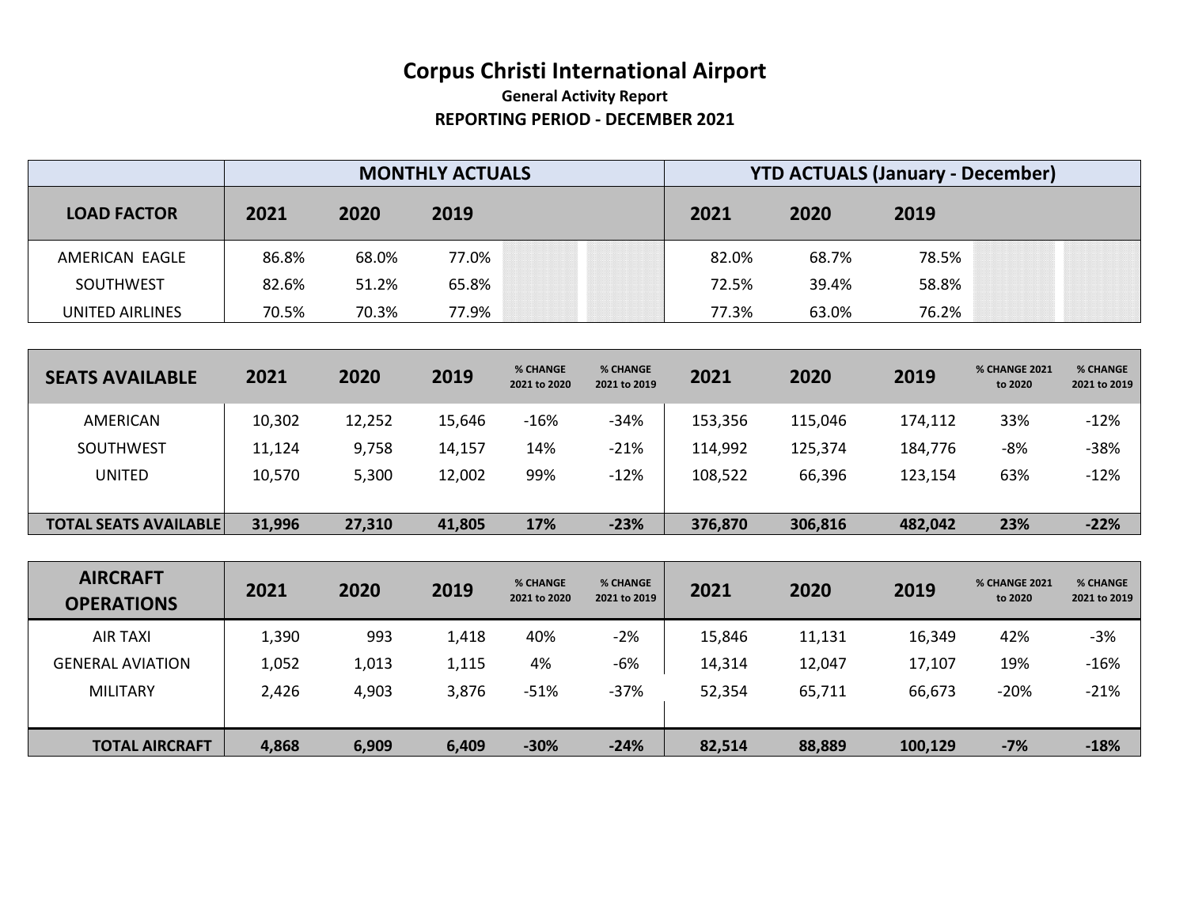# Corpus Christi International Airport

**General Activity Report**

**REPORTING PERIOD - DECEMBER 2021**

| | MONTHLY ACTUALS | | | | | YTD ACTUALS (January - December) | | | | |
|---|---|---|---|---|---|---|---|---|---|---|
| **LOAD FACTOR** | **2021** | **2020** | **2019** | | | **2021** | **2020** | **2019** | | |
| AMERICAN EAGLE | 86.8% | 68.0% | 77.0% | | | 82.0% | 68.7% | 78.5% | | |
| SOUTHWEST | 82.6% | 51.2% | 65.8% | | | 72.5% | 39.4% | 58.8% | | |
| UNITED AIRLINES | 70.5% | 70.3% | 77.9% | | | 77.3% | 63.0% | 76.2% | | |

| **SEATS AVAILABLE** | **2021** | **2020** | **2019** | **% CHANGE 2021 to 2020** | **% CHANGE 2021 to 2019** | **2021** | **2020** | **2019** | **% CHANGE 2021 to 2020** | **% CHANGE 2021 to 2019** |
|---|---|---|---|---|---|---|---|---|---|---|
| AMERICAN | 10,302 | 12,252 | 15,646 | -16% | -34% | 153,356 | 115,046 | 174,112 | 33% | -12% |
| SOUTHWEST | 11,124 | 9,758 | 14,157 | 14% | -21% | 114,992 | 125,374 | 184,776 | -8% | -38% |
| UNITED | 10,570 | 5,300 | 12,002 | 99% | -12% | 108,522 | 66,396 | 123,154 | 63% | -12% |
| **TOTAL SEATS AVAILABLE** | **31,996** | **27,310** | **41,805** | **17%** | **-23%** | **376,870** | **306,816** | **482,042** | **23%** | **-22%** |

| **AIRCRAFT OPERATIONS** | **2021** | **2020** | **2019** | **% CHANGE 2021 to 2020** | **% CHANGE 2021 to 2019** | **2021** | **2020** | **2019** | **% CHANGE 2021 to 2020** | **% CHANGE 2021 to 2019** |
|---|---|---|---|---|---|---|---|---|---|---|
| AIR TAXI | 1,390 | 993 | 1,418 | 40% | -2% | 15,846 | 11,131 | 16,349 | 42% | -3% |
| GENERAL AVIATION | 1,052 | 1,013 | 1,115 | 4% | -6% | 14,314 | 12,047 | 17,107 | 19% | -16% |
| MILITARY | 2,426 | 4,903 | 3,876 | -51% | -37% | 52,354 | 65,711 | 66,673 | -20% | -21% |
| **TOTAL AIRCRAFT** | **4,868** | **6,909** | **6,409** | **-30%** | **-24%** | **82,514** | **88,889** | **100,129** | **-7%** | **-18%** |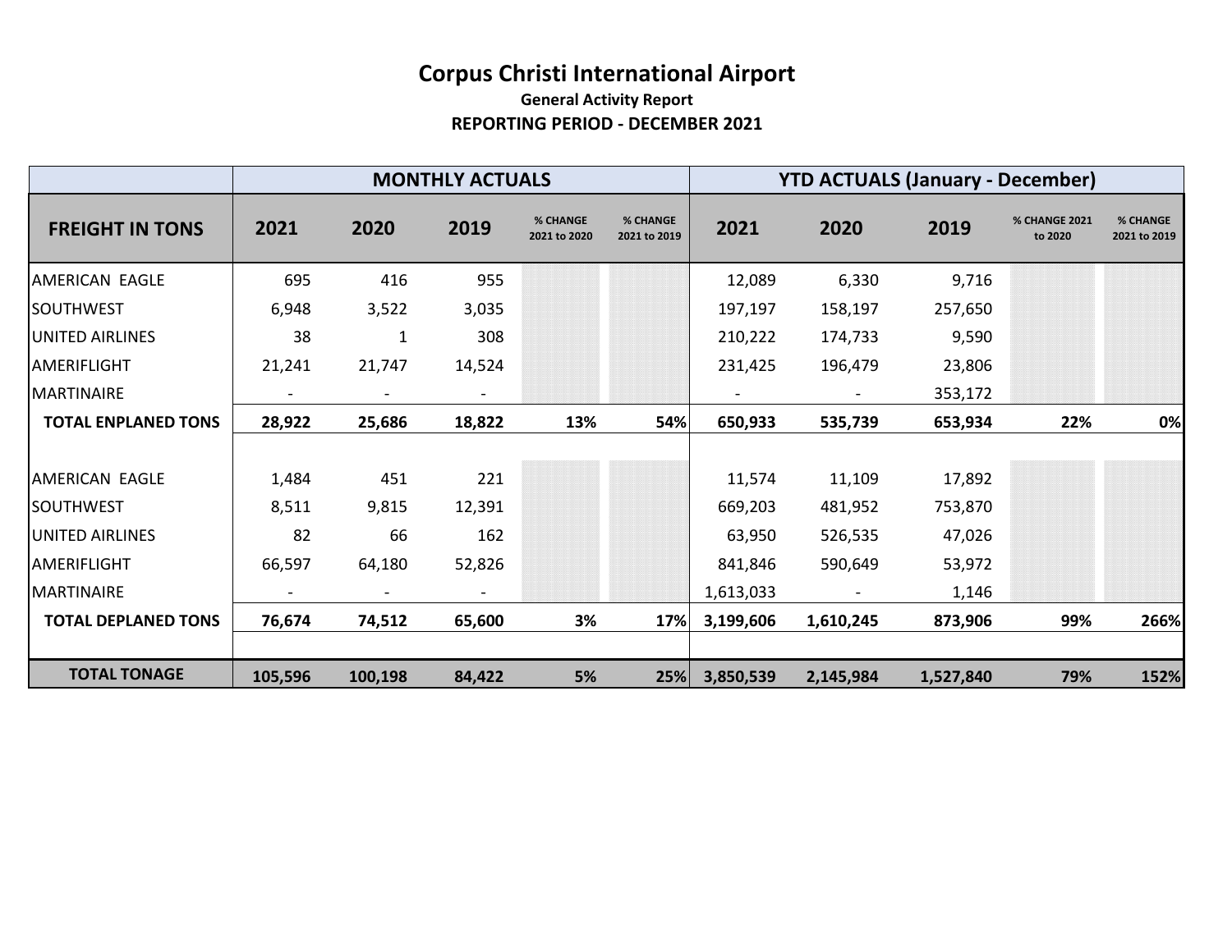# Corpus Christi International Airport

**General Activity Report**

**REPORTING PERIOD - DECEMBER 2021**

| | MONTHLY ACTUALS | | | | | YTD ACTUALS (January - December) | | | | |
|---|---|---|---|---|---|---|---|---|---|---|
| **FREIGHT IN TONS** | **2021** | **2020** | **2019** | **% CHANGE 2021 to 2020** | **% CHANGE 2021 to 2019** | **2021** | **2020** | **2019** | **% CHANGE 2021 to 2020** | **% CHANGE 2021 to 2019** |
| AMERICAN EAGLE | 695 | 416 | 955 | | | 12,089 | 6,330 | 9,716 | | |
| SOUTHWEST | 6,948 | 3,522 | 3,035 | | | 197,197 | 158,197 | 257,650 | | |
| UNITED AIRLINES | 38 | 1 | 308 | | | 210,222 | 174,733 | 9,590 | | |
| AMERIFLIGHT | 21,241 | 21,747 | 14,524 | | | 231,425 | 196,479 | 23,806 | | |
| MARTINAIRE | - | - | - | | | - | - | 353,172 | | |
| **TOTAL ENPLANED TONS** | **28,922** | **25,686** | **18,822** | **13%** | **54%** | **650,933** | **535,739** | **653,934** | **22%** | **0%** |
| | | | | | | | | | | |
| AMERICAN EAGLE | 1,484 | 451 | 221 | | | 11,574 | 11,109 | 17,892 | | |
| SOUTHWEST | 8,511 | 9,815 | 12,391 | | | 669,203 | 481,952 | 753,870 | | |
| UNITED AIRLINES | 82 | 66 | 162 | | | 63,950 | 526,535 | 47,026 | | |
| AMERIFLIGHT | 66,597 | 64,180 | 52,826 | | | 841,846 | 590,649 | 53,972 | | |
| MARTINAIRE | - | - | - | | | 1,613,033 | - | 1,146 | | |
| **TOTAL DEPLANED TONS** | **76,674** | **74,512** | **65,600** | **3%** | **17%** | **3,199,606** | **1,610,245** | **873,906** | **99%** | **266%** |
| | | | | | | | | | | |
| **TOTAL TONAGE** | **105,596** | **100,198** | **84,422** | **5%** | **25%** | **3,850,539** | **2,145,984** | **1,527,840** | **79%** | **152%** |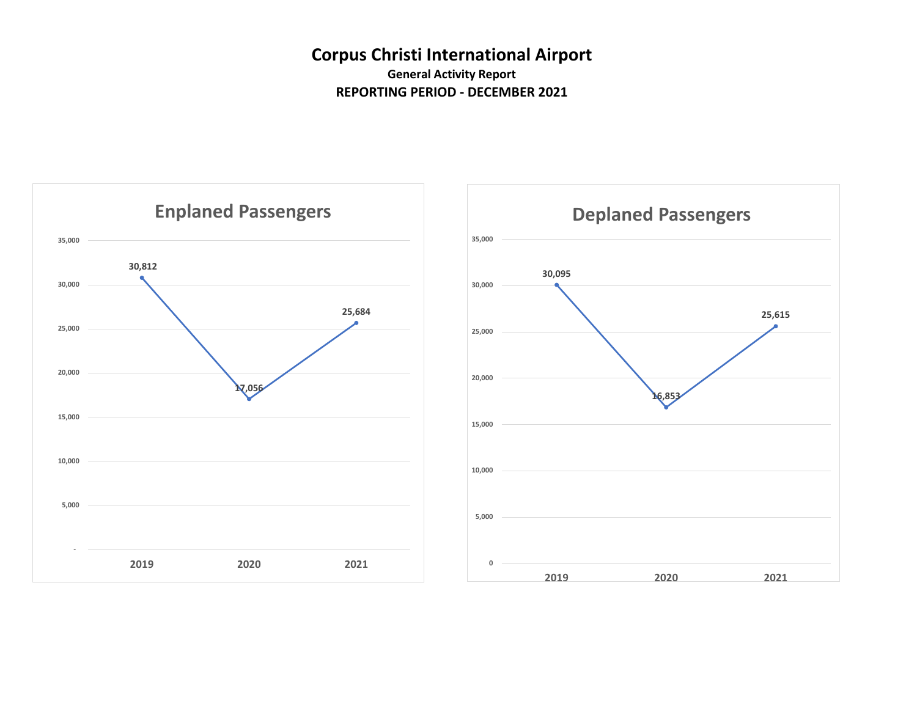# Corpus Christi International Airport

**General Activity Report**

**REPORTING PERIOD - DECEMBER 2021**

Enplaned Passengers

35,000
30,000
25,000
20,000
15,000
10,000
5,000
-

30,812
17,056
25,684

2019
2020
2021

Deplaned Passengers

35,000
30,000
25,000
20,000
15,000
10,000
5,000
0

30,095
16,853
25,615

2019
2020
2021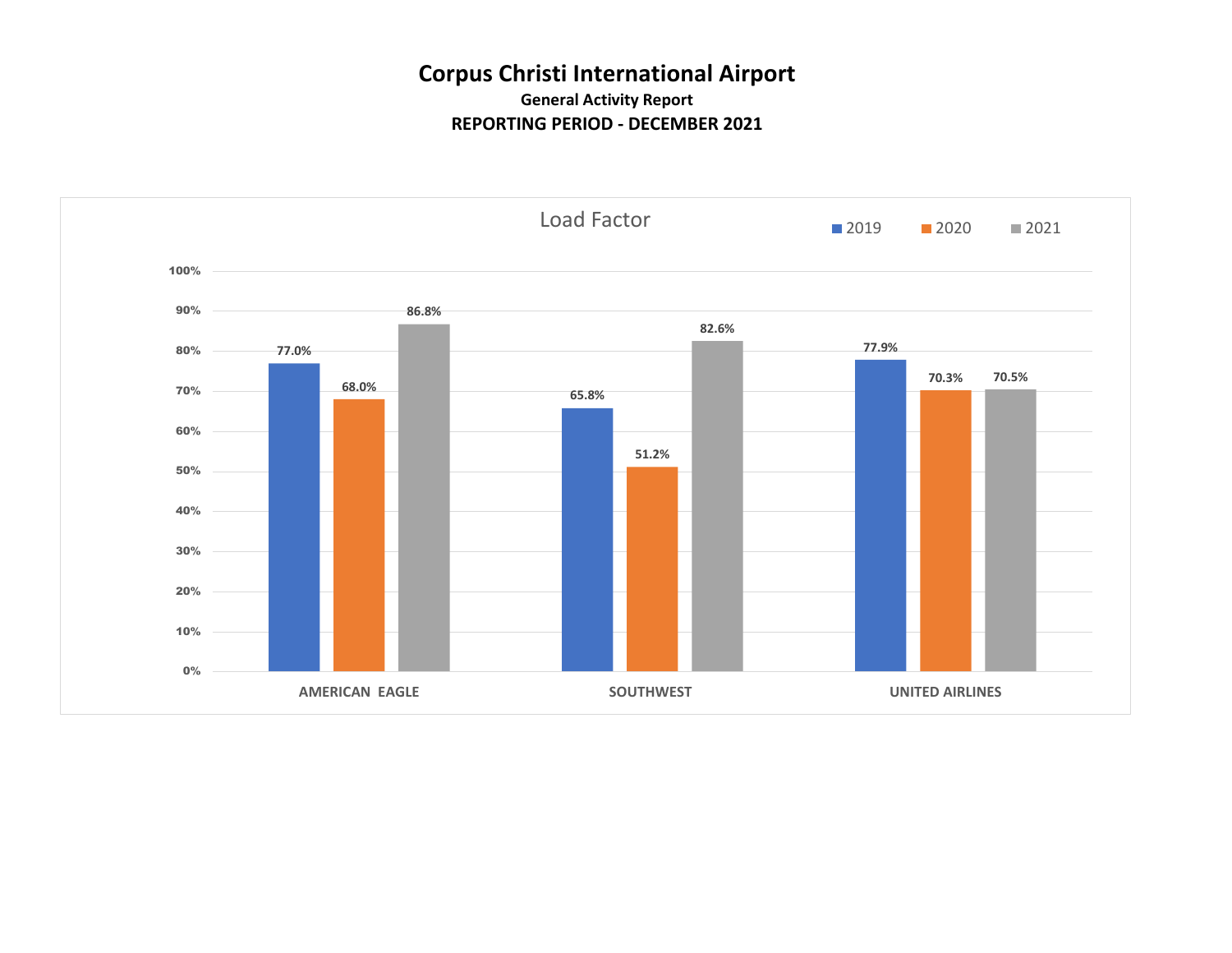# Corpus Christi International Airport

**General Activity Report**

**REPORTING PERIOD - DECEMBER 2021**

Load Factor

2019 2020 2021

100%
90%
80%
70%
60%
50%
40%
30%
20%
10%
0%

AMERICAN EAGLE: 77.0% 68.0% 86.8%

SOUTHWEST: 65.8% 51.2% 82.6%

UNITED AIRLINES: 77.9% 70.3% 70.5%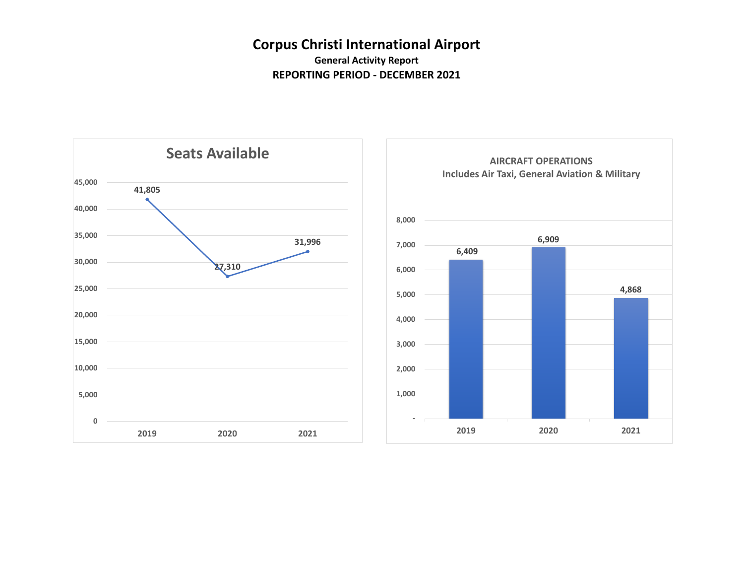# Corpus Christi International Airport

**General Activity Report**

**REPORTING PERIOD - DECEMBER 2021**

Seats Available

45,000
40,000
35,000
30,000
25,000
20,000
15,000
10,000
5,000
0

41,805
27,310
31,996

2019
2020
2021

AIRCRAFT OPERATIONS
Includes Air Taxi, General Aviation & Military

8,000
7,000
6,000
5,000
4,000
3,000
2,000
1,000
-

6,409
6,909
4,868

2019
2020
2021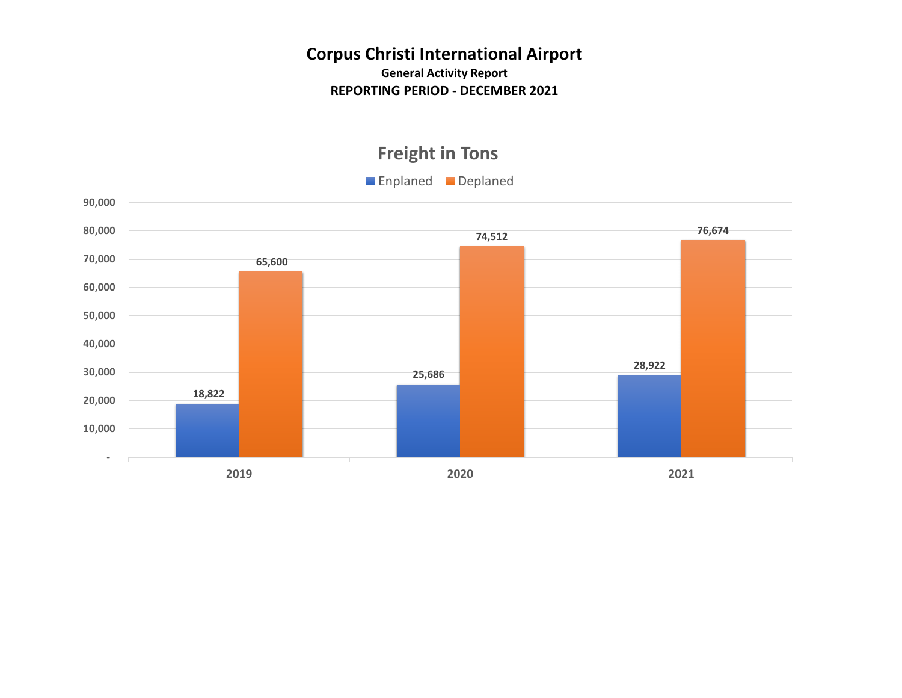# Corpus Christi International Airport

**General Activity Report**

**REPORTING PERIOD - DECEMBER 2021**

Freight in Tons

Enplaned
Deplaned

90,000
80,000
70,000
60,000
50,000
40,000
30,000
20,000
10,000
-

18,822
65,600
25,686
74,512
28,922
76,674

2019
2020
2021